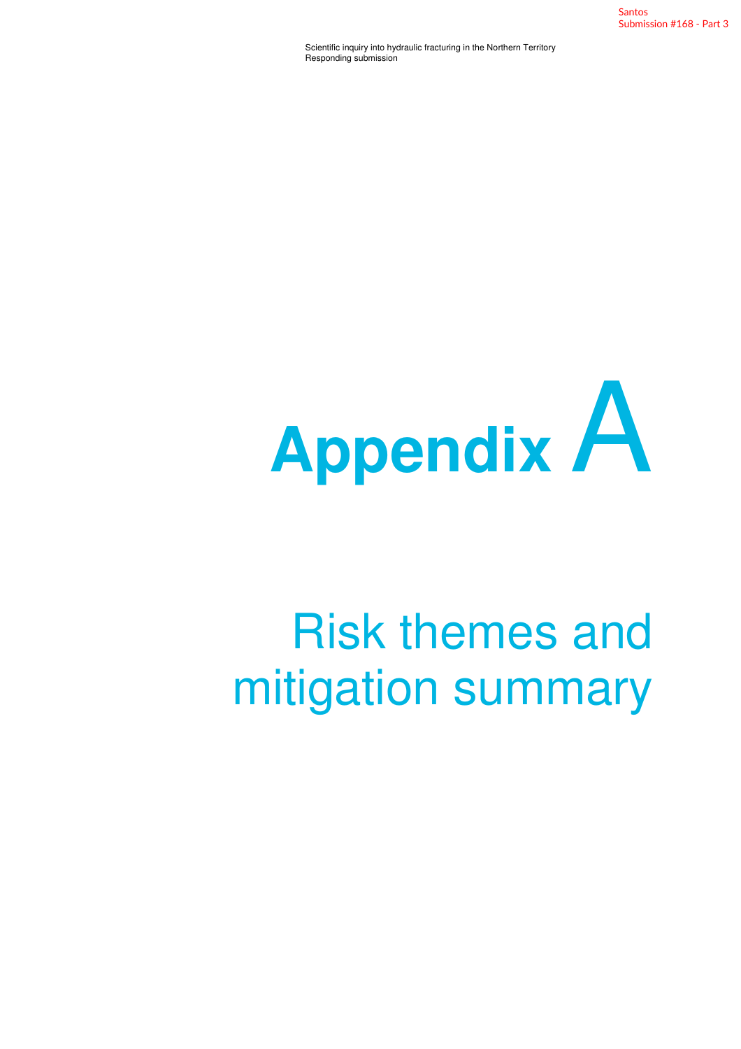Santos
Submission #168 - Part 3

Scientific inquiry into hydraulic fracturing in the Northern Territory
Responding submission

# Appendix A

# Risk themes and mitigation summary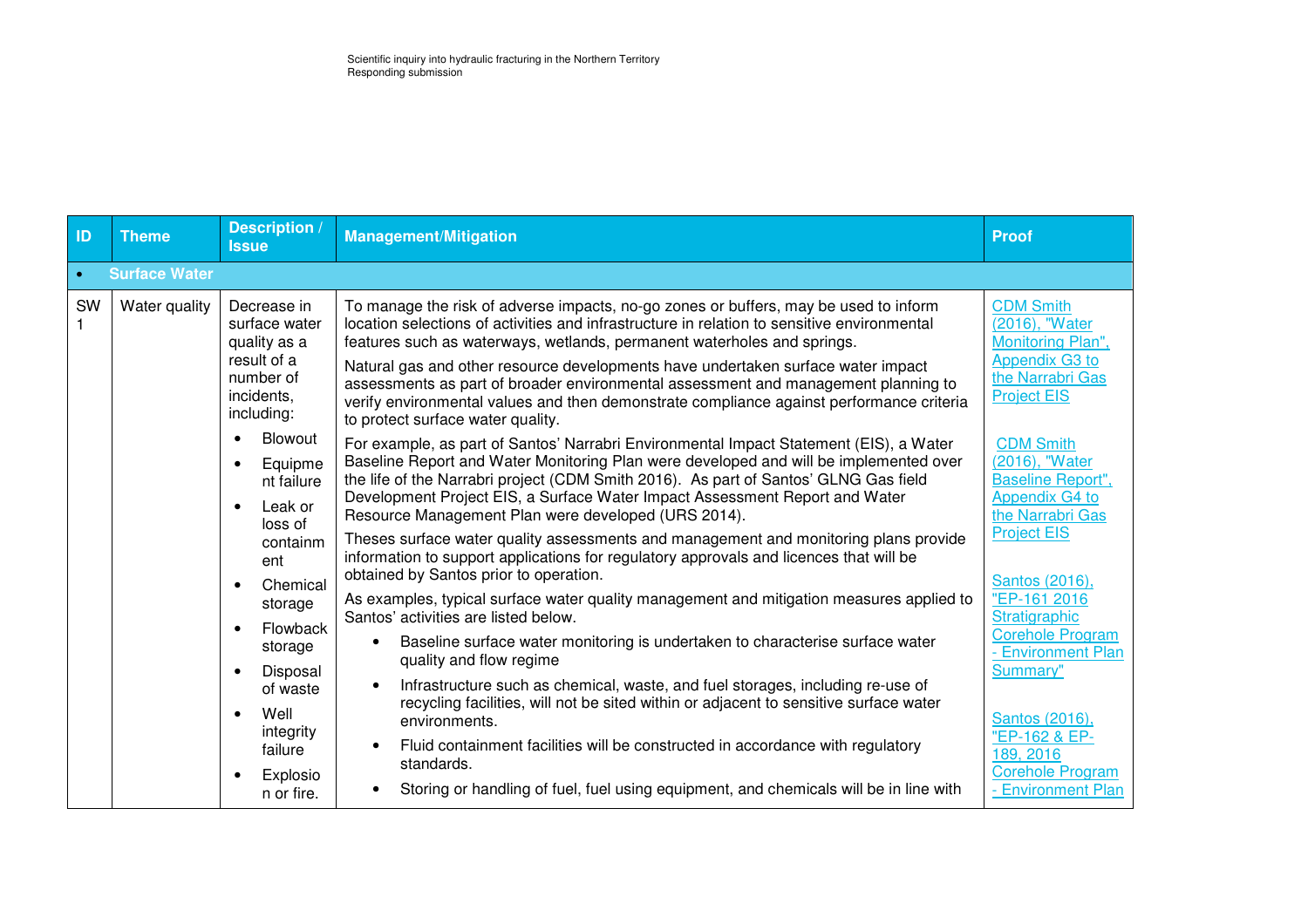| ID | Theme | Description / Issue | Management/Mitigation | Proof |
|---|---|---|---|---|
| • **Surface Water** | | | | |
| SW 1 | Water quality | Decrease in surface water quality as a result of a number of incidents, including:<br>• Blowout<br>• Equipment failure<br>• Leak or loss of containment<br>• Chemical storage<br>• Flowback storage<br>• Disposal of waste<br>• Well integrity failure<br>• Explosion or fire. | To manage the risk of adverse impacts, no-go zones or buffers, may be used to inform location selections of activities and infrastructure in relation to sensitive environmental features such as waterways, wetlands, permanent waterholes and springs.<br>Natural gas and other resource developments have undertaken surface water impact assessments as part of broader environmental assessment and management planning to verify environmental values and then demonstrate compliance against performance criteria to protect surface water quality.<br>For example, as part of Santos' Narrabri Environmental Impact Statement (EIS), a Water Baseline Report and Water Monitoring Plan were developed and will be implemented over the life of the Narrabri project (CDM Smith 2016). As part of Santos' GLNG Gas field Development Project EIS, a Surface Water Impact Assessment Report and Water Resource Management Plan were developed (URS 2014).<br>Theses surface water quality assessments and management and monitoring plans provide information to support applications for regulatory approvals and licences that will be obtained by Santos prior to operation.<br>As examples, typical surface water quality management and mitigation measures applied to Santos' activities are listed below.<br>• Baseline surface water monitoring is undertaken to characterise surface water quality and flow regime<br>• Infrastructure such as chemical, waste, and fuel storages, including re-use of recycling facilities, will not be sited within or adjacent to sensitive surface water environments.<br>• Fluid containment facilities will be constructed in accordance with regulatory standards.<br>• Storing or handling of fuel, fuel using equipment, and chemicals will be in line with | CDM Smith (2016), "Water Monitoring Plan", Appendix G3 to the Narrabri Gas Project EIS<br><br>CDM Smith (2016), "Water Baseline Report", Appendix G4 to the Narrabri Gas Project EIS<br><br>Santos (2016), "EP-161 2016 Stratigraphic Corehole Program - Environment Plan Summary"<br><br>Santos (2016), "EP-162 & EP-189, 2016 Corehole Program - Environment Plan |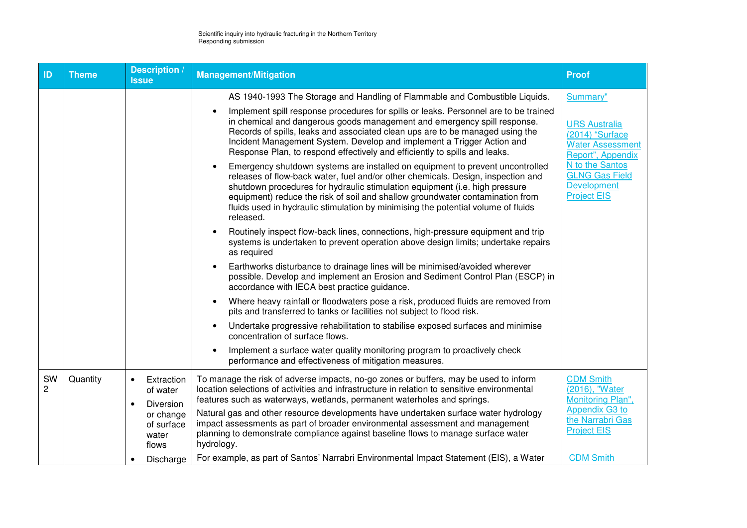| ID | Theme | Description / Issue | Management/Mitigation | Proof |
|---|---|---|---|---|
| | | | AS 1940-1993 The Storage and Handling of Flammable and Combustible Liquids.<br>• Implement spill response procedures for spills or leaks. Personnel are to be trained in chemical and dangerous goods management and emergency spill response. Records of spills, leaks and associated clean ups are to be managed using the Incident Management System. Develop and implement a Trigger Action and Response Plan, to respond effectively and efficiently to spills and leaks.<br>• Emergency shutdown systems are installed on equipment to prevent uncontrolled releases of flow-back water, fuel and/or other chemicals. Design, inspection and shutdown procedures for hydraulic stimulation equipment (i.e. high pressure equipment) reduce the risk of soil and shallow groundwater contamination from fluids used in hydraulic stimulation by minimising the potential volume of fluids released.<br>• Routinely inspect flow-back lines, connections, high-pressure equipment and trip systems is undertaken to prevent operation above design limits; undertake repairs as required<br>• Earthworks disturbance to drainage lines will be minimised/avoided wherever possible. Develop and implement an Erosion and Sediment Control Plan (ESCP) in accordance with IECA best practice guidance.<br>• Where heavy rainfall or floodwaters pose a risk, produced fluids are removed from pits and transferred to tanks or facilities not subject to flood risk.<br>• Undertake progressive rehabilitation to stabilise exposed surfaces and minimise concentration of surface flows.<br>• Implement a surface water quality monitoring program to proactively check performance and effectiveness of mitigation measures. | Summary"<br><br>URS Australia (2014) "Surface Water Assessment Report", Appendix N to the Santos GLNG Gas Field Development Project EIS |
| SW 2 | Quantity | • Extraction of water<br>• Diversion or change of surface water flows<br>• Discharge | To manage the risk of adverse impacts, no-go zones or buffers, may be used to inform location selections of activities and infrastructure in relation to sensitive environmental features such as waterways, wetlands, permanent waterholes and springs.<br>Natural gas and other resource developments have undertaken surface water hydrology impact assessments as part of broader environmental assessment and management planning to demonstrate compliance against baseline flows to manage surface water hydrology.<br>For example, as part of Santos' Narrabri Environmental Impact Statement (EIS), a Water | CDM Smith (2016), "Water Monitoring Plan", Appendix G3 to the Narrabri Gas Project EIS<br><br>CDM Smith |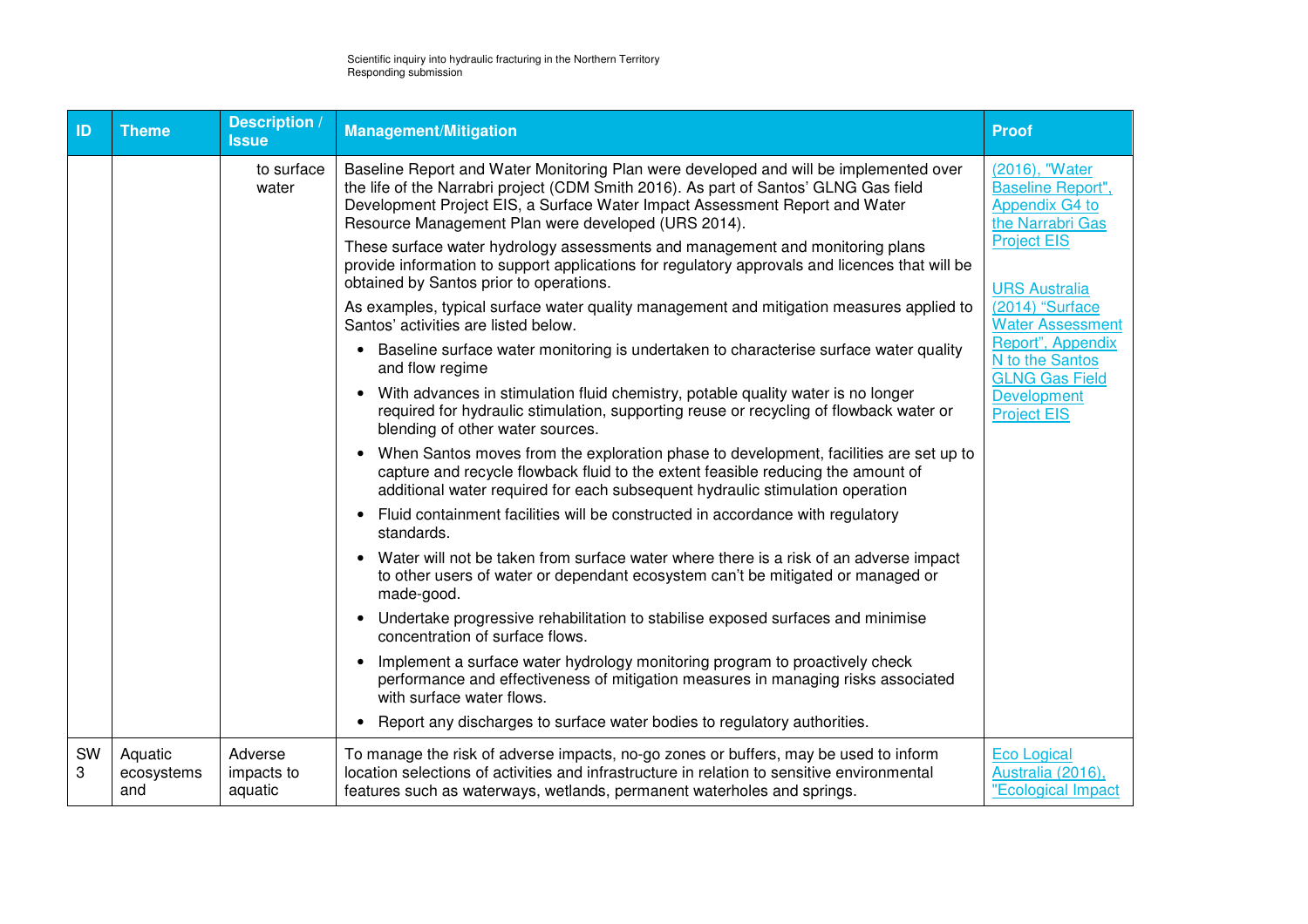| ID | Theme | Description / Issue | Management/Mitigation | Proof |
|---|---|---|---|---|
| | | to surface water | Baseline Report and Water Monitoring Plan were developed and will be implemented over the life of the Narrabri project (CDM Smith 2016). As part of Santos' GLNG Gas field Development Project EIS, a Surface Water Impact Assessment Report and Water Resource Management Plan were developed (URS 2014).<br><br>These surface water hydrology assessments and management and monitoring plans provide information to support applications for regulatory approvals and licences that will be obtained by Santos prior to operations.<br><br>As examples, typical surface water quality management and mitigation measures applied to Santos' activities are listed below.<br><br>• Baseline surface water monitoring is undertaken to characterise surface water quality and flow regime<br>• With advances in stimulation fluid chemistry, potable quality water is no longer required for hydraulic stimulation, supporting reuse or recycling of flowback water or blending of other water sources.<br>• When Santos moves from the exploration phase to development, facilities are set up to capture and recycle flowback fluid to the extent feasible reducing the amount of additional water required for each subsequent hydraulic stimulation operation<br>• Fluid containment facilities will be constructed in accordance with regulatory standards.<br>• Water will not be taken from surface water where there is a risk of an adverse impact to other users of water or dependant ecosystem can't be mitigated or managed or made-good.<br>• Undertake progressive rehabilitation to stabilise exposed surfaces and minimise concentration of surface flows.<br>• Implement a surface water hydrology monitoring program to proactively check performance and effectiveness of mitigation measures in managing risks associated with surface water flows.<br>• Report any discharges to surface water bodies to regulatory authorities. | (2016), "Water Baseline Report", Appendix G4 to the Narrabri Gas Project EIS<br><br>URS Australia (2014) "Surface Water Assessment Report", Appendix N to the Santos GLNG Gas Field Development Project EIS |
| SW 3 | Aquatic ecosystems and | Adverse impacts to aquatic | To manage the risk of adverse impacts, no-go zones or buffers, may be used to inform location selections of activities and infrastructure in relation to sensitive environmental features such as waterways, wetlands, permanent waterholes and springs. | Eco Logical Australia (2016), "Ecological Impact |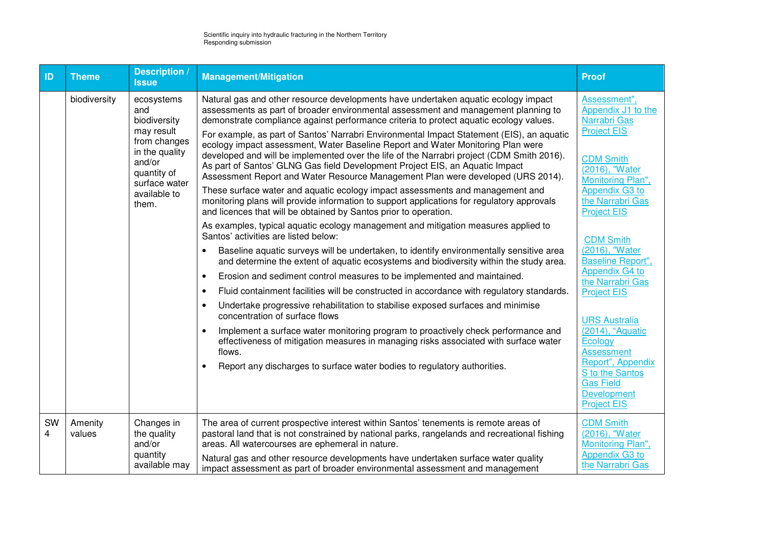| ID | Theme | Description / Issue | Management/Mitigation | Proof |
|---|---|---|---|---|
| | biodiversity | ecosystems and biodiversity may result from changes in the quality and/or quantity of surface water available to them. | Natural gas and other resource developments have undertaken aquatic ecology impact assessments as part of broader environmental assessment and management planning to demonstrate compliance against performance criteria to protect aquatic ecology values.<br><br>For example, as part of Santos' Narrabri Environmental Impact Statement (EIS), an aquatic ecology impact assessment, Water Baseline Report and Water Monitoring Plan were developed and will be implemented over the life of the Narrabri project (CDM Smith 2016). As part of Santos' GLNG Gas field Development Project EIS, an Aquatic Impact Assessment Report and Water Resource Management Plan were developed (URS 2014).<br><br>These surface water and aquatic ecology impact assessments and management and monitoring plans will provide information to support applications for regulatory approvals and licences that will be obtained by Santos prior to operation.<br><br>As examples, typical aquatic ecology management and mitigation measures applied to Santos' activities are listed below:<br>• Baseline aquatic surveys will be undertaken, to identify environmentally sensitive area and determine the extent of aquatic ecosystems and biodiversity within the study area.<br>• Erosion and sediment control measures to be implemented and maintained.<br>• Fluid containment facilities will be constructed in accordance with regulatory standards.<br>• Undertake progressive rehabilitation to stabilise exposed surfaces and minimise concentration of surface flows<br>• Implement a surface water monitoring program to proactively check performance and effectiveness of mitigation measures in managing risks associated with surface water flows.<br>• Report any discharges to surface water bodies to regulatory authorities. | Assessment", Appendix J1 to the Narrabri Gas Project EIS<br><br>CDM Smith (2016), "Water Monitoring Plan", Appendix G3 to the Narrabri Gas Project EIS<br><br>CDM Smith (2016), "Water Baseline Report", Appendix G4 to the Narrabri Gas Project EIS<br><br>URS Australia (2014), "Aquatic Ecology Assessment Report", Appendix S to the Santos Gas Field Development Project EIS |
| SW 4 | Amenity values | Changes in the quality and/or quantity available may | The area of current prospective interest within Santos' tenements is remote areas of pastoral land that is not constrained by national parks, rangelands and recreational fishing areas. All watercourses are ephemeral in nature.<br><br>Natural gas and other resource developments have undertaken surface water quality impact assessment as part of broader environmental assessment and management | CDM Smith (2016), "Water Monitoring Plan", Appendix G3 to the Narrabri Gas |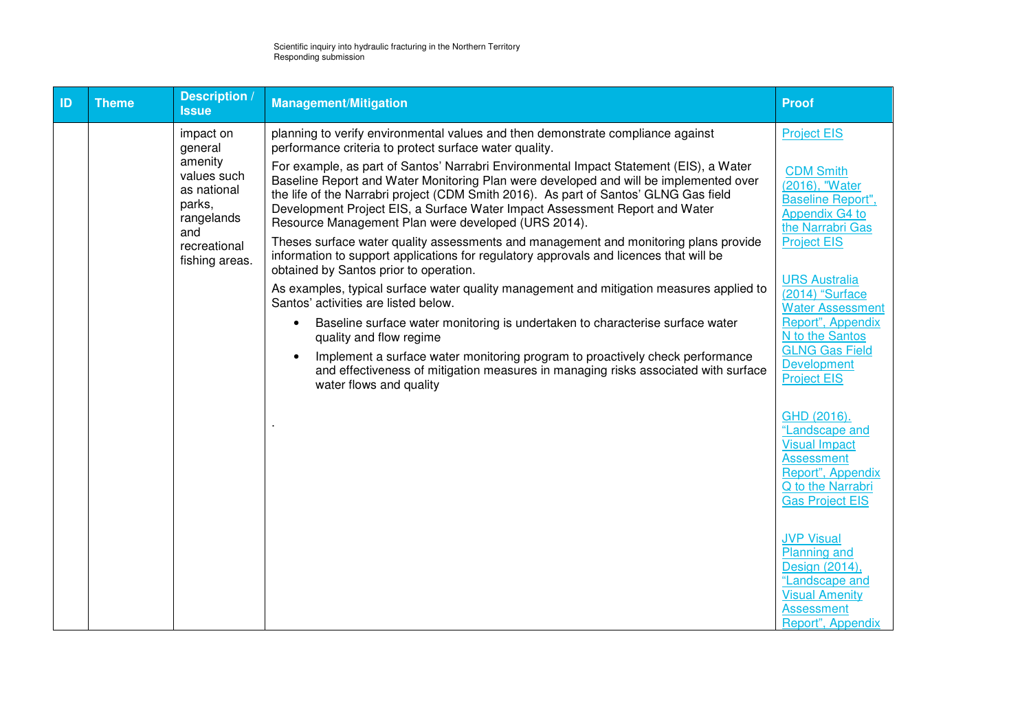| ID | Theme | Description / Issue | Management/Mitigation | Proof |
|---|---|---|---|---|
| | | impact on general amenity values such as national parks, rangelands and recreational fishing areas. | planning to verify environmental values and then demonstrate compliance against performance criteria to protect surface water quality.<br><br>For example, as part of Santos' Narrabri Environmental Impact Statement (EIS), a Water Baseline Report and Water Monitoring Plan were developed and will be implemented over the life of the Narrabri project (CDM Smith 2016). As part of Santos' GLNG Gas field Development Project EIS, a Surface Water Impact Assessment Report and Water Resource Management Plan were developed (URS 2014).<br><br>Theses surface water quality assessments and management and monitoring plans provide information to support applications for regulatory approvals and licences that will be obtained by Santos prior to operation.<br><br>As examples, typical surface water quality management and mitigation measures applied to Santos' activities are listed below.<br><br>• Baseline surface water monitoring is undertaken to characterise surface water quality and flow regime<br>• Implement a surface water monitoring program to proactively check performance and effectiveness of mitigation measures in managing risks associated with surface water flows and quality<br><br>. | Project EIS<br><br>CDM Smith (2016), "Water Baseline Report", Appendix G4 to the Narrabri Gas Project EIS<br><br>URS Australia (2014) "Surface Water Assessment Report", Appendix N to the Santos GLNG Gas Field Development Project EIS<br><br>GHD (2016). "Landscape and Visual Impact Assessment Report", Appendix Q to the Narrabri Gas Project EIS<br><br>JVP Visual Planning and Design (2014), "Landscape and Visual Amenity Assessment Report", Appendix |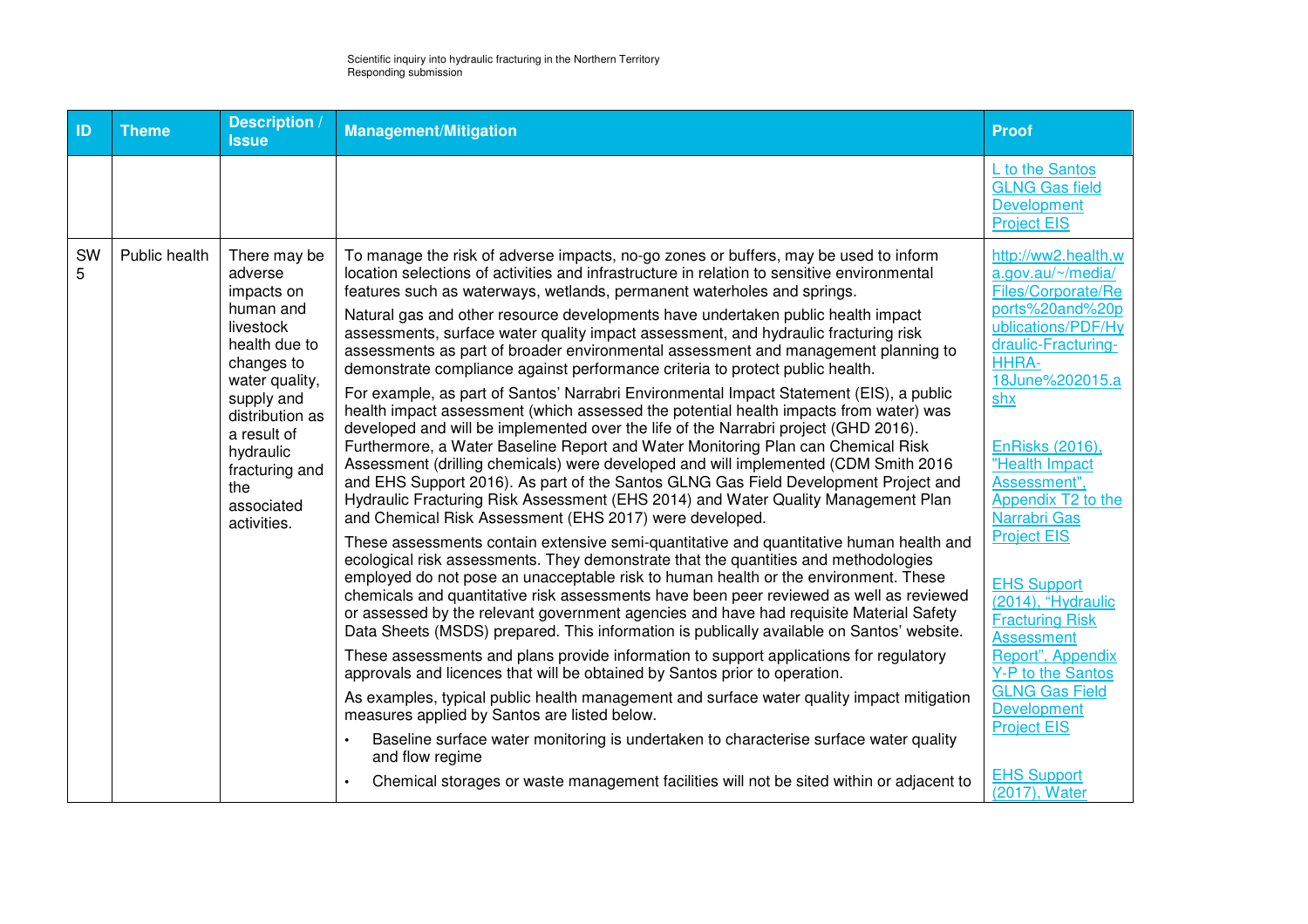| ID | Theme | Description / Issue | Management/Mitigation | Proof |
|---|---|---|---|---|
| | | | | L to the Santos GLNG Gas field Development Project EIS |
| SW 5 | Public health | There may be adverse impacts on human and livestock health due to changes to water quality, supply and distribution as a result of hydraulic fracturing and the associated activities. | To manage the risk of adverse impacts, no-go zones or buffers, may be used to inform location selections of activities and infrastructure in relation to sensitive environmental features such as waterways, wetlands, permanent waterholes and springs.<br><br>Natural gas and other resource developments have undertaken public health impact assessments, surface water quality impact assessment, and hydraulic fracturing risk assessments as part of broader environmental assessment and management planning to demonstrate compliance against performance criteria to protect public health.<br><br>For example, as part of Santos' Narrabri Environmental Impact Statement (EIS), a public health impact assessment (which assessed the potential health impacts from water) was developed and will be implemented over the life of the Narrabri project (GHD 2016). Furthermore, a Water Baseline Report and Water Monitoring Plan can Chemical Risk Assessment (drilling chemicals) were developed and will implemented (CDM Smith 2016 and EHS Support 2016). As part of the Santos GLNG Gas Field Development Project and Hydraulic Fracturing Risk Assessment (EHS 2014) and Water Quality Management Plan and Chemical Risk Assessment (EHS 2017) were developed.<br><br>These assessments contain extensive semi-quantitative and quantitative human health and ecological risk assessments. They demonstrate that the quantities and methodologies employed do not pose an unacceptable risk to human health or the environment. These chemicals and quantitative risk assessments have been peer reviewed as well as reviewed or assessed by the relevant government agencies and have had requisite Material Safety Data Sheets (MSDS) prepared. This information is publically available on Santos' website.<br><br>These assessments and plans provide information to support applications for regulatory approvals and licences that will be obtained by Santos prior to operation.<br><br>As examples, typical public health management and surface water quality impact mitigation measures applied by Santos are listed below.<br><br>• Baseline surface water monitoring is undertaken to characterise surface water quality and flow regime<br>• Chemical storages or waste management facilities will not be sited within or adjacent to | http://ww2.health.wa.gov.au/~/media/Files/Corporate/Reports%20and%20publications/PDF/Hydraulic-Fracturing-HHRA-18June%202015.ashx<br><br>EnRisks (2016), "Health Impact Assessment", Appendix T2 to the Narrabri Gas Project EIS<br><br>EHS Support (2014), "Hydraulic Fracturing Risk Assessment Report", Appendix Y-P to the Santos GLNG Gas Field Development Project EIS<br><br>EHS Support (2017), Water |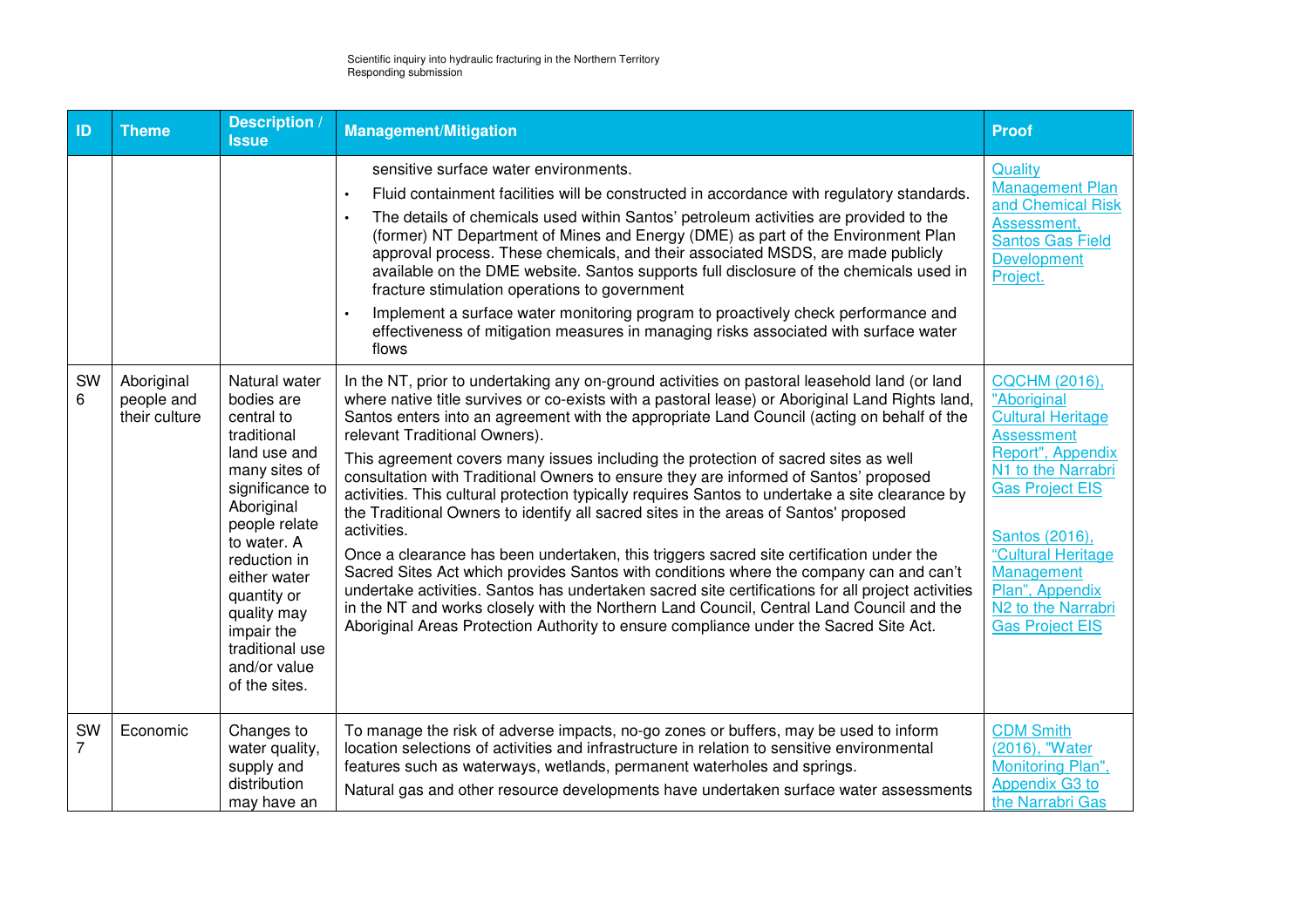| ID | Theme | Description / Issue | Management/Mitigation | Proof |
|---|---|---|---|---|
| | | | sensitive surface water environments.<br>• Fluid containment facilities will be constructed in accordance with regulatory standards.<br>• The details of chemicals used within Santos' petroleum activities are provided to the (former) NT Department of Mines and Energy (DME) as part of the Environment Plan approval process. These chemicals, and their associated MSDS, are made publicly available on the DME website. Santos supports full disclosure of the chemicals used in fracture stimulation operations to government<br>• Implement a surface water monitoring program to proactively check performance and effectiveness of mitigation measures in managing risks associated with surface water flows | Quality Management Plan and Chemical Risk Assessment, Santos Gas Field Development Project. |
| SW 6 | Aboriginal people and their culture | Natural water bodies are central to traditional land use and many sites of significance to Aboriginal people relate to water. A reduction in either water quantity or quality may impair the traditional use and/or value of the sites. | In the NT, prior to undertaking any on-ground activities on pastoral leasehold land (or land where native title survives or co-exists with a pastoral lease) or Aboriginal Land Rights land, Santos enters into an agreement with the appropriate Land Council (acting on behalf of the relevant Traditional Owners).<br>This agreement covers many issues including the protection of sacred sites as well consultation with Traditional Owners to ensure they are informed of Santos' proposed activities. This cultural protection typically requires Santos to undertake a site clearance by the Traditional Owners to identify all sacred sites in the areas of Santos' proposed activities.<br>Once a clearance has been undertaken, this triggers sacred site certification under the Sacred Sites Act which provides Santos with conditions where the company can and can't undertake activities. Santos has undertaken sacred site certifications for all project activities in the NT and works closely with the Northern Land Council, Central Land Council and the Aboriginal Areas Protection Authority to ensure compliance under the Sacred Site Act. | CQCHM (2016), "Aboriginal Cultural Heritage Assessment Report", Appendix N1 to the Narrabri Gas Project EIS<br><br>Santos (2016), "Cultural Heritage Management Plan", Appendix N2 to the Narrabri Gas Project EIS |
| SW 7 | Economic | Changes to water quality, supply and distribution may have an | To manage the risk of adverse impacts, no-go zones or buffers, may be used to inform location selections of activities and infrastructure in relation to sensitive environmental features such as waterways, wetlands, permanent waterholes and springs.<br>Natural gas and other resource developments have undertaken surface water assessments | CDM Smith (2016), "Water Monitoring Plan", Appendix G3 to the Narrabri Gas |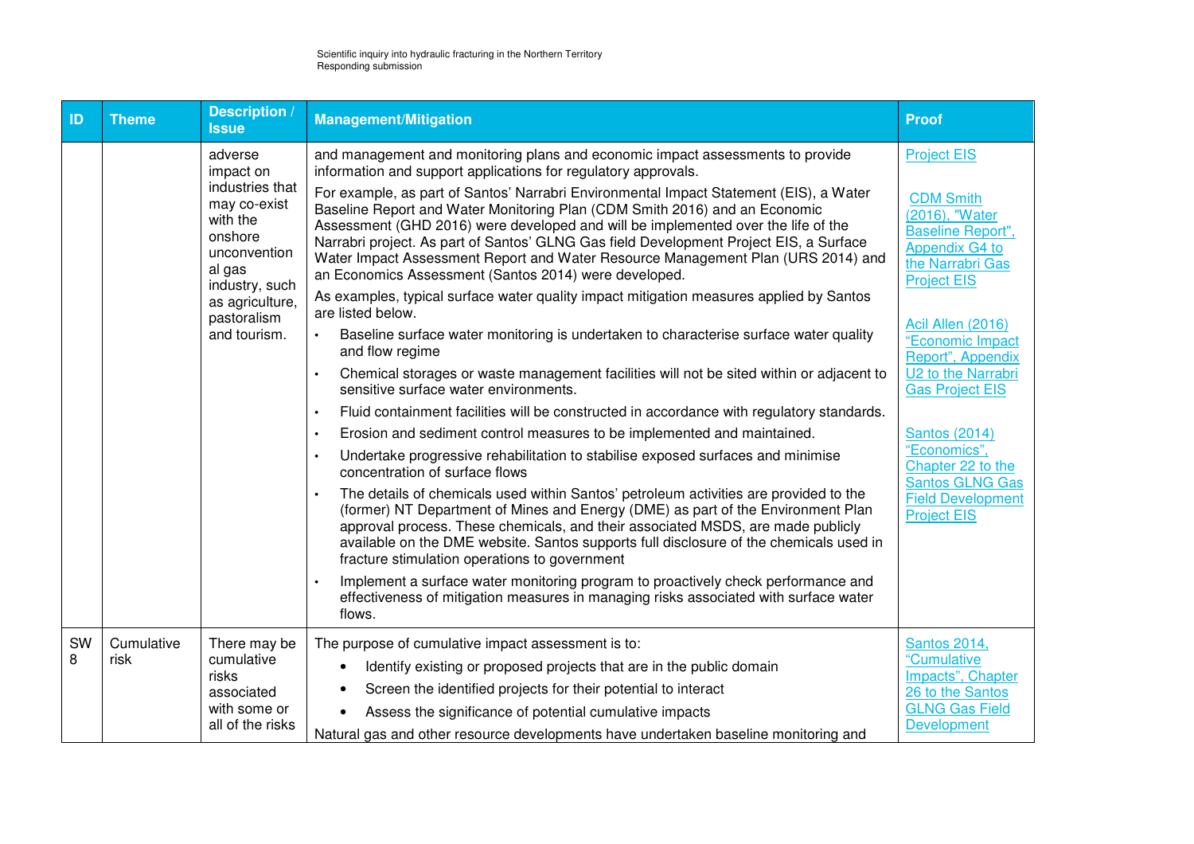| ID | Theme | Description / Issue | Management/Mitigation | Proof |
|---|---|---|---|---|
| | | adverse impact on industries that may co-exist with the onshore unconventional gas industry, such as agriculture, pastoralism and tourism. | and management and monitoring plans and economic impact assessments to provide information and support applications for regulatory approvals.<br><br>For example, as part of Santos' Narrabri Environmental Impact Statement (EIS), a Water Baseline Report and Water Monitoring Plan (CDM Smith 2016) and an Economic Assessment (GHD 2016) were developed and will be implemented over the life of the Narrabri project. As part of Santos' GLNG Gas field Development Project EIS, a Surface Water Impact Assessment Report and Water Resource Management Plan (URS 2014) and an Economics Assessment (Santos 2014) were developed.<br><br>As examples, typical surface water quality impact mitigation measures applied by Santos are listed below.<br>• Baseline surface water monitoring is undertaken to characterise surface water quality and flow regime<br>• Chemical storages or waste management facilities will not be sited within or adjacent to sensitive surface water environments.<br>• Fluid containment facilities will be constructed in accordance with regulatory standards.<br>• Erosion and sediment control measures to be implemented and maintained.<br>• Undertake progressive rehabilitation to stabilise exposed surfaces and minimise concentration of surface flows<br>• The details of chemicals used within Santos' petroleum activities are provided to the (former) NT Department of Mines and Energy (DME) as part of the Environment Plan approval process. These chemicals, and their associated MSDS, are made publicly available on the DME website. Santos supports full disclosure of the chemicals used in fracture stimulation operations to government<br>• Implement a surface water monitoring program to proactively check performance and effectiveness of mitigation measures in managing risks associated with surface water flows. | Project EIS<br><br>CDM Smith (2016), "Water Baseline Report", Appendix G4 to the Narrabri Gas Project EIS<br><br>Acil Allen (2016) "Economic Impact Report", Appendix U2 to the Narrabri Gas Project EIS<br><br>Santos (2014) "Economics", Chapter 22 to the Santos GLNG Gas Field Development Project EIS |
| SW 8 | Cumulative risk | There may be cumulative risks associated with some or all of the risks | The purpose of cumulative impact assessment is to:<br>• Identify existing or proposed projects that are in the public domain<br>• Screen the identified projects for their potential to interact<br>• Assess the significance of potential cumulative impacts<br><br>Natural gas and other resource developments have undertaken baseline monitoring and | Santos 2014, "Cumulative Impacts", Chapter 26 to the Santos GLNG Gas Field Development |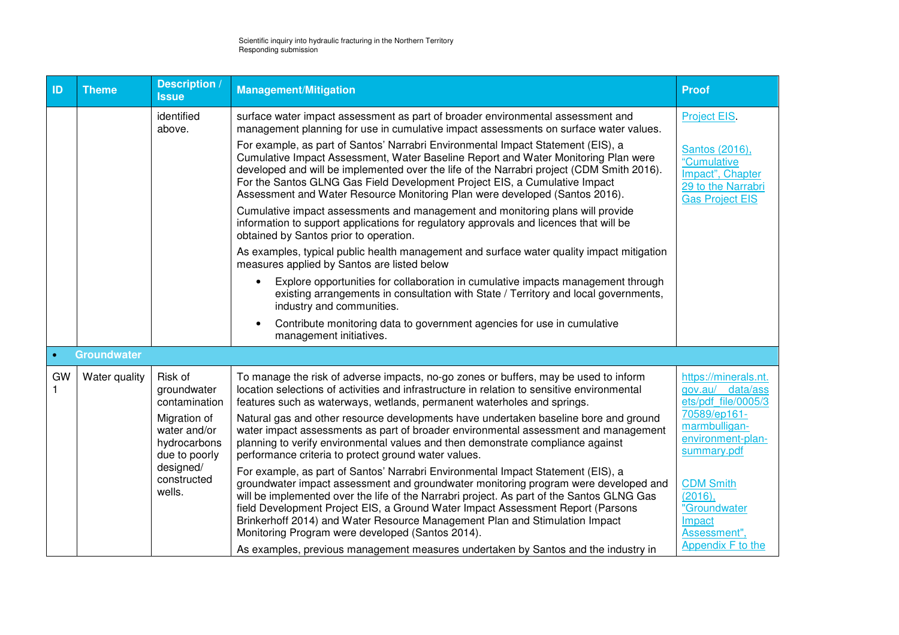| ID | Theme | Description / Issue | Management/Mitigation | Proof |
|---|---|---|---|---|
| | | identified above. | surface water impact assessment as part of broader environmental assessment and management planning for use in cumulative impact assessments on surface water values.<br><br>For example, as part of Santos' Narrabri Environmental Impact Statement (EIS), a Cumulative Impact Assessment, Water Baseline Report and Water Monitoring Plan were developed and will be implemented over the life of the Narrabri project (CDM Smith 2016). For the Santos GLNG Gas Field Development Project EIS, a Cumulative Impact Assessment and Water Resource Monitoring Plan were developed (Santos 2016).<br><br>Cumulative impact assessments and management and monitoring plans will provide information to support applications for regulatory approvals and licences that will be obtained by Santos prior to operation.<br><br>As examples, typical public health management and surface water quality impact mitigation measures applied by Santos are listed below<br><br>• Explore opportunities for collaboration in cumulative impacts management through existing arrangements in consultation with State / Territory and local governments, industry and communities.<br>• Contribute monitoring data to government agencies for use in cumulative management initiatives. | Project EIS.<br><br>Santos (2016), "Cumulative Impact", Chapter 29 to the Narrabri Gas Project EIS |
| • **Groundwater** | | | | |
| GW 1 | Water quality | Risk of groundwater contamination<br><br>Migration of water and/or hydrocarbons due to poorly designed/ constructed wells. | To manage the risk of adverse impacts, no-go zones or buffers, may be used to inform location selections of activities and infrastructure in relation to sensitive environmental features such as waterways, wetlands, permanent waterholes and springs.<br><br>Natural gas and other resource developments have undertaken baseline bore and ground water impact assessments as part of broader environmental assessment and management planning to verify environmental values and then demonstrate compliance against performance criteria to protect ground water values.<br><br>For example, as part of Santos' Narrabri Environmental Impact Statement (EIS), a groundwater impact assessment and groundwater monitoring program were developed and will be implemented over the life of the Narrabri project. As part of the Santos GLNG Gas field Development Project EIS, a Ground Water Impact Assessment Report (Parsons Brinkerhoff 2014) and Water Resource Management Plan and Stimulation Impact Monitoring Program were developed (Santos 2014).<br><br>As examples, previous management measures undertaken by Santos and the industry in | https://minerals.nt.gov.au/__data/assets/pdf_file/0005/370589/ep161-marmbulligan-environment-plan-summary.pdf<br><br>CDM Smith (2016), "Groundwater Impact Assessment", Appendix F to the |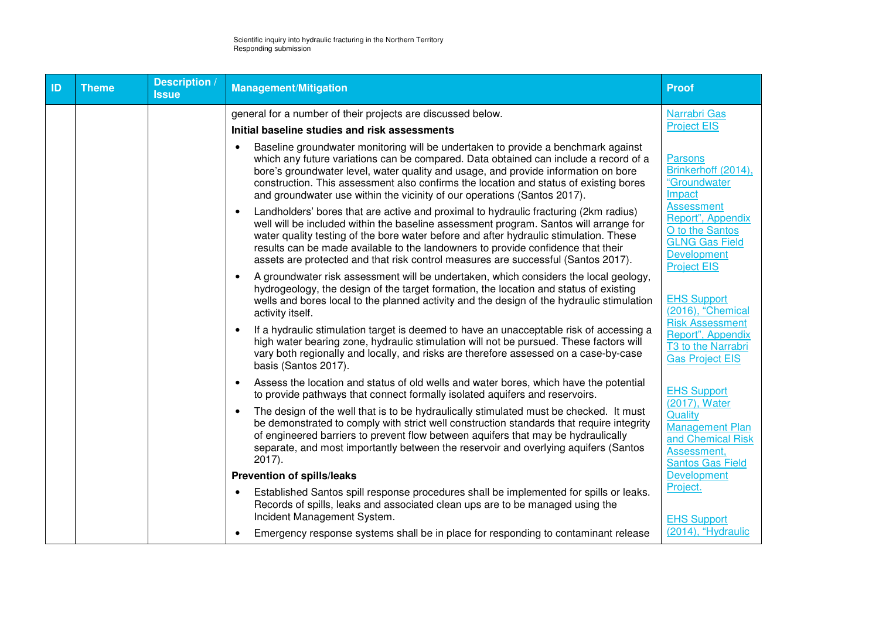| ID | Theme | Description / Issue | Management/Mitigation | Proof |
|---|---|---|---|---|
| | | | general for a number of their projects are discussed below.<br><br>**Initial baseline studies and risk assessments**<br><br>• Baseline groundwater monitoring will be undertaken to provide a benchmark against which any future variations can be compared. Data obtained can include a record of a bore's groundwater level, water quality and usage, and provide information on bore construction. This assessment also confirms the location and status of existing bores and groundwater use within the vicinity of our operations (Santos 2017).<br>• Landholders' bores that are active and proximal to hydraulic fracturing (2km radius) well will be included within the baseline assessment program. Santos will arrange for water quality testing of the bore water before and after hydraulic stimulation. These results can be made available to the landowners to provide confidence that their assets are protected and that risk control measures are successful (Santos 2017).<br>• A groundwater risk assessment will be undertaken, which considers the local geology, hydrogeology, the design of the target formation, the location and status of existing wells and bores local to the planned activity and the design of the hydraulic stimulation activity itself.<br>• If a hydraulic stimulation target is deemed to have an unacceptable risk of accessing a high water bearing zone, hydraulic stimulation will not be pursued. These factors will vary both regionally and locally, and risks are therefore assessed on a case-by-case basis (Santos 2017).<br>• Assess the location and status of old wells and water bores, which have the potential to provide pathways that connect formally isolated aquifers and reservoirs.<br>• The design of the well that is to be hydraulically stimulated must be checked. It must be demonstrated to comply with strict well construction standards that require integrity of engineered barriers to prevent flow between aquifers that may be hydraulically separate, and most importantly between the reservoir and overlying aquifers (Santos 2017).<br><br>**Prevention of spills/leaks**<br><br>• Established Santos spill response procedures shall be implemented for spills or leaks. Records of spills, leaks and associated clean ups are to be managed using the Incident Management System.<br>• Emergency response systems shall be in place for responding to contaminant release | Narrabri Gas Project EIS<br><br>Parsons Brinkerhoff (2014), "Groundwater Impact Assessment Report", Appendix O to the Santos GLNG Gas Field Development Project EIS<br><br>EHS Support (2016), "Chemical Risk Assessment Report", Appendix T3 to the Narrabri Gas Project EIS<br><br>EHS Support (2017), Water Quality Management Plan and Chemical Risk Assessment, Santos Gas Field Development Project.<br><br>EHS Support (2014), "Hydraulic |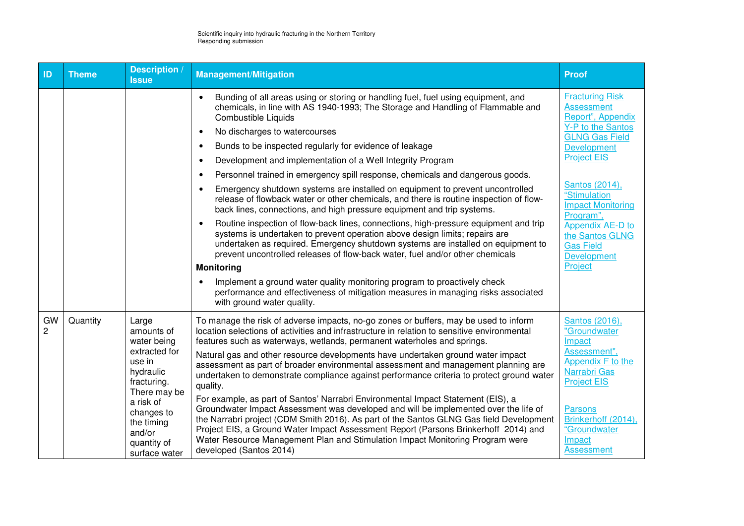| ID | Theme | Description / Issue | Management/Mitigation | Proof |
|---|---|---|---|---|
| | | | • Bunding of all areas using or storing or handling fuel, fuel using equipment, and chemicals, in line with AS 1940-1993; The Storage and Handling of Flammable and Combustible Liquids<br>• No discharges to watercourses<br>• Bunds to be inspected regularly for evidence of leakage<br>• Development and implementation of a Well Integrity Program<br>• Personnel trained in emergency spill response, chemicals and dangerous goods.<br>• Emergency shutdown systems are installed on equipment to prevent uncontrolled release of flowback water or other chemicals, and there is routine inspection of flow-back lines, connections, and high pressure equipment and trip systems.<br>• Routine inspection of flow-back lines, connections, high-pressure equipment and trip systems is undertaken to prevent operation above design limits; repairs are undertaken as required. Emergency shutdown systems are installed on equipment to prevent uncontrolled releases of flow-back water, fuel and/or other chemicals<br>**Monitoring**<br>• Implement a ground water quality monitoring program to proactively check performance and effectiveness of mitigation measures in managing risks associated with ground water quality. | Fracturing Risk Assessment Report", Appendix Y-P to the Santos GLNG Gas Field Development Project EIS<br><br>Santos (2014), "Stimulation Impact Monitoring Program", Appendix AE-D to the Santos GLNG Gas Field Development Project |
| GW 2 | Quantity | Large amounts of water being extracted for use in hydraulic fracturing. There may be a risk of changes to the timing and/or quantity of surface water | To manage the risk of adverse impacts, no-go zones or buffers, may be used to inform location selections of activities and infrastructure in relation to sensitive environmental features such as waterways, wetlands, permanent waterholes and springs.<br>Natural gas and other resource developments have undertaken ground water impact assessment as part of broader environmental assessment and management planning are undertaken to demonstrate compliance against performance criteria to protect ground water quality.<br>For example, as part of Santos' Narrabri Environmental Impact Statement (EIS), a Groundwater Impact Assessment was developed and will be implemented over the life of the Narrabri project (CDM Smith 2016). As part of the Santos GLNG Gas field Development Project EIS, a Ground Water Impact Assessment Report (Parsons Brinkerhoff 2014) and Water Resource Management Plan and Stimulation Impact Monitoring Program were developed (Santos 2014) | Santos (2016), "Groundwater Impact Assessment", Appendix F to the Narrabri Gas Project EIS<br><br>Parsons Brinkerhoff (2014), "Groundwater Impact Assessment |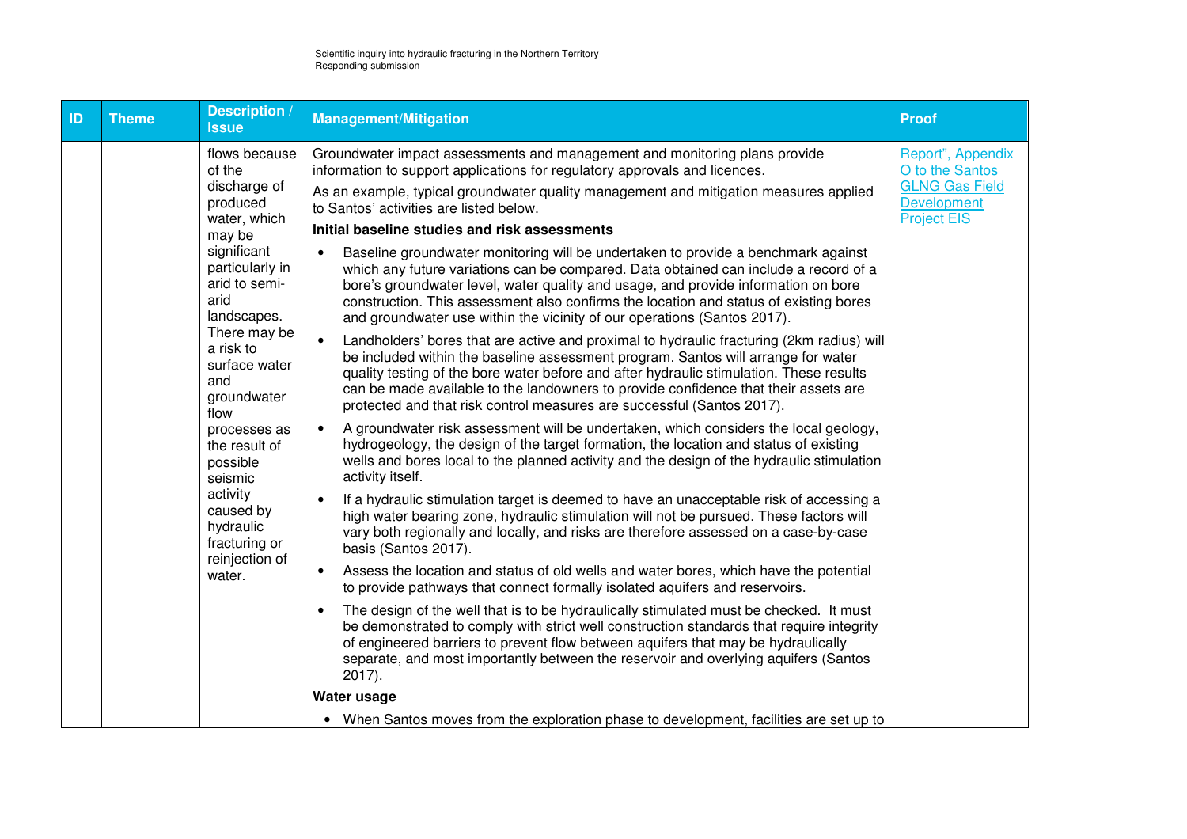| ID | Theme | Description / Issue | Management/Mitigation | Proof |
|---|---|---|---|---|
| | | flows because of the discharge of produced water, which may be significant particularly in arid to semi-arid landscapes. There may be a risk to surface water and groundwater flow processes as the result of possible seismic activity caused by hydraulic fracturing or reinjection of water. | Groundwater impact assessments and management and monitoring plans provide information to support applications for regulatory approvals and licences.<br><br>As an example, typical groundwater quality management and mitigation measures applied to Santos' activities are listed below.<br><br>**Initial baseline studies and risk assessments**<br><br>• Baseline groundwater monitoring will be undertaken to provide a benchmark against which any future variations can be compared. Data obtained can include a record of a bore's groundwater level, water quality and usage, and provide information on bore construction. This assessment also confirms the location and status of existing bores and groundwater use within the vicinity of our operations (Santos 2017).<br>• Landholders' bores that are active and proximal to hydraulic fracturing (2km radius) will be included within the baseline assessment program. Santos will arrange for water quality testing of the bore water before and after hydraulic stimulation. These results can be made available to the landowners to provide confidence that their assets are protected and that risk control measures are successful (Santos 2017).<br>• A groundwater risk assessment will be undertaken, which considers the local geology, hydrogeology, the design of the target formation, the location and status of existing wells and bores local to the planned activity and the design of the hydraulic stimulation activity itself.<br>• If a hydraulic stimulation target is deemed to have an unacceptable risk of accessing a high water bearing zone, hydraulic stimulation will not be pursued. These factors will vary both regionally and locally, and risks are therefore assessed on a case-by-case basis (Santos 2017).<br>• Assess the location and status of old wells and water bores, which have the potential to provide pathways that connect formally isolated aquifers and reservoirs.<br>• The design of the well that is to be hydraulically stimulated must be checked. It must be demonstrated to comply with strict well construction standards that require integrity of engineered barriers to prevent flow between aquifers that may be hydraulically separate, and most importantly between the reservoir and overlying aquifers (Santos 2017).<br><br>**Water usage**<br><br>• When Santos moves from the exploration phase to development, facilities are set up to | Report", Appendix O to the Santos GLNG Gas Field Development Project EIS |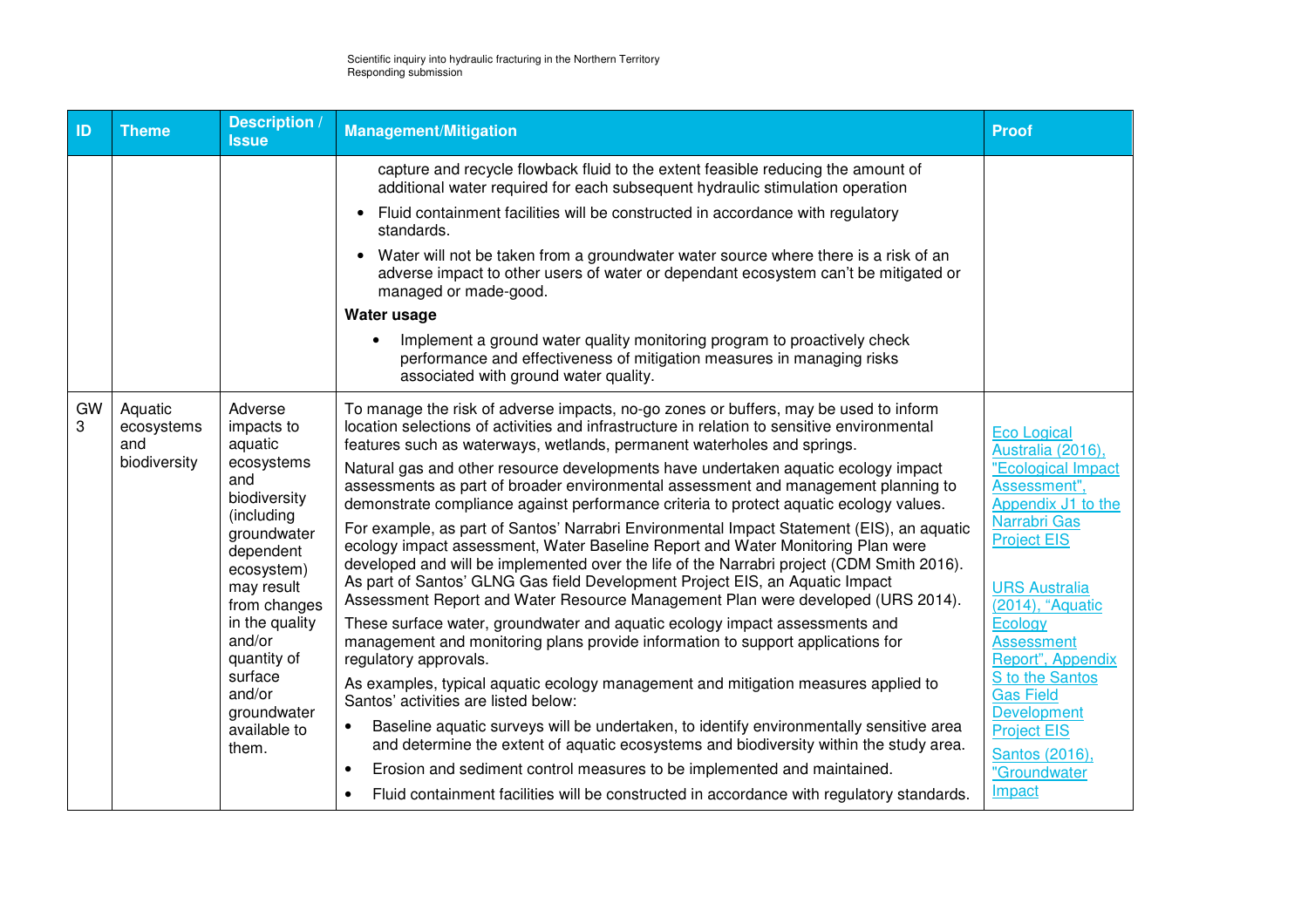| ID | Theme | Description / Issue | Management/Mitigation | Proof |
|---|---|---|---|---|
| | | | capture and recycle flowback fluid to the extent feasible reducing the amount of additional water required for each subsequent hydraulic stimulation operation<br>• Fluid containment facilities will be constructed in accordance with regulatory standards.<br>• Water will not be taken from a groundwater water source where there is a risk of an adverse impact to other users of water or dependant ecosystem can't be mitigated or managed or made-good.<br>**Water usage**<br>• Implement a ground water quality monitoring program to proactively check performance and effectiveness of mitigation measures in managing risks associated with ground water quality. | |
| GW 3 | Aquatic ecosystems and biodiversity | Adverse impacts to aquatic ecosystems and biodiversity (including groundwater dependent ecosystem) may result from changes in the quality and/or quantity of surface and/or groundwater available to them. | To manage the risk of adverse impacts, no-go zones or buffers, may be used to inform location selections of activities and infrastructure in relation to sensitive environmental features such as waterways, wetlands, permanent waterholes and springs.<br>Natural gas and other resource developments have undertaken aquatic ecology impact assessments as part of broader environmental assessment and management planning to demonstrate compliance against performance criteria to protect aquatic ecology values.<br>For example, as part of Santos' Narrabri Environmental Impact Statement (EIS), an aquatic ecology impact assessment, Water Baseline Report and Water Monitoring Plan were developed and will be implemented over the life of the Narrabri project (CDM Smith 2016). As part of Santos' GLNG Gas field Development Project EIS, an Aquatic Impact Assessment Report and Water Resource Management Plan were developed (URS 2014).<br>These surface water, groundwater and aquatic ecology impact assessments and management and monitoring plans provide information to support applications for regulatory approvals.<br>As examples, typical aquatic ecology management and mitigation measures applied to Santos' activities are listed below:<br>• Baseline aquatic surveys will be undertaken, to identify environmentally sensitive area and determine the extent of aquatic ecosystems and biodiversity within the study area.<br>• Erosion and sediment control measures to be implemented and maintained.<br>• Fluid containment facilities will be constructed in accordance with regulatory standards. | Eco Logical Australia (2016), "Ecological Impact Assessment", Appendix J1 to the Narrabri Gas Project EIS<br><br>URS Australia (2014), "Aquatic Ecology Assessment Report", Appendix S to the Santos Gas Field Development Project EIS<br><br>Santos (2016), "Groundwater Impact |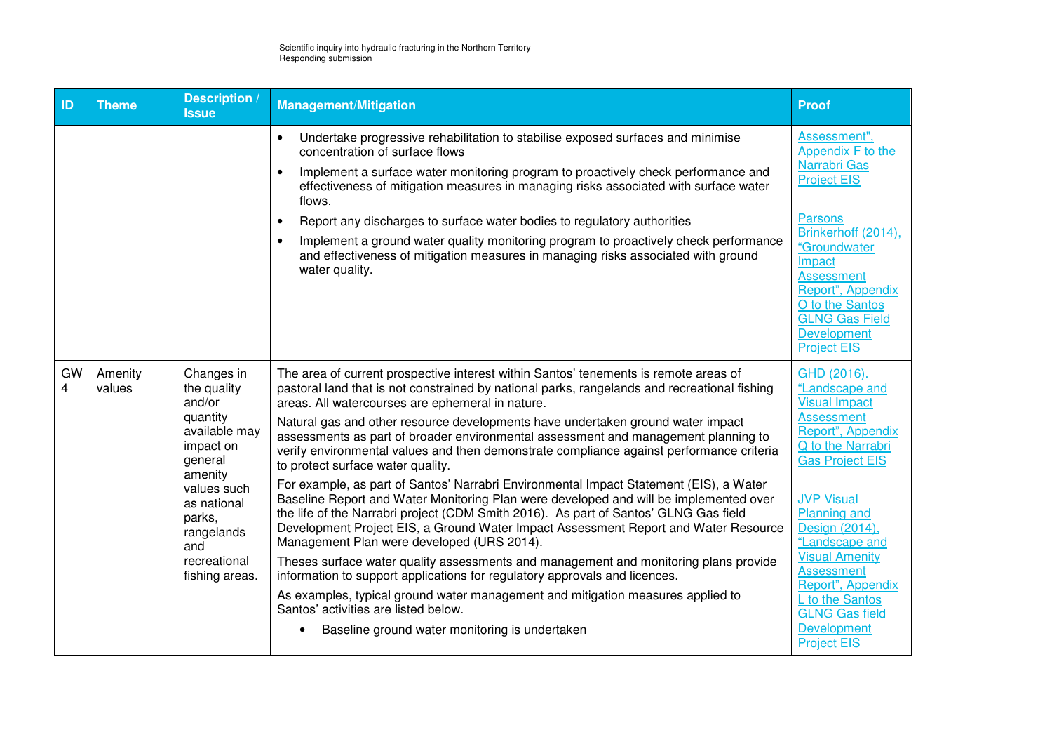| ID | Theme | Description / Issue | Management/Mitigation | Proof |
|---|---|---|---|---|
| | | | • Undertake progressive rehabilitation to stabilise exposed surfaces and minimise concentration of surface flows<br>• Implement a surface water monitoring program to proactively check performance and effectiveness of mitigation measures in managing risks associated with surface water flows.<br>• Report any discharges to surface water bodies to regulatory authorities<br>• Implement a ground water quality monitoring program to proactively check performance and effectiveness of mitigation measures in managing risks associated with ground water quality. | Assessment", Appendix F to the Narrabri Gas Project EIS<br><br>Parsons Brinkerhoff (2014), "Groundwater Impact Assessment Report", Appendix O to the Santos GLNG Gas Field Development Project EIS |
| GW 4 | Amenity values | Changes in the quality and/or quantity available may impact on general amenity values such as national parks, rangelands and recreational fishing areas. | The area of current prospective interest within Santos' tenements is remote areas of pastoral land that is not constrained by national parks, rangelands and recreational fishing areas. All watercourses are ephemeral in nature.<br><br>Natural gas and other resource developments have undertaken ground water impact assessments as part of broader environmental assessment and management planning to verify environmental values and then demonstrate compliance against performance criteria to protect surface water quality.<br><br>For example, as part of Santos' Narrabri Environmental Impact Statement (EIS), a Water Baseline Report and Water Monitoring Plan were developed and will be implemented over the life of the Narrabri project (CDM Smith 2016). As part of Santos' GLNG Gas field Development Project EIS, a Ground Water Impact Assessment Report and Water Resource Management Plan were developed (URS 2014).<br><br>Theses surface water quality assessments and management and monitoring plans provide information to support applications for regulatory approvals and licences.<br><br>As examples, typical ground water management and mitigation measures applied to Santos' activities are listed below.<br>• Baseline ground water monitoring is undertaken | GHD (2016). "Landscape and Visual Impact Assessment Report", Appendix Q to the Narrabri Gas Project EIS<br><br>JVP Visual Planning and Design (2014), "Landscape and Visual Amenity Assessment Report", Appendix L to the Santos GLNG Gas field Development Project EIS |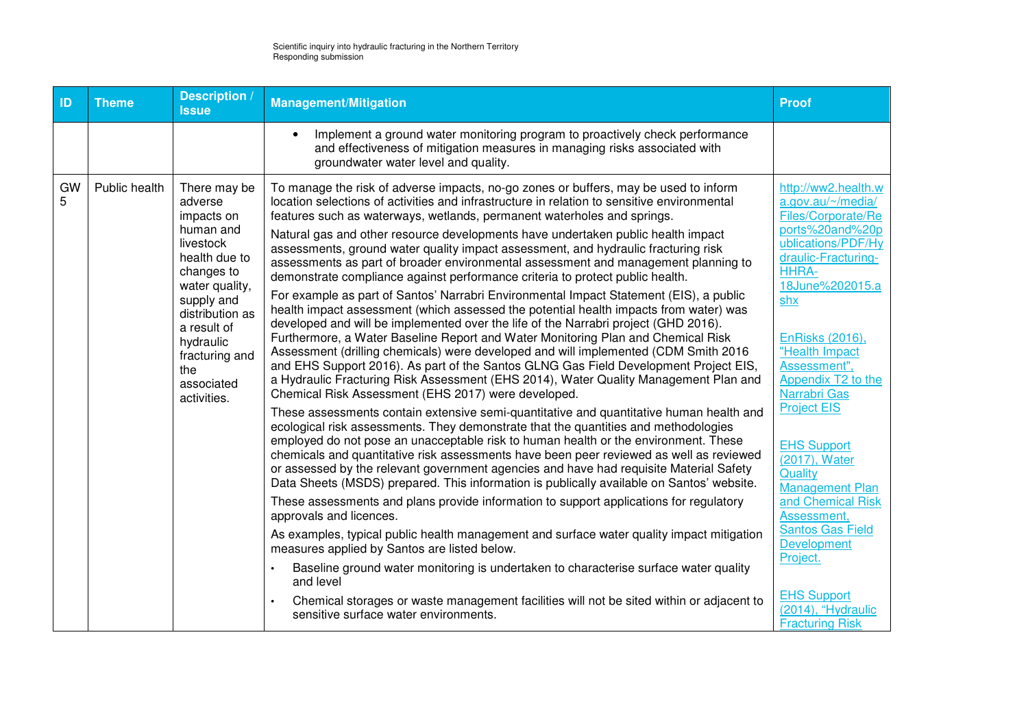| ID | Theme | Description / Issue | Management/Mitigation | Proof |
|---|---|---|---|---|
| | | | • Implement a ground water monitoring program to proactively check performance and effectiveness of mitigation measures in managing risks associated with groundwater water level and quality. | |
| GW 5 | Public health | There may be adverse impacts on human and livestock health due to changes to water quality, supply and distribution as a result of hydraulic fracturing and the associated activities. | To manage the risk of adverse impacts, no-go zones or buffers, may be used to inform location selections of activities and infrastructure in relation to sensitive environmental features such as waterways, wetlands, permanent waterholes and springs.<br><br>Natural gas and other resource developments have undertaken public health impact assessments, ground water quality impact assessment, and hydraulic fracturing risk assessments as part of broader environmental assessment and management planning to demonstrate compliance against performance criteria to protect public health.<br><br>For example as part of Santos' Narrabri Environmental Impact Statement (EIS), a public health impact assessment (which assessed the potential health impacts from water) was developed and will be implemented over the life of the Narrabri project (GHD 2016). Furthermore, a Water Baseline Report and Water Monitoring Plan and Chemical Risk Assessment (drilling chemicals) were developed and will implemented (CDM Smith 2016 and EHS Support 2016). As part of the Santos GLNG Gas Field Development Project EIS, a Hydraulic Fracturing Risk Assessment (EHS 2014), Water Quality Management Plan and Chemical Risk Assessment (EHS 2017) were developed.<br><br>These assessments contain extensive semi-quantitative and quantitative human health and ecological risk assessments. They demonstrate that the quantities and methodologies employed do not pose an unacceptable risk to human health or the environment. These chemicals and quantitative risk assessments have been peer reviewed as well as reviewed or assessed by the relevant government agencies and have had requisite Material Safety Data Sheets (MSDS) prepared. This information is publically available on Santos' website.<br><br>These assessments and plans provide information to support applications for regulatory approvals and licences.<br><br>As examples, typical public health management and surface water quality impact mitigation measures applied by Santos are listed below.<br><br>• Baseline ground water monitoring is undertaken to characterise surface water quality and level<br>• Chemical storages or waste management facilities will not be sited within or adjacent to sensitive surface water environments. | http://ww2.health.wa.gov.au/~/media/Files/Corporate/Reports%20and%20publications/PDF/Hydraulic-Fracturing-HHRA-18June%202015.ashx<br><br>EnRisks (2016), "Health Impact Assessment", Appendix T2 to the Narrabri Gas Project EIS<br><br>EHS Support (2017), Water Quality Management Plan and Chemical Risk Assessment, Santos Gas Field Development Project.<br><br>EHS Support (2014), "Hydraulic Fracturing Risk |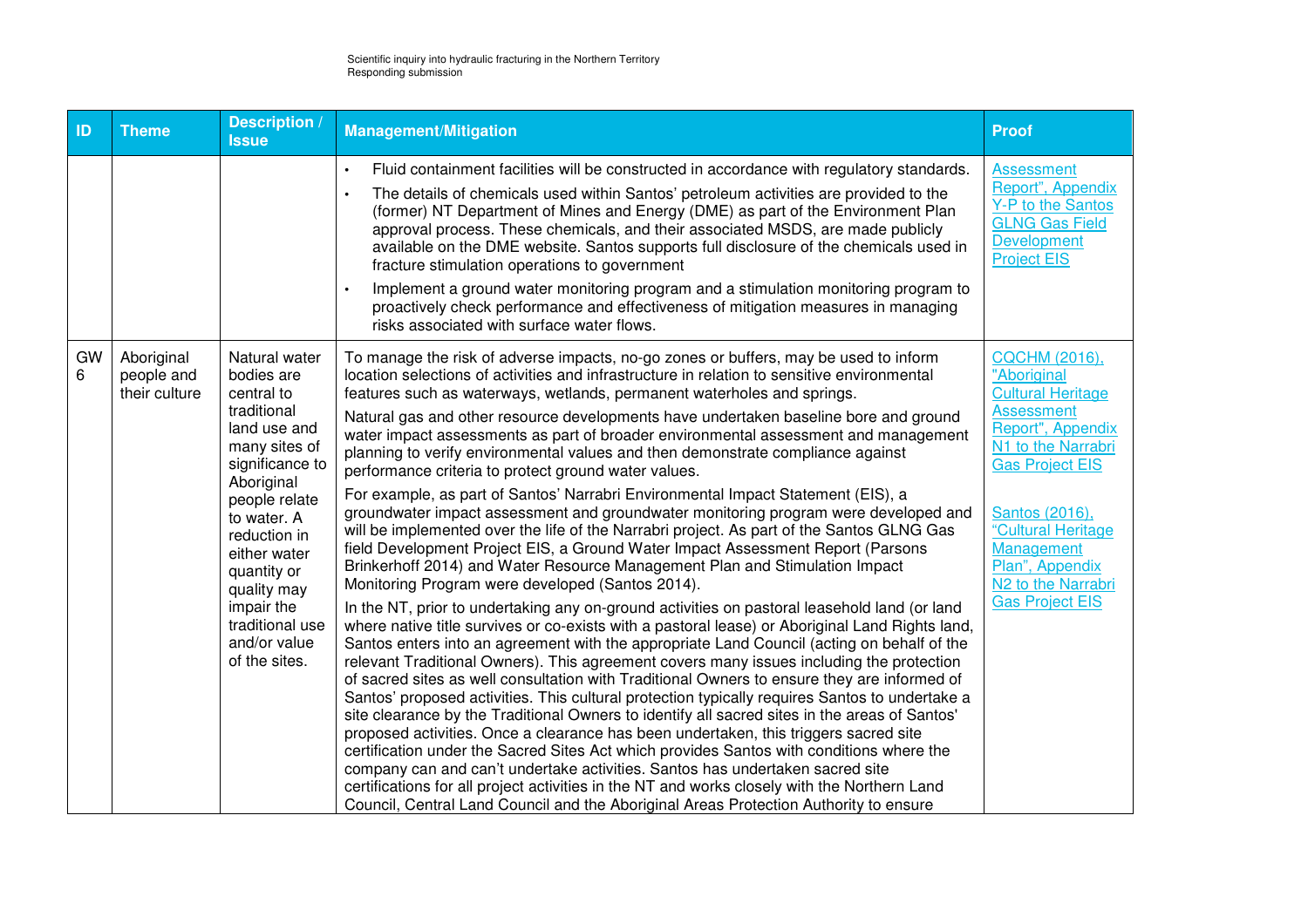| ID | Theme | Description / Issue | Management/Mitigation | Proof |
|---|---|---|---|---|
| | | | • Fluid containment facilities will be constructed in accordance with regulatory standards.<br>• The details of chemicals used within Santos' petroleum activities are provided to the (former) NT Department of Mines and Energy (DME) as part of the Environment Plan approval process. These chemicals, and their associated MSDS, are made publicly available on the DME website. Santos supports full disclosure of the chemicals used in fracture stimulation operations to government<br>• Implement a ground water monitoring program and a stimulation monitoring program to proactively check performance and effectiveness of mitigation measures in managing risks associated with surface water flows. | Assessment Report", Appendix Y-P to the Santos GLNG Gas Field Development Project EIS |
| GW 6 | Aboriginal people and their culture | Natural water bodies are central to traditional land use and many sites of significance to Aboriginal people relate to water. A reduction in either water quantity or quality may impair the traditional use and/or value of the sites. | To manage the risk of adverse impacts, no-go zones or buffers, may be used to inform location selections of activities and infrastructure in relation to sensitive environmental features such as waterways, wetlands, permanent waterholes and springs.<br>Natural gas and other resource developments have undertaken baseline bore and ground water impact assessments as part of broader environmental assessment and management planning to verify environmental values and then demonstrate compliance against performance criteria to protect ground water values.<br>For example, as part of Santos' Narrabri Environmental Impact Statement (EIS), a groundwater impact assessment and groundwater monitoring program were developed and will be implemented over the life of the Narrabri project. As part of the Santos GLNG Gas field Development Project EIS, a Ground Water Impact Assessment Report (Parsons Brinkerhoff 2014) and Water Resource Management Plan and Stimulation Impact Monitoring Program were developed (Santos 2014).<br>In the NT, prior to undertaking any on-ground activities on pastoral leasehold land (or land where native title survives or co-exists with a pastoral lease) or Aboriginal Land Rights land, Santos enters into an agreement with the appropriate Land Council (acting on behalf of the relevant Traditional Owners). This agreement covers many issues including the protection of sacred sites as well consultation with Traditional Owners to ensure they are informed of Santos' proposed activities. This cultural protection typically requires Santos to undertake a site clearance by the Traditional Owners to identify all sacred sites in the areas of Santos' proposed activities. Once a clearance has been undertaken, this triggers sacred site certification under the Sacred Sites Act which provides Santos with conditions where the company can and can't undertake activities. Santos has undertaken sacred site certifications for all project activities in the NT and works closely with the Northern Land Council, Central Land Council and the Aboriginal Areas Protection Authority to ensure | CQCHM (2016), "Aboriginal Cultural Heritage Assessment Report", Appendix N1 to the Narrabri Gas Project EIS<br><br>Santos (2016), "Cultural Heritage Management Plan", Appendix N2 to the Narrabri Gas Project EIS |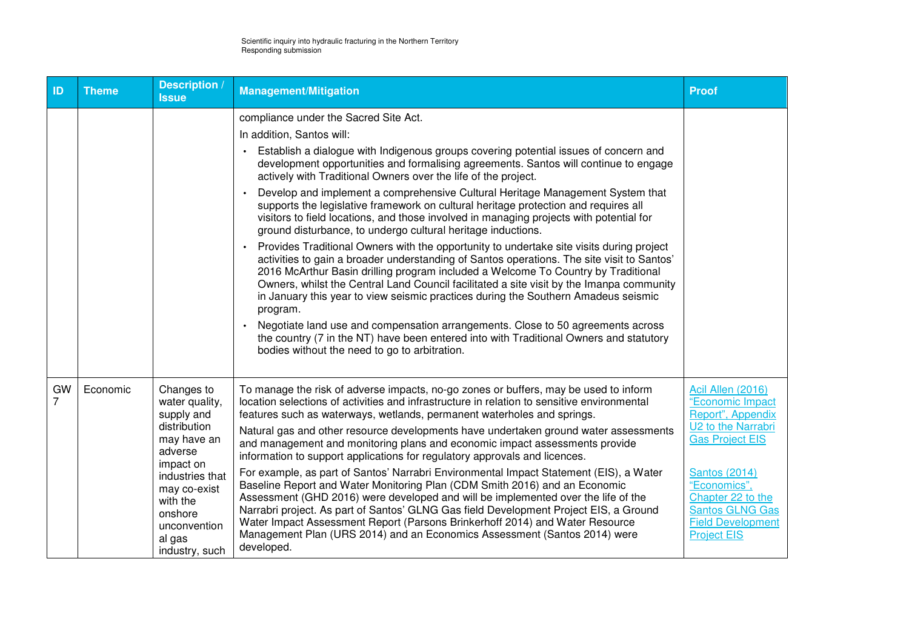| ID | Theme | Description / Issue | Management/Mitigation | Proof |
|---|---|---|---|---|
| | | | compliance under the Sacred Site Act.<br>In addition, Santos will:<br>• Establish a dialogue with Indigenous groups covering potential issues of concern and development opportunities and formalising agreements. Santos will continue to engage actively with Traditional Owners over the life of the project.<br>• Develop and implement a comprehensive Cultural Heritage Management System that supports the legislative framework on cultural heritage protection and requires all visitors to field locations, and those involved in managing projects with potential for ground disturbance, to undergo cultural heritage inductions.<br>• Provides Traditional Owners with the opportunity to undertake site visits during project activities to gain a broader understanding of Santos operations. The site visit to Santos' 2016 McArthur Basin drilling program included a Welcome To Country by Traditional Owners, whilst the Central Land Council facilitated a site visit by the Imanpa community in January this year to view seismic practices during the Southern Amadeus seismic program.<br>• Negotiate land use and compensation arrangements. Close to 50 agreements across the country (7 in the NT) have been entered into with Traditional Owners and statutory bodies without the need to go to arbitration. | |
| GW 7 | Economic | Changes to water quality, supply and distribution may have an adverse impact on industries that may co-exist with the onshore unconventional gas industry, such | To manage the risk of adverse impacts, no-go zones or buffers, may be used to inform location selections of activities and infrastructure in relation to sensitive environmental features such as waterways, wetlands, permanent waterholes and springs.<br>Natural gas and other resource developments have undertaken ground water assessments and management and monitoring plans and economic impact assessments provide information to support applications for regulatory approvals and licences.<br>For example, as part of Santos' Narrabri Environmental Impact Statement (EIS), a Water Baseline Report and Water Monitoring Plan (CDM Smith 2016) and an Economic Assessment (GHD 2016) were developed and will be implemented over the life of the Narrabri project. As part of Santos' GLNG Gas field Development Project EIS, a Ground Water Impact Assessment Report (Parsons Brinkerhoff 2014) and Water Resource Management Plan (URS 2014) and an Economics Assessment (Santos 2014) were developed. | Acil Allen (2016) "Economic Impact Report", Appendix U2 to the Narrabri Gas Project EIS<br><br>Santos (2014) "Economics", Chapter 22 to the Santos GLNG Gas Field Development Project EIS |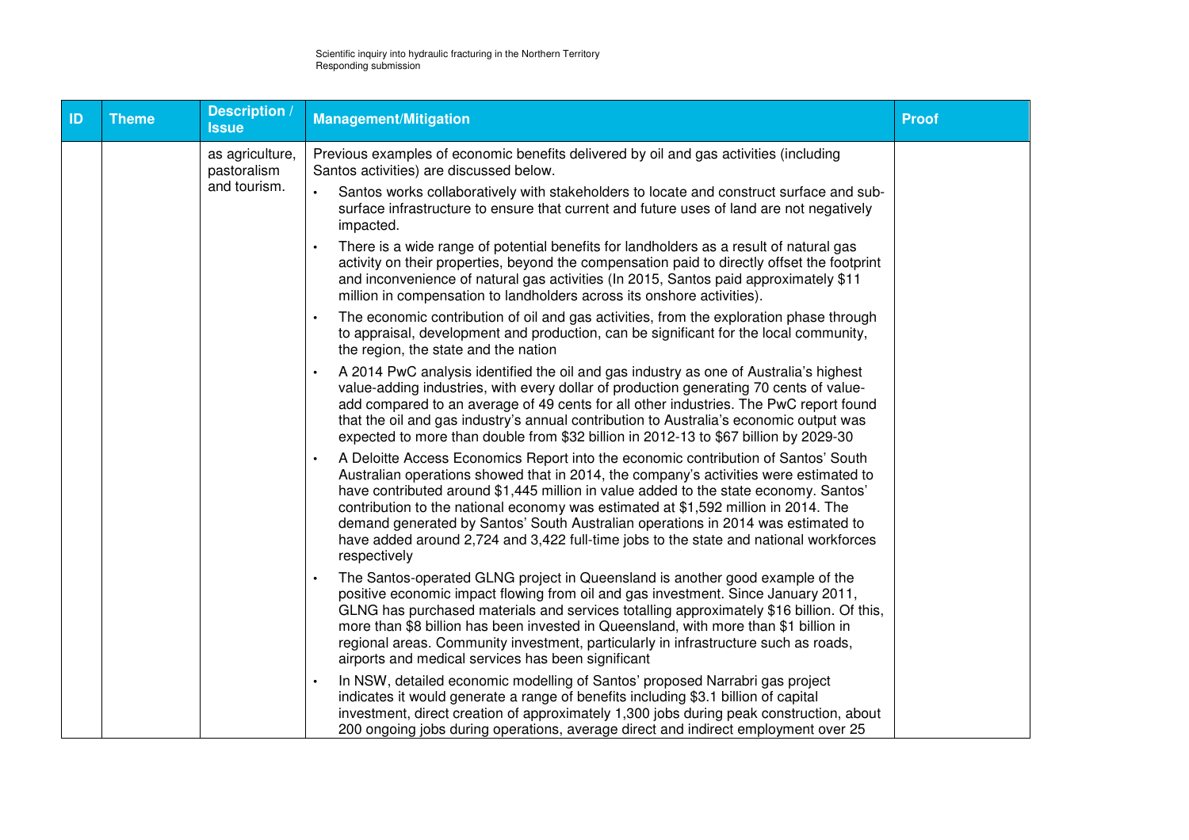| ID | Theme | Description / Issue | Management/Mitigation | Proof |
|---|---|---|---|---|
| | | as agriculture, pastoralism and tourism. | Previous examples of economic benefits delivered by oil and gas activities (including Santos activities) are discussed below.<br>• Santos works collaboratively with stakeholders to locate and construct surface and sub-surface infrastructure to ensure that current and future uses of land are not negatively impacted.<br>• There is a wide range of potential benefits for landholders as a result of natural gas activity on their properties, beyond the compensation paid to directly offset the footprint and inconvenience of natural gas activities (In 2015, Santos paid approximately $11 million in compensation to landholders across its onshore activities).<br>• The economic contribution of oil and gas activities, from the exploration phase through to appraisal, development and production, can be significant for the local community, the region, the state and the nation<br>• A 2014 PwC analysis identified the oil and gas industry as one of Australia's highest value-adding industries, with every dollar of production generating 70 cents of value-add compared to an average of 49 cents for all other industries. The PwC report found that the oil and gas industry's annual contribution to Australia's economic output was expected to more than double from $32 billion in 2012-13 to $67 billion by 2029-30<br>• A Deloitte Access Economics Report into the economic contribution of Santos' South Australian operations showed that in 2014, the company's activities were estimated to have contributed around $1,445 million in value added to the state economy. Santos' contribution to the national economy was estimated at $1,592 million in 2014. The demand generated by Santos' South Australian operations in 2014 was estimated to have added around 2,724 and 3,422 full-time jobs to the state and national workforces respectively<br>• The Santos-operated GLNG project in Queensland is another good example of the positive economic impact flowing from oil and gas investment. Since January 2011, GLNG has purchased materials and services totalling approximately $16 billion. Of this, more than $8 billion has been invested in Queensland, with more than $1 billion in regional areas. Community investment, particularly in infrastructure such as roads, airports and medical services has been significant<br>• In NSW, detailed economic modelling of Santos' proposed Narrabri gas project indicates it would generate a range of benefits including $3.1 billion of capital investment, direct creation of approximately 1,300 jobs during peak construction, about 200 ongoing jobs during operations, average direct and indirect employment over 25 | |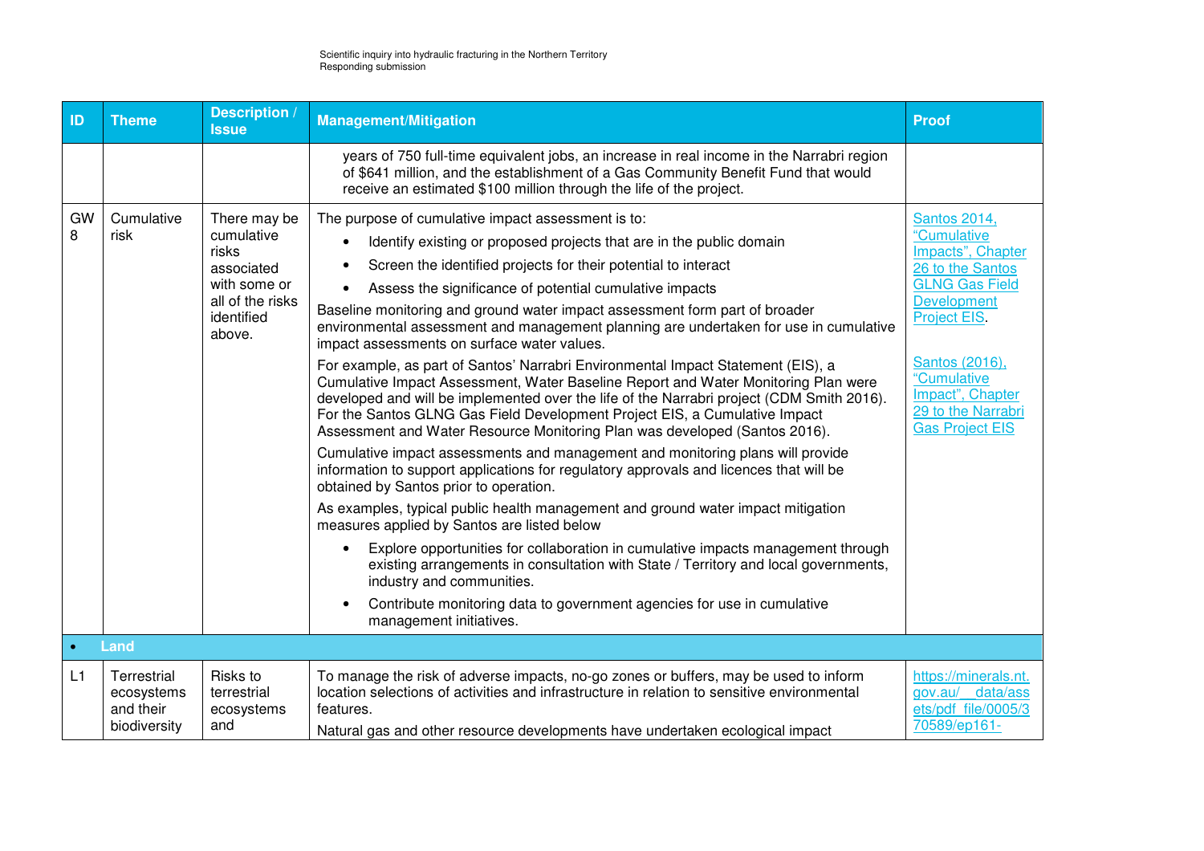| ID | Theme | Description / Issue | Management/Mitigation | Proof |
|---|---|---|---|---|
| | | | years of 750 full-time equivalent jobs, an increase in real income in the Narrabri region of $641 million, and the establishment of a Gas Community Benefit Fund that would receive an estimated $100 million through the life of the project. | |
| GW 8 | Cumulative risk | There may be cumulative risks associated with some or all of the risks identified above. | The purpose of cumulative impact assessment is to:<br>• Identify existing or proposed projects that are in the public domain<br>• Screen the identified projects for their potential to interact<br>• Assess the significance of potential cumulative impacts<br>Baseline monitoring and ground water impact assessment form part of broader environmental assessment and management planning are undertaken for use in cumulative impact assessments on surface water values.<br>For example, as part of Santos' Narrabri Environmental Impact Statement (EIS), a Cumulative Impact Assessment, Water Baseline Report and Water Monitoring Plan were developed and will be implemented over the life of the Narrabri project (CDM Smith 2016). For the Santos GLNG Gas Field Development Project EIS, a Cumulative Impact Assessment and Water Resource Monitoring Plan was developed (Santos 2016).<br>Cumulative impact assessments and management and monitoring plans will provide information to support applications for regulatory approvals and licences that will be obtained by Santos prior to operation.<br>As examples, typical public health management and ground water impact mitigation measures applied by Santos are listed below<br>• Explore opportunities for collaboration in cumulative impacts management through existing arrangements in consultation with State / Territory and local governments, industry and communities.<br>• Contribute monitoring data to government agencies for use in cumulative management initiatives. | Santos 2014, "Cumulative Impacts", Chapter 26 to the Santos GLNG Gas Field Development Project EIS.<br><br>Santos (2016), "Cumulative Impact", Chapter 29 to the Narrabri Gas Project EIS |
| • **Land** | | | | |
| L1 | Terrestrial ecosystems and their biodiversity | Risks to terrestrial ecosystems and | To manage the risk of adverse impacts, no-go zones or buffers, may be used to inform location selections of activities and infrastructure in relation to sensitive environmental features.<br>Natural gas and other resource developments have undertaken ecological impact | https://minerals.nt.gov.au/__data/assets/pdf_file/0005/370589/ep161- |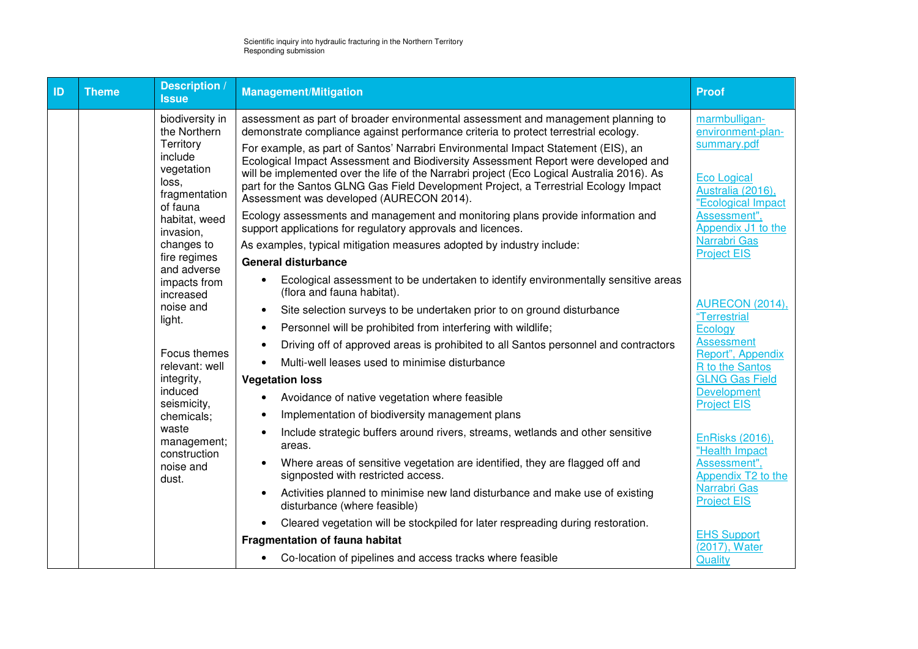| ID | Theme | Description / Issue | Management/Mitigation | Proof |
|---|---|---|---|---|
| | | biodiversity in the Northern Territory include vegetation loss, fragmentation of fauna habitat, weed invasion, changes to fire regimes and adverse impacts from increased noise and light.<br><br>Focus themes relevant: well integrity, induced seismicity, chemicals; waste management; construction noise and dust. | assessment as part of broader environmental assessment and management planning to demonstrate compliance against performance criteria to protect terrestrial ecology.<br><br>For example, as part of Santos' Narrabri Environmental Impact Statement (EIS), an Ecological Impact Assessment and Biodiversity Assessment Report were developed and will be implemented over the life of the Narrabri project (Eco Logical Australia 2016). As part for the Santos GLNG Gas Field Development Project, a Terrestrial Ecology Impact Assessment was developed (AURECON 2014).<br><br>Ecology assessments and management and monitoring plans provide information and support applications for regulatory approvals and licences.<br><br>As examples, typical mitigation measures adopted by industry include:<br><br>**General disturbance**<br><br>• Ecological assessment to be undertaken to identify environmentally sensitive areas (flora and fauna habitat).<br>• Site selection surveys to be undertaken prior to on ground disturbance<br>• Personnel will be prohibited from interfering with wildlife;<br>• Driving off of approved areas is prohibited to all Santos personnel and contractors<br>• Multi-well leases used to minimise disturbance<br><br>**Vegetation loss**<br><br>• Avoidance of native vegetation where feasible<br>• Implementation of biodiversity management plans<br>• Include strategic buffers around rivers, streams, wetlands and other sensitive areas.<br>• Where areas of sensitive vegetation are identified, they are flagged off and signposted with restricted access.<br>• Activities planned to minimise new land disturbance and make use of existing disturbance (where feasible)<br>• Cleared vegetation will be stockpiled for later respreading during restoration.<br><br>**Fragmentation of fauna habitat**<br><br>• Co-location of pipelines and access tracks where feasible | marmbulligan-environment-plan-summary.pdf<br><br>Eco Logical Australia (2016), "Ecological Impact Assessment", Appendix J1 to the Narrabri Gas Project EIS<br><br>AURECON (2014), "Terrestrial Ecology Assessment Report", Appendix R to the Santos GLNG Gas Field Development Project EIS<br><br>EnRisks (2016), "Health Impact Assessment", Appendix T2 to the Narrabri Gas Project EIS<br><br>EHS Support (2017), Water Quality |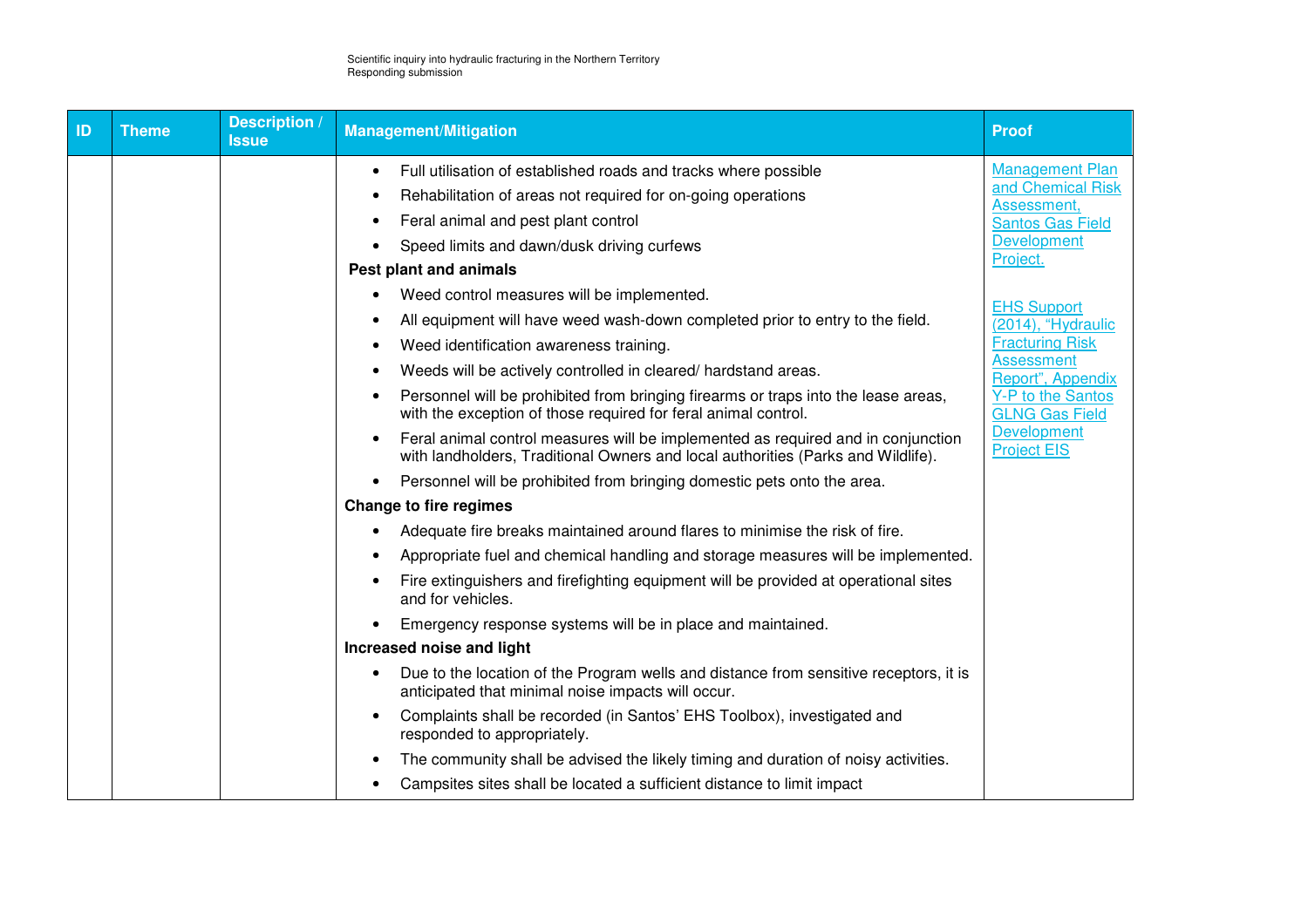| ID | Theme | Description / Issue | Management/Mitigation | Proof |
|---|---|---|---|---|
| | | | • Full utilisation of established roads and tracks where possible<br>• Rehabilitation of areas not required for on-going operations<br>• Feral animal and pest plant control<br>• Speed limits and dawn/dusk driving curfews<br>**Pest plant and animals**<br>• Weed control measures will be implemented.<br>• All equipment will have weed wash-down completed prior to entry to the field.<br>• Weed identification awareness training.<br>• Weeds will be actively controlled in cleared/ hardstand areas.<br>• Personnel will be prohibited from bringing firearms or traps into the lease areas, with the exception of those required for feral animal control.<br>• Feral animal control measures will be implemented as required and in conjunction with landholders, Traditional Owners and local authorities (Parks and Wildlife).<br>• Personnel will be prohibited from bringing domestic pets onto the area.<br>**Change to fire regimes**<br>• Adequate fire breaks maintained around flares to minimise the risk of fire.<br>• Appropriate fuel and chemical handling and storage measures will be implemented.<br>• Fire extinguishers and firefighting equipment will be provided at operational sites and for vehicles.<br>• Emergency response systems will be in place and maintained.<br>**Increased noise and light**<br>• Due to the location of the Program wells and distance from sensitive receptors, it is anticipated that minimal noise impacts will occur.<br>• Complaints shall be recorded (in Santos' EHS Toolbox), investigated and responded to appropriately.<br>• The community shall be advised the likely timing and duration of noisy activities.<br>• Campsites sites shall be located a sufficient distance to limit impact | Management Plan and Chemical Risk Assessment, Santos Gas Field Development Project.<br><br>EHS Support (2014), "Hydraulic Fracturing Risk Assessment Report", Appendix Y-P to the Santos GLNG Gas Field Development Project EIS |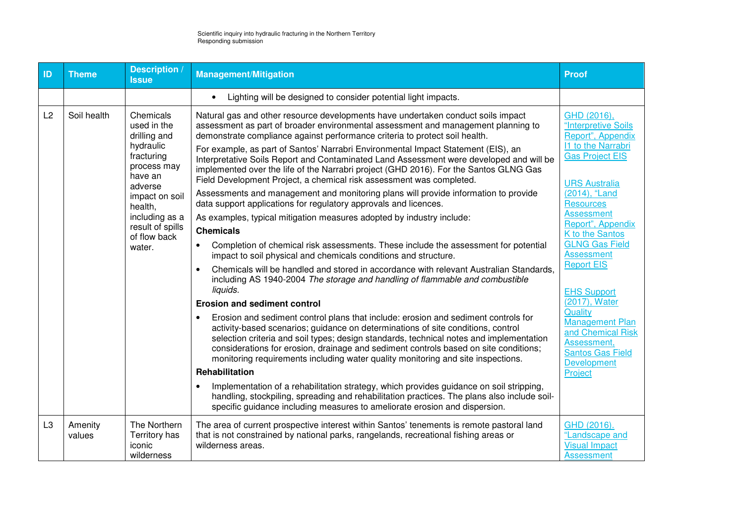| ID | Theme | Description / Issue | Management/Mitigation | Proof |
|---|---|---|---|---|
| | | | • Lighting will be designed to consider potential light impacts. | |
| L2 | Soil health | Chemicals used in the drilling and hydraulic fracturing process may have an adverse impact on soil health, including as a result of spills of flow back water. | Natural gas and other resource developments have undertaken conduct soils impact assessment as part of broader environmental assessment and management planning to demonstrate compliance against performance criteria to protect soil health.<br>For example, as part of Santos' Narrabri Environmental Impact Statement (EIS), an Interpretative Soils Report and Contaminated Land Assessment were developed and will be implemented over the life of the Narrabri project (GHD 2016). For the Santos GLNG Gas Field Development Project, a chemical risk assessment was completed.<br>Assessments and management and monitoring plans will provide information to provide data support applications for regulatory approvals and licences.<br>As examples, typical mitigation measures adopted by industry include:<br>**Chemicals**<br>• Completion of chemical risk assessments. These include the assessment for potential impact to soil physical and chemicals conditions and structure.<br>• Chemicals will be handled and stored in accordance with relevant Australian Standards, including AS 1940-2004 *The storage and handling of flammable and combustible liquids.*<br>**Erosion and sediment control**<br>• Erosion and sediment control plans that include: erosion and sediment controls for activity-based scenarios; guidance on determinations of site conditions, control selection criteria and soil types; design standards, technical notes and implementation considerations for erosion, drainage and sediment controls based on site conditions; monitoring requirements including water quality monitoring and site inspections.<br>**Rehabilitation**<br>• Implementation of a rehabilitation strategy, which provides guidance on soil stripping, handling, stockpiling, spreading and rehabilitation practices. The plans also include soil-specific guidance including measures to ameliorate erosion and dispersion. | GHD (2016), "Interpretive Soils Report", Appendix I1 to the Narrabri Gas Project EIS<br><br>URS Australia (2014), "Land Resources Assessment Report", Appendix K to the Santos GLNG Gas Field Assessment Report EIS<br><br>EHS Support (2017), Water Quality Management Plan and Chemical Risk Assessment, Santos Gas Field Development Project |
| L3 | Amenity values | The Northern Territory has iconic wilderness | The area of current prospective interest within Santos' tenements is remote pastoral land that is not constrained by national parks, rangelands, recreational fishing areas or wilderness areas. | GHD (2016). "Landscape and Visual Impact Assessment |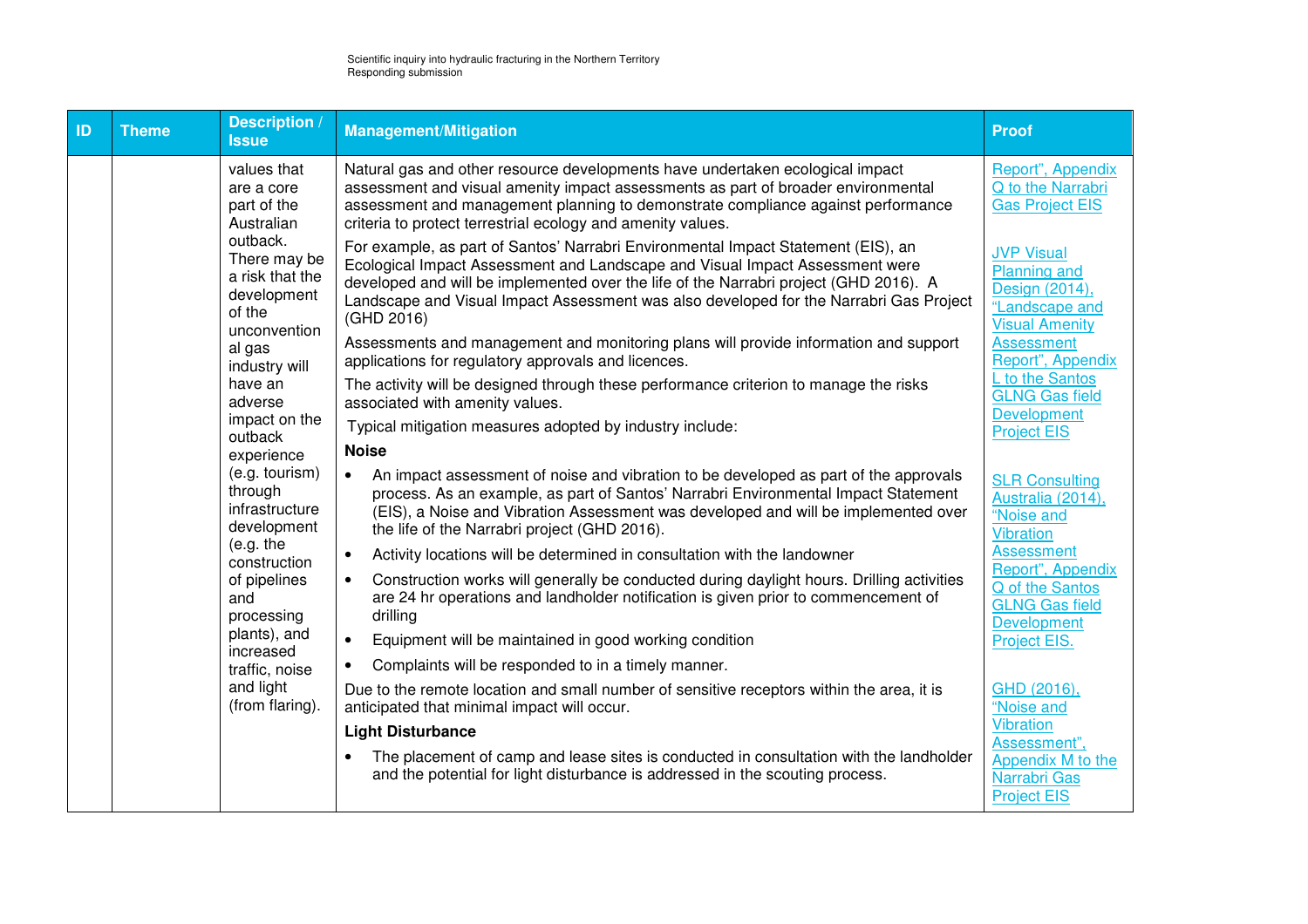| ID | Theme | Description / Issue | Management/Mitigation | Proof |
|---|---|---|---|---|
| | | values that are a core part of the Australian outback. There may be a risk that the development of the unconventional gas industry will have an adverse impact on the outback experience (e.g. tourism) through infrastructure development (e.g. the construction of pipelines and processing plants), and increased traffic, noise and light (from flaring). | Natural gas and other resource developments have undertaken ecological impact assessment and visual amenity impact assessments as part of broader environmental assessment and management planning to demonstrate compliance against performance criteria to protect terrestrial ecology and amenity values.<br><br>For example, as part of Santos' Narrabri Environmental Impact Statement (EIS), an Ecological Impact Assessment and Landscape and Visual Impact Assessment were developed and will be implemented over the life of the Narrabri project (GHD 2016). A Landscape and Visual Impact Assessment was also developed for the Narrabri Gas Project (GHD 2016)<br><br>Assessments and management and monitoring plans will provide information and support applications for regulatory approvals and licences.<br><br>The activity will be designed through these performance criterion to manage the risks associated with amenity values.<br><br>Typical mitigation measures adopted by industry include:<br><br>**Noise**<br><br>• An impact assessment of noise and vibration to be developed as part of the approvals process. As an example, as part of Santos' Narrabri Environmental Impact Statement (EIS), a Noise and Vibration Assessment was developed and will be implemented over the life of the Narrabri project (GHD 2016).<br>• Activity locations will be determined in consultation with the landowner<br>• Construction works will generally be conducted during daylight hours. Drilling activities are 24 hr operations and landholder notification is given prior to commencement of drilling<br>• Equipment will be maintained in good working condition<br>• Complaints will be responded to in a timely manner.<br><br>Due to the remote location and small number of sensitive receptors within the area, it is anticipated that minimal impact will occur.<br><br>**Light Disturbance**<br><br>• The placement of camp and lease sites is conducted in consultation with the landholder and the potential for light disturbance is addressed in the scouting process. | Report", Appendix Q to the Narrabri Gas Project EIS<br><br>JVP Visual Planning and Design (2014), "Landscape and Visual Amenity Assessment Report", Appendix L to the Santos GLNG Gas field Development Project EIS<br><br>SLR Consulting Australia (2014), "Noise and Vibration Assessment Report", Appendix Q of the Santos GLNG Gas field Development Project EIS.<br><br>GHD (2016), "Noise and Vibration Assessment", Appendix M to the Narrabri Gas Project EIS |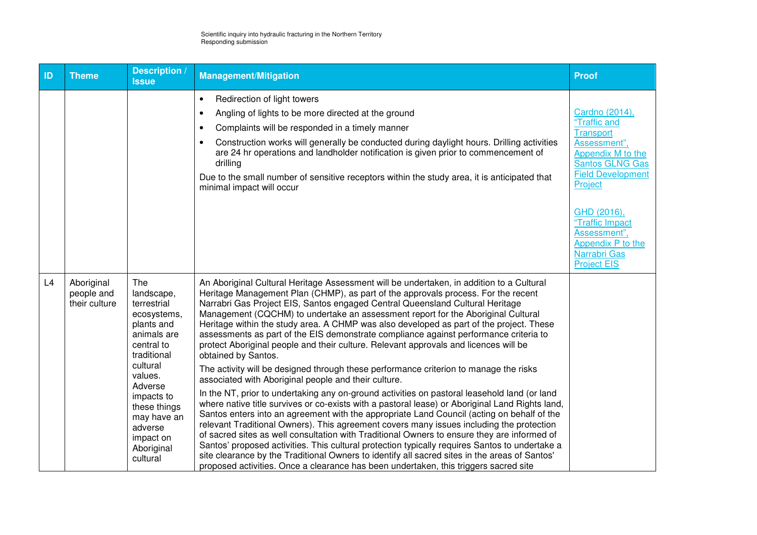| ID | Theme | Description / Issue | Management/Mitigation | Proof |
| --- | --- | --- | --- | --- |
| | | | • Redirection of light towers<br>• Angling of lights to be more directed at the ground<br>• Complaints will be responded in a timely manner<br>• Construction works will generally be conducted during daylight hours. Drilling activities are 24 hr operations and landholder notification is given prior to commencement of drilling<br>Due to the small number of sensitive receptors within the study area, it is anticipated that minimal impact will occur | Cardno (2014), "Traffic and Transport Assessment", Appendix M to the Santos GLNG Gas Field Development Project<br><br>GHD (2016), "Traffic Impact Assessment", Appendix P to the Narrabri Gas Project EIS |
| L4 | Aboriginal people and their culture | The landscape, terrestrial ecosystems, plants and animals are central to traditional cultural values. Adverse impacts to these things may have an adverse impact on Aboriginal cultural | An Aboriginal Cultural Heritage Assessment will be undertaken, in addition to a Cultural Heritage Management Plan (CHMP), as part of the approvals process. For the recent Narrabri Gas Project EIS, Santos engaged Central Queensland Cultural Heritage Management (CQCHM) to undertake an assessment report for the Aboriginal Cultural Heritage within the study area. A CHMP was also developed as part of the project. These assessments as part of the EIS demonstrate compliance against performance criteria to protect Aboriginal people and their culture. Relevant approvals and licences will be obtained by Santos.<br>The activity will be designed through these performance criterion to manage the risks associated with Aboriginal people and their culture.<br>In the NT, prior to undertaking any on-ground activities on pastoral leasehold land (or land where native title survives or co-exists with a pastoral lease) or Aboriginal Land Rights land, Santos enters into an agreement with the appropriate Land Council (acting on behalf of the relevant Traditional Owners). This agreement covers many issues including the protection of sacred sites as well consultation with Traditional Owners to ensure they are informed of Santos' proposed activities. This cultural protection typically requires Santos to undertake a site clearance by the Traditional Owners to identify all sacred sites in the areas of Santos' proposed activities. Once a clearance has been undertaken, this triggers sacred site | |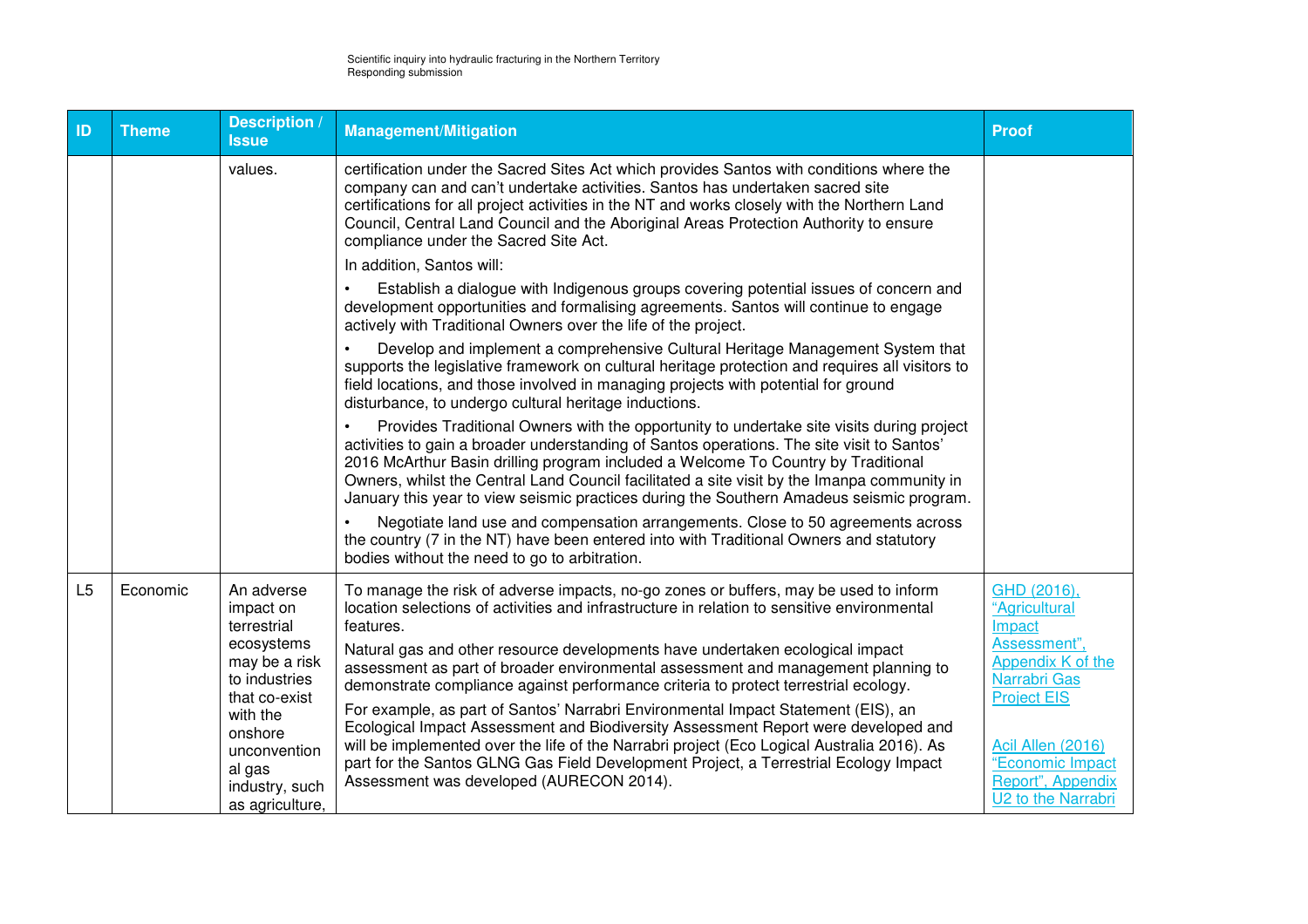| ID | Theme | Description / Issue | Management/Mitigation | Proof |
|---|---|---|---|---|
| | | values. | certification under the Sacred Sites Act which provides Santos with conditions where the company can and can't undertake activities. Santos has undertaken sacred site certifications for all project activities in the NT and works closely with the Northern Land Council, Central Land Council and the Aboriginal Areas Protection Authority to ensure compliance under the Sacred Site Act.<br><br>In addition, Santos will:<br><br>• Establish a dialogue with Indigenous groups covering potential issues of concern and development opportunities and formalising agreements. Santos will continue to engage actively with Traditional Owners over the life of the project.<br><br>• Develop and implement a comprehensive Cultural Heritage Management System that supports the legislative framework on cultural heritage protection and requires all visitors to field locations, and those involved in managing projects with potential for ground disturbance, to undergo cultural heritage inductions.<br><br>• Provides Traditional Owners with the opportunity to undertake site visits during project activities to gain a broader understanding of Santos operations. The site visit to Santos' 2016 McArthur Basin drilling program included a Welcome To Country by Traditional Owners, whilst the Central Land Council facilitated a site visit by the Imanpa community in January this year to view seismic practices during the Southern Amadeus seismic program.<br><br>• Negotiate land use and compensation arrangements. Close to 50 agreements across the country (7 in the NT) have been entered into with Traditional Owners and statutory bodies without the need to go to arbitration. | |
| L5 | Economic | An adverse impact on terrestrial ecosystems may be a risk to industries that co-exist with the onshore unconventional gas industry, such as agriculture, | To manage the risk of adverse impacts, no-go zones or buffers, may be used to inform location selections of activities and infrastructure in relation to sensitive environmental features.<br><br>Natural gas and other resource developments have undertaken ecological impact assessment as part of broader environmental assessment and management planning to demonstrate compliance against performance criteria to protect terrestrial ecology.<br><br>For example, as part of Santos' Narrabri Environmental Impact Statement (EIS), an Ecological Impact Assessment and Biodiversity Assessment Report were developed and will be implemented over the life of the Narrabri project (Eco Logical Australia 2016). As part for the Santos GLNG Gas Field Development Project, a Terrestrial Ecology Impact Assessment was developed (AURECON 2014). | GHD (2016), "Agricultural Impact Assessment", Appendix K of the Narrabri Gas Project EIS<br><br>Acil Allen (2016) "Economic Impact Report", Appendix U2 to the Narrabri |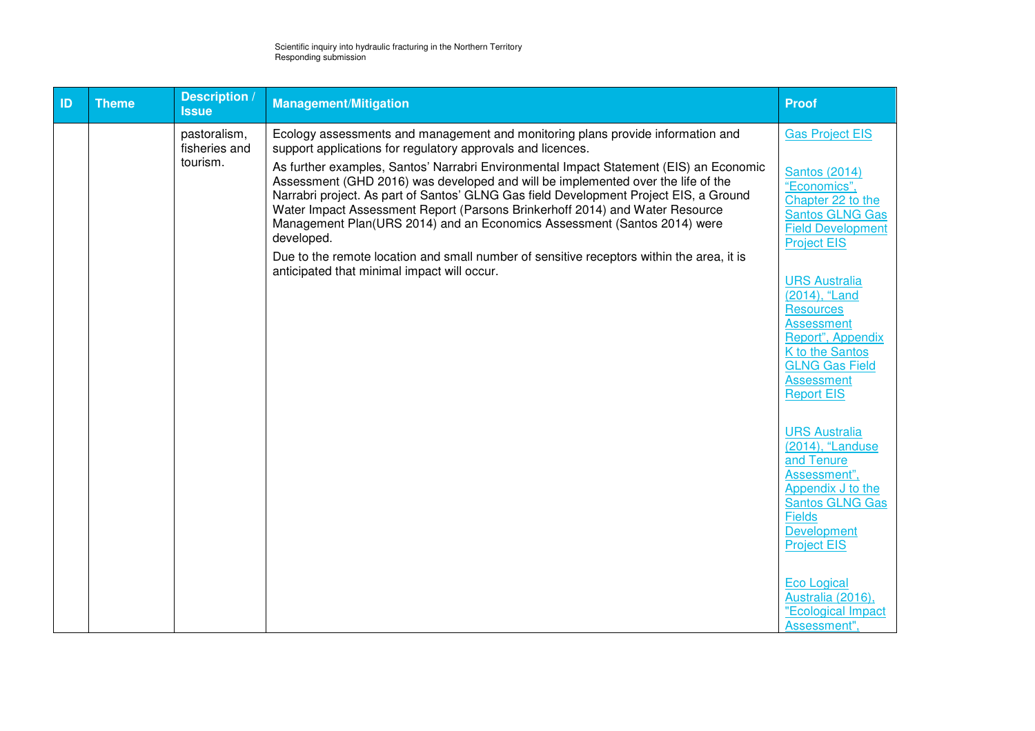| ID | Theme | Description / Issue | Management/Mitigation | Proof |
|---|---|---|---|---|
| | | pastoralism, fisheries and tourism. | Ecology assessments and management and monitoring plans provide information and support applications for regulatory approvals and licences.<br><br>As further examples, Santos' Narrabri Environmental Impact Statement (EIS) an Economic Assessment (GHD 2016) was developed and will be implemented over the life of the Narrabri project. As part of Santos' GLNG Gas field Development Project EIS, a Ground Water Impact Assessment Report (Parsons Brinkerhoff 2014) and Water Resource Management Plan(URS 2014) and an Economics Assessment (Santos 2014) were developed.<br><br>Due to the remote location and small number of sensitive receptors within the area, it is anticipated that minimal impact will occur. | Gas Project EIS<br><br>Santos (2014) "Economics", Chapter 22 to the Santos GLNG Gas Field Development Project EIS<br><br>URS Australia (2014), "Land Resources Assessment Report", Appendix K to the Santos GLNG Gas Field Assessment Report EIS<br><br>URS Australia (2014), "Landuse and Tenure Assessment", Appendix J to the Santos GLNG Gas Fields Development Project EIS<br><br>Eco Logical Australia (2016), "Ecological Impact Assessment", |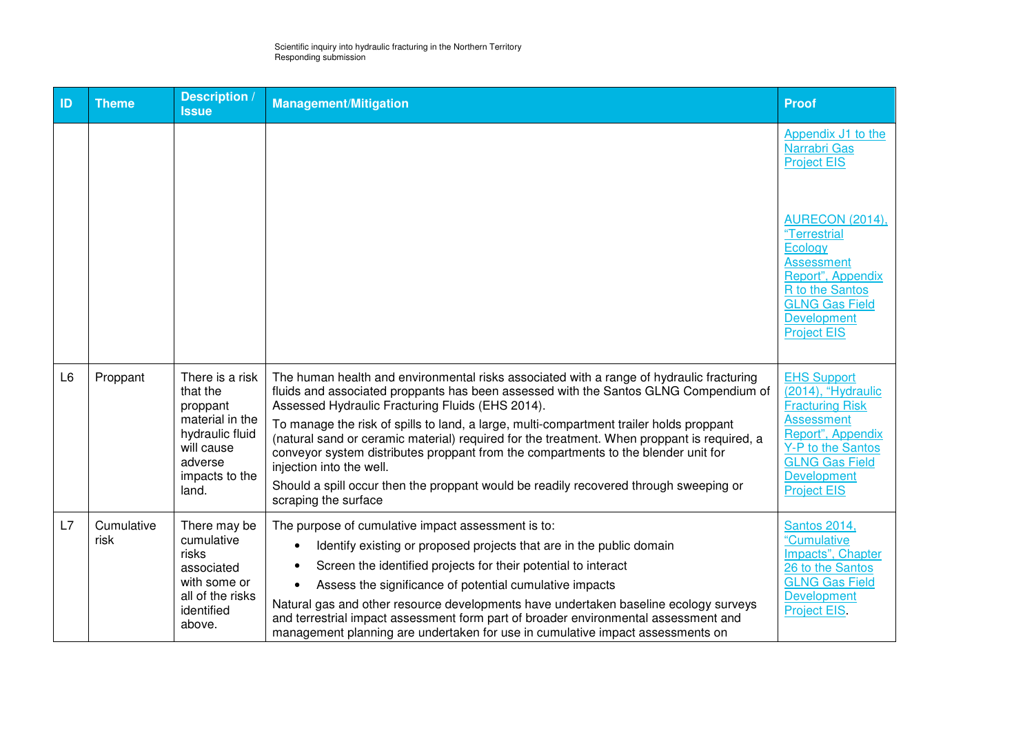| ID | Theme | Description / Issue | Management/Mitigation | Proof |
|---|---|---|---|---|
| | | | | Appendix J1 to the Narrabri Gas Project EIS<br><br>AURECON (2014), "Terrestrial Ecology Assessment Report", Appendix R to the Santos GLNG Gas Field Development Project EIS |
| L6 | Proppant | There is a risk that the proppant material in the hydraulic fluid will cause adverse impacts to the land. | The human health and environmental risks associated with a range of hydraulic fracturing fluids and associated proppants has been assessed with the Santos GLNG Compendium of Assessed Hydraulic Fracturing Fluids (EHS 2014).<br>To manage the risk of spills to land, a large, multi-compartment trailer holds proppant (natural sand or ceramic material) required for the treatment. When proppant is required, a conveyor system distributes proppant from the compartments to the blender unit for injection into the well.<br>Should a spill occur then the proppant would be readily recovered through sweeping or scraping the surface | EHS Support (2014), "Hydraulic Fracturing Risk Assessment Report", Appendix Y-P to the Santos GLNG Gas Field Development Project EIS |
| L7 | Cumulative risk | There may be cumulative risks associated with some or all of the risks identified above. | The purpose of cumulative impact assessment is to:<br>• Identify existing or proposed projects that are in the public domain<br>• Screen the identified projects for their potential to interact<br>• Assess the significance of potential cumulative impacts<br>Natural gas and other resource developments have undertaken baseline ecology surveys and terrestrial impact assessment form part of broader environmental assessment and management planning are undertaken for use in cumulative impact assessments on | Santos 2014, "Cumulative Impacts", Chapter 26 to the Santos GLNG Gas Field Development Project EIS. |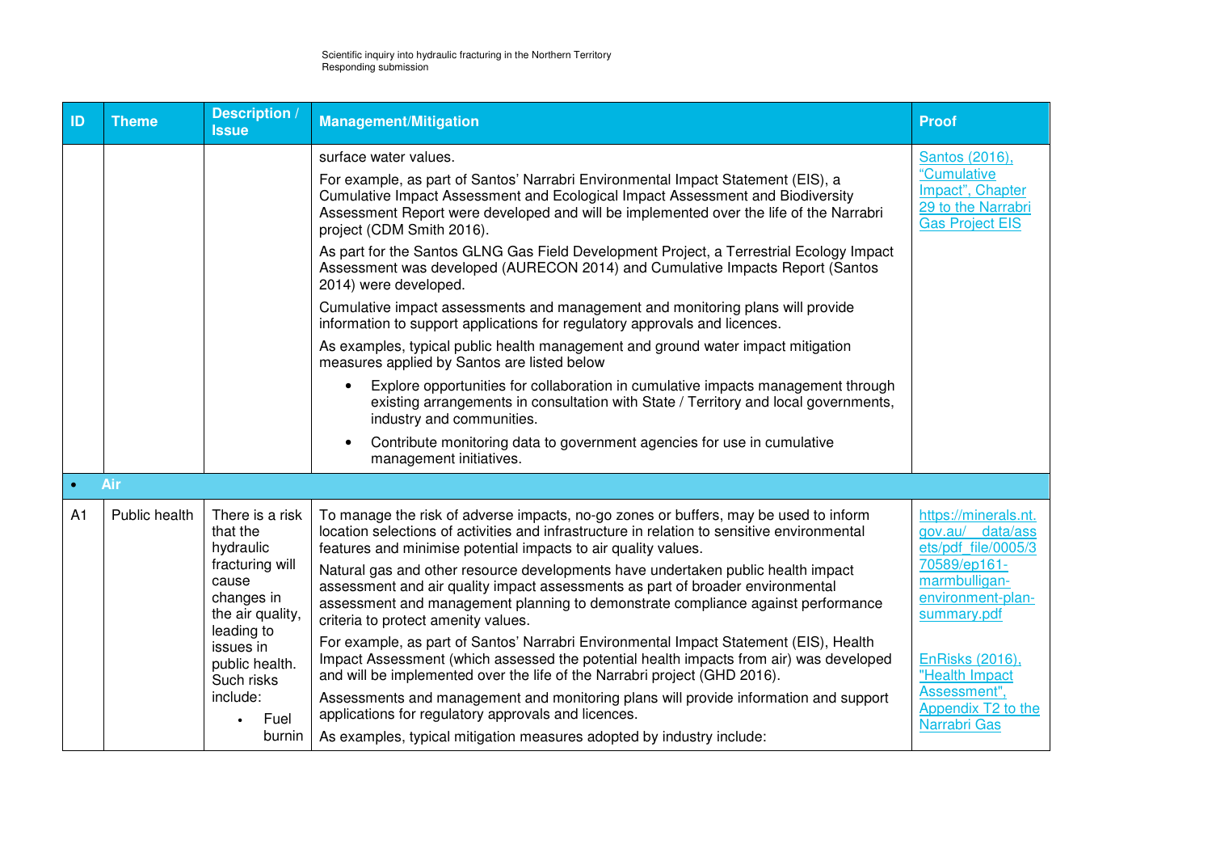| ID | Theme | Description / Issue | Management/Mitigation | Proof |
|---|---|---|---|---|
| | | | surface water values.<br><br>For example, as part of Santos' Narrabri Environmental Impact Statement (EIS), a Cumulative Impact Assessment and Ecological Impact Assessment and Biodiversity Assessment Report were developed and will be implemented over the life of the Narrabri project (CDM Smith 2016).<br><br>As part for the Santos GLNG Gas Field Development Project, a Terrestrial Ecology Impact Assessment was developed (AURECON 2014) and Cumulative Impacts Report (Santos 2014) were developed.<br><br>Cumulative impact assessments and management and monitoring plans will provide information to support applications for regulatory approvals and licences.<br><br>As examples, typical public health management and ground water impact mitigation measures applied by Santos are listed below<br><br>• Explore opportunities for collaboration in cumulative impacts management through existing arrangements in consultation with State / Territory and local governments, industry and communities.<br>• Contribute monitoring data to government agencies for use in cumulative management initiatives. | Santos (2016), "Cumulative Impact", Chapter 29 to the Narrabri Gas Project EIS |
| • | **Air** | | | |
| A1 | Public health | There is a risk that the hydraulic fracturing will cause changes in the air quality, leading to issues in public health. Such risks include:<br><br>• Fuel burnin | To manage the risk of adverse impacts, no-go zones or buffers, may be used to inform location selections of activities and infrastructure in relation to sensitive environmental features and minimise potential impacts to air quality values.<br><br>Natural gas and other resource developments have undertaken public health impact assessment and air quality impact assessments as part of broader environmental assessment and management planning to demonstrate compliance against performance criteria to protect amenity values.<br><br>For example, as part of Santos' Narrabri Environmental Impact Statement (EIS), Health Impact Assessment (which assessed the potential health impacts from air) was developed and will be implemented over the life of the Narrabri project (GHD 2016).<br><br>Assessments and management and monitoring plans will provide information and support applications for regulatory approvals and licences.<br><br>As examples, typical mitigation measures adopted by industry include: | https://minerals.nt.gov.au/__data/assets/pdf_file/0005/370589/ep161-marmbulligan-environment-plan-summary.pdf<br><br>EnRisks (2016), "Health Impact Assessment", Appendix T2 to the Narrabri Gas |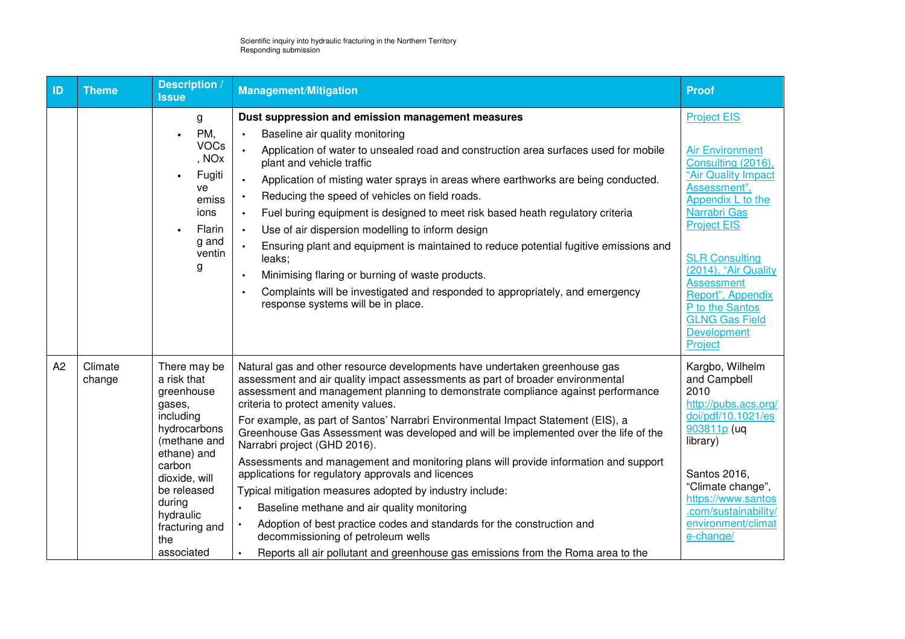| ID | Theme | Description / Issue | Management/Mitigation | Proof |
|---|---|---|---|---|
| | | g<br>• PM, VOCs, NOx<br>• Fugitive emissions<br>• Flaring and venting | **Dust suppression and emission management measures**<br>• Baseline air quality monitoring<br>• Application of water to unsealed road and construction area surfaces used for mobile plant and vehicle traffic<br>• Application of misting water sprays in areas where earthworks are being conducted.<br>• Reducing the speed of vehicles on field roads.<br>• Fuel buring equipment is designed to meet risk based heath regulatory criteria<br>• Use of air dispersion modelling to inform design<br>• Ensuring plant and equipment is maintained to reduce potential fugitive emissions and leaks;<br>• Minimising flaring or burning of waste products.<br>• Complaints will be investigated and responded to appropriately, and emergency response systems will be in place. | Project EIS<br><br>Air Environment Consulting (2016), "Air Quality Impact Assessment", Appendix L to the Narrabri Gas Project EIS<br><br>SLR Consulting (2014), "Air Quality Assessment Report", Appendix P to the Santos GLNG Gas Field Development Project |
| A2 | Climate change | There may be a risk that greenhouse gases, including hydrocarbons (methane and ethane) and carbon dioxide, will be released during hydraulic fracturing and the associated | Natural gas and other resource developments have undertaken greenhouse gas assessment and air quality impact assessments as part of broader environmental assessment and management planning to demonstrate compliance against performance criteria to protect amenity values.<br>For example, as part of Santos' Narrabri Environmental Impact Statement (EIS), a Greenhouse Gas Assessment was developed and will be implemented over the life of the Narrabri project (GHD 2016).<br>Assessments and management and monitoring plans will provide information and support applications for regulatory approvals and licences<br>Typical mitigation measures adopted by industry include:<br>• Baseline methane and air quality monitoring<br>• Adoption of best practice codes and standards for the construction and decommissioning of petroleum wells<br>• Reports all air pollutant and greenhouse gas emissions from the Roma area to the | Kargbo, Wilhelm and Campbell 2010 http://pubs.acs.org/doi/pdf/10.1021/es903811p (uq library)<br><br>Santos 2016, "Climate change", https://www.santos.com/sustainability/environment/climate-change/ |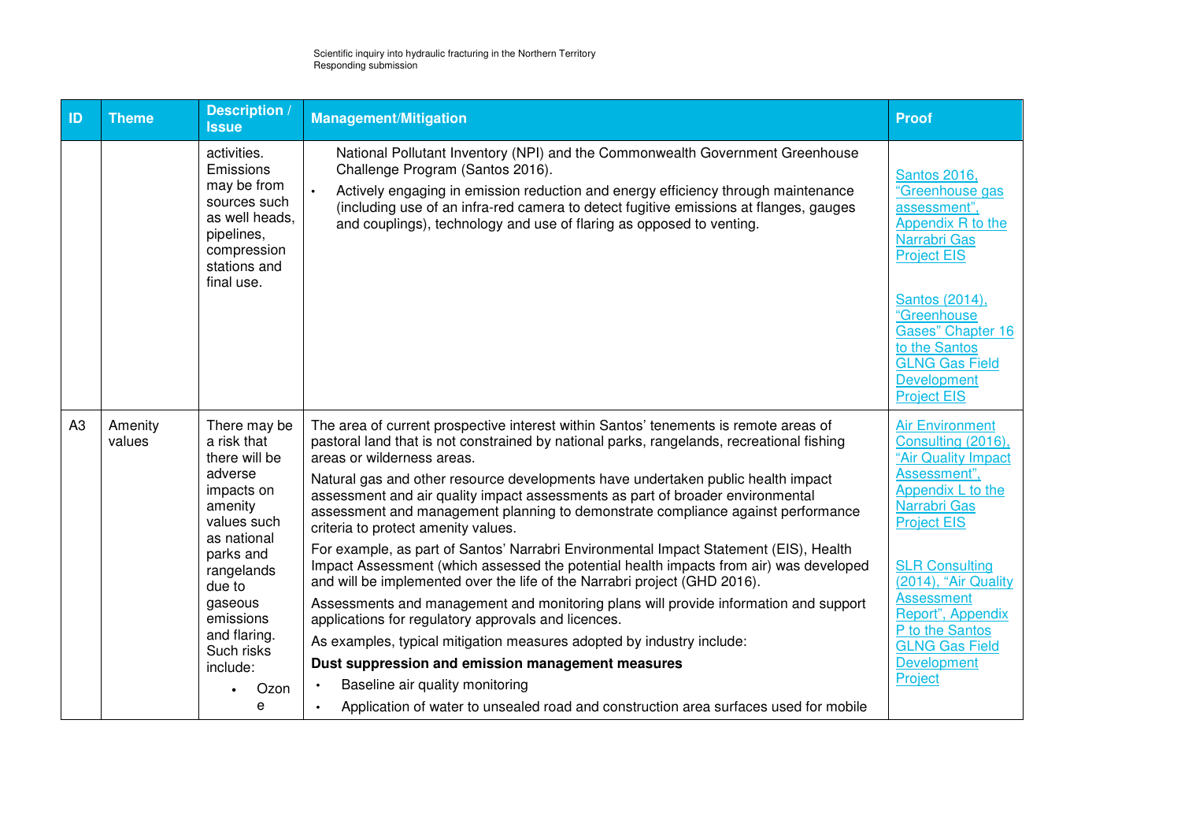| ID | Theme | Description / Issue | Management/Mitigation | Proof |
|---|---|---|---|---|
| | | activities. Emissions may be from sources such as well heads, pipelines, compression stations and final use. | National Pollutant Inventory (NPI) and the Commonwealth Government Greenhouse Challenge Program (Santos 2016).<br>• Actively engaging in emission reduction and energy efficiency through maintenance (including use of an infra-red camera to detect fugitive emissions at flanges, gauges and couplings), technology and use of flaring as opposed to venting. | Santos 2016, "Greenhouse gas assessment", Appendix R to the Narrabri Gas Project EIS<br><br>Santos (2014), "Greenhouse Gases" Chapter 16 to the Santos GLNG Gas Field Development Project EIS |
| A3 | Amenity values | There may be a risk that there will be adverse impacts on amenity values such as national parks and rangelands due to gaseous emissions and flaring. Such risks include:<br>• Ozone | The area of current prospective interest within Santos' tenements is remote areas of pastoral land that is not constrained by national parks, rangelands, recreational fishing areas or wilderness areas.<br>Natural gas and other resource developments have undertaken public health impact assessment and air quality impact assessments as part of broader environmental assessment and management planning to demonstrate compliance against performance criteria to protect amenity values.<br>For example, as part of Santos' Narrabri Environmental Impact Statement (EIS), Health Impact Assessment (which assessed the potential health impacts from air) was developed and will be implemented over the life of the Narrabri project (GHD 2016).<br>Assessments and management and monitoring plans will provide information and support applications for regulatory approvals and licences.<br>As examples, typical mitigation measures adopted by industry include:<br>**Dust suppression and emission management measures**<br>• Baseline air quality monitoring<br>• Application of water to unsealed road and construction area surfaces used for mobile | Air Environment Consulting (2016), "Air Quality Impact Assessment", Appendix L to the Narrabri Gas Project EIS<br><br>SLR Consulting (2014), "Air Quality Assessment Report", Appendix P to the Santos GLNG Gas Field Development Project |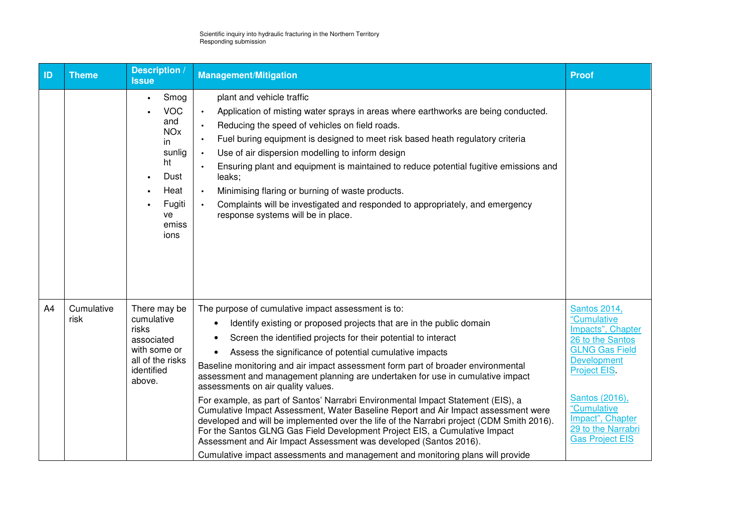| ID | Theme | Description / Issue | Management/Mitigation | Proof |
|---|---|---|---|---|
| | | • Smog<br>• VOC and NOx in sunlight<br>• Dust<br>• Heat<br>• Fugitive emissions | plant and vehicle traffic<br>• Application of misting water sprays in areas where earthworks are being conducted.<br>• Reducing the speed of vehicles on field roads.<br>• Fuel buring equipment is designed to meet risk based heath regulatory criteria<br>• Use of air dispersion modelling to inform design<br>• Ensuring plant and equipment is maintained to reduce potential fugitive emissions and leaks;<br>• Minimising flaring or burning of waste products.<br>• Complaints will be investigated and responded to appropriately, and emergency response systems will be in place. | |
| A4 | Cumulative risk | There may be cumulative risks associated with some or all of the risks identified above. | The purpose of cumulative impact assessment is to:<br>• Identify existing or proposed projects that are in the public domain<br>• Screen the identified projects for their potential to interact<br>• Assess the significance of potential cumulative impacts<br>Baseline monitoring and air impact assessment form part of broader environmental assessment and management planning are undertaken for use in cumulative impact assessments on air quality values.<br>For example, as part of Santos' Narrabri Environmental Impact Statement (EIS), a Cumulative Impact Assessment, Water Baseline Report and Air Impact assessment were developed and will be implemented over the life of the Narrabri project (CDM Smith 2016). For the Santos GLNG Gas Field Development Project EIS, a Cumulative Impact Assessment and Air Impact Assessment was developed (Santos 2016).<br>Cumulative impact assessments and management and monitoring plans will provide | Santos 2014, "Cumulative Impacts", Chapter 26 to the Santos GLNG Gas Field Development Project EIS.<br><br>Santos (2016), "Cumulative Impact", Chapter 29 to the Narrabri Gas Project EIS |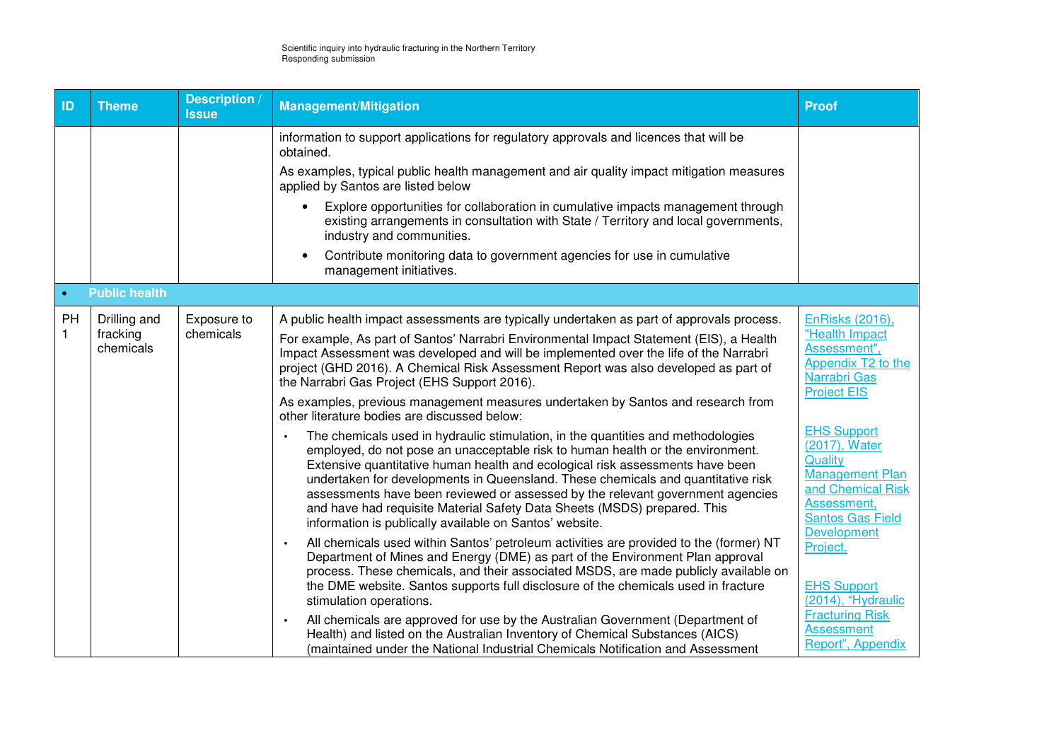| ID | Theme | Description / Issue | Management/Mitigation | Proof |
|---|---|---|---|---|
| | | | information to support applications for regulatory approvals and licences that will be obtained.<br><br>As examples, typical public health management and air quality impact mitigation measures applied by Santos are listed below<br><br>• Explore opportunities for collaboration in cumulative impacts management through existing arrangements in consultation with State / Territory and local governments, industry and communities.<br>• Contribute monitoring data to government agencies for use in cumulative management initiatives. | |
| • **Public health** | | | | |
| PH 1 | Drilling and fracking chemicals | Exposure to chemicals | A public health impact assessments are typically undertaken as part of approvals process.<br><br>For example, As part of Santos' Narrabri Environmental Impact Statement (EIS), a Health Impact Assessment was developed and will be implemented over the life of the Narrabri project (GHD 2016). A Chemical Risk Assessment Report was also developed as part of the Narrabri Gas Project (EHS Support 2016).<br><br>As examples, previous management measures undertaken by Santos and research from other literature bodies are discussed below:<br><br>• The chemicals used in hydraulic stimulation, in the quantities and methodologies employed, do not pose an unacceptable risk to human health or the environment. Extensive quantitative human health and ecological risk assessments have been undertaken for developments in Queensland. These chemicals and quantitative risk assessments have been reviewed or assessed by the relevant government agencies and have had requisite Material Safety Data Sheets (MSDS) prepared. This information is publically available on Santos' website.<br>• All chemicals used within Santos' petroleum activities are provided to the (former) NT Department of Mines and Energy (DME) as part of the Environment Plan approval process. These chemicals, and their associated MSDS, are made publicly available on the DME website. Santos supports full disclosure of the chemicals used in fracture stimulation operations.<br>• All chemicals are approved for use by the Australian Government (Department of Health) and listed on the Australian Inventory of Chemical Substances (AICS) (maintained under the National Industrial Chemicals Notification and Assessment | EnRisks (2016), "Health Impact Assessment", Appendix T2 to the Narrabri Gas Project EIS<br><br>EHS Support (2017), Water Quality Management Plan and Chemical Risk Assessment, Santos Gas Field Development Project.<br><br>EHS Support (2014), "Hydraulic Fracturing Risk Assessment Report", Appendix |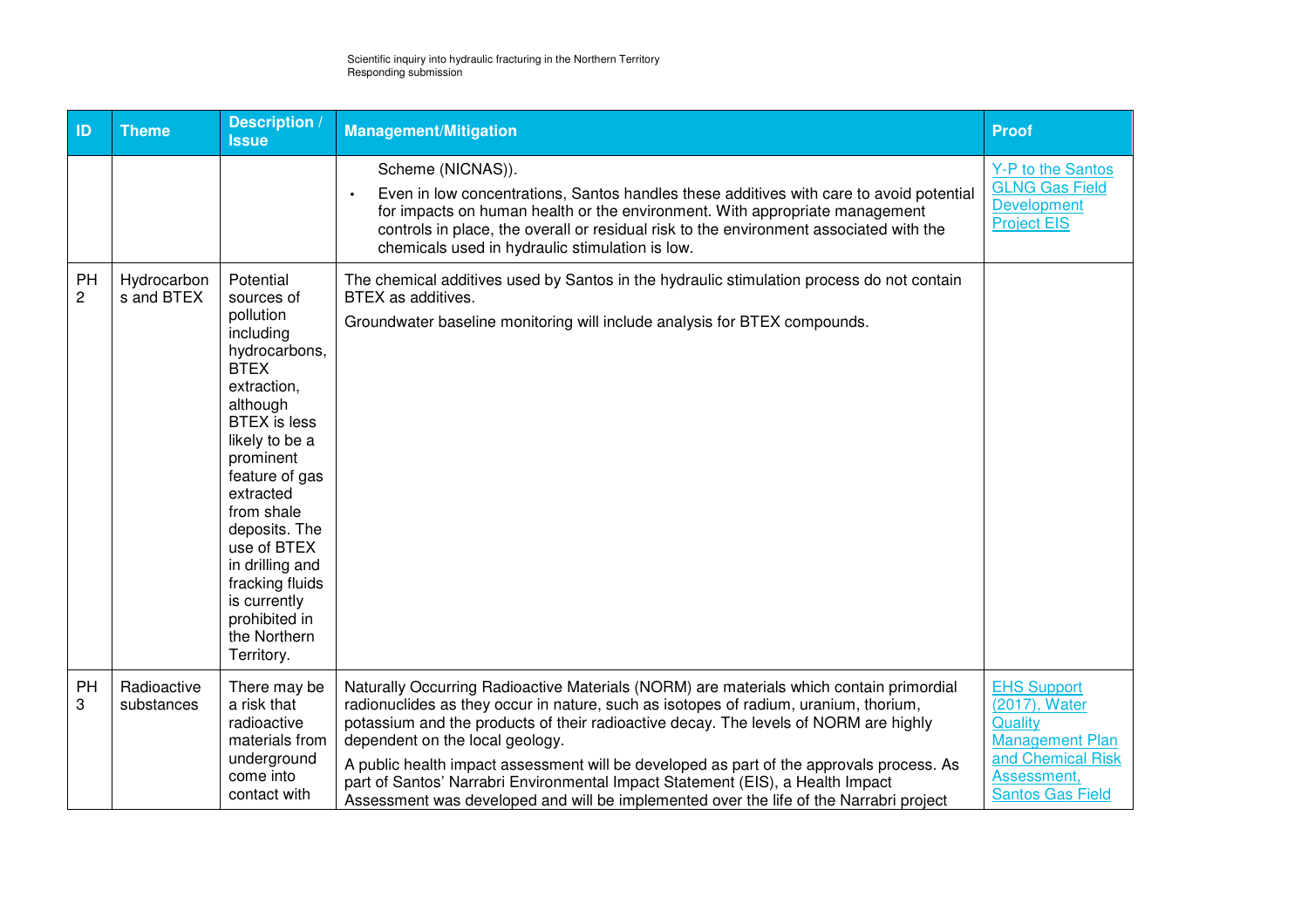| ID | Theme | Description / Issue | Management/Mitigation | Proof |
|---|---|---|---|---|
| | | | Scheme (NICNAS)).<br>• Even in low concentrations, Santos handles these additives with care to avoid potential for impacts on human health or the environment. With appropriate management controls in place, the overall or residual risk to the environment associated with the chemicals used in hydraulic stimulation is low. | Y-P to the Santos GLNG Gas Field Development Project EIS |
| PH 2 | Hydrocarbons and BTEX | Potential sources of pollution including hydrocarbons, BTEX extraction, although BTEX is less likely to be a prominent feature of gas extracted from shale deposits. The use of BTEX in drilling and fracking fluids is currently prohibited in the Northern Territory. | The chemical additives used by Santos in the hydraulic stimulation process do not contain BTEX as additives.<br>Groundwater baseline monitoring will include analysis for BTEX compounds. | |
| PH 3 | Radioactive substances | There may be a risk that radioactive materials from underground come into contact with | Naturally Occurring Radioactive Materials (NORM) are materials which contain primordial radionuclides as they occur in nature, such as isotopes of radium, uranium, thorium, potassium and the products of their radioactive decay. The levels of NORM are highly dependent on the local geology.<br>A public health impact assessment will be developed as part of the approvals process. As part of Santos' Narrabri Environmental Impact Statement (EIS), a Health Impact Assessment was developed and will be implemented over the life of the Narrabri project | EHS Support (2017), Water Quality Management Plan and Chemical Risk Assessment, Santos Gas Field |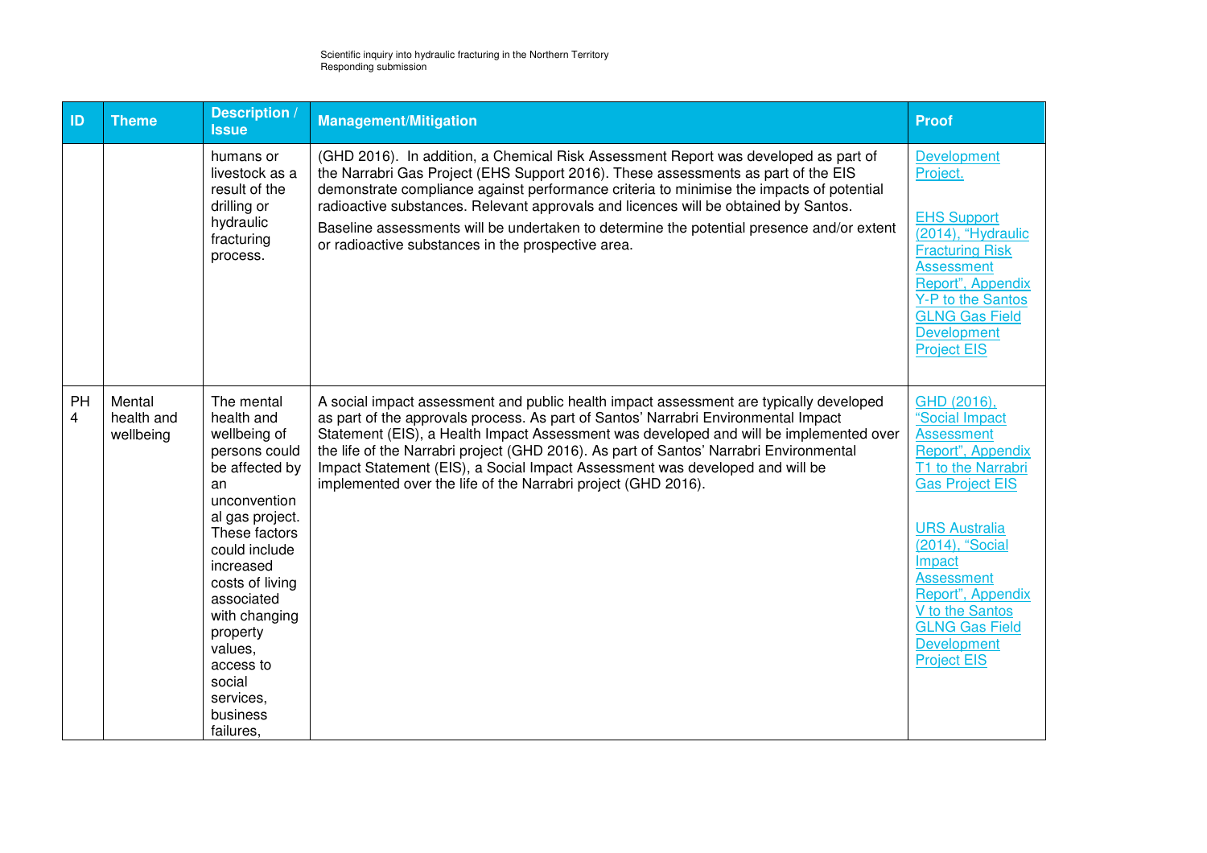| ID | Theme | Description / Issue | Management/Mitigation | Proof |
|---|---|---|---|---|
| | | humans or livestock as a result of the drilling or hydraulic fracturing process. | (GHD 2016). In addition, a Chemical Risk Assessment Report was developed as part of the Narrabri Gas Project (EHS Support 2016). These assessments as part of the EIS demonstrate compliance against performance criteria to minimise the impacts of potential radioactive substances. Relevant approvals and licences will be obtained by Santos.<br>Baseline assessments will be undertaken to determine the potential presence and/or extent or radioactive substances in the prospective area. | Development Project.<br><br>EHS Support (2014), "Hydraulic Fracturing Risk Assessment Report", Appendix Y-P to the Santos GLNG Gas Field Development Project EIS |
| PH 4 | Mental health and wellbeing | The mental health and wellbeing of persons could be affected by an unconventional gas project. These factors could include increased costs of living associated with changing property values, access to social services, business failures, | A social impact assessment and public health impact assessment are typically developed as part of the approvals process. As part of Santos' Narrabri Environmental Impact Statement (EIS), a Health Impact Assessment was developed and will be implemented over the life of the Narrabri project (GHD 2016). As part of Santos' Narrabri Environmental Impact Statement (EIS), a Social Impact Assessment was developed and will be implemented over the life of the Narrabri project (GHD 2016). | GHD (2016), "Social Impact Assessment Report", Appendix T1 to the Narrabri Gas Project EIS<br><br>URS Australia (2014), "Social Impact Assessment Report", Appendix V to the Santos GLNG Gas Field Development Project EIS |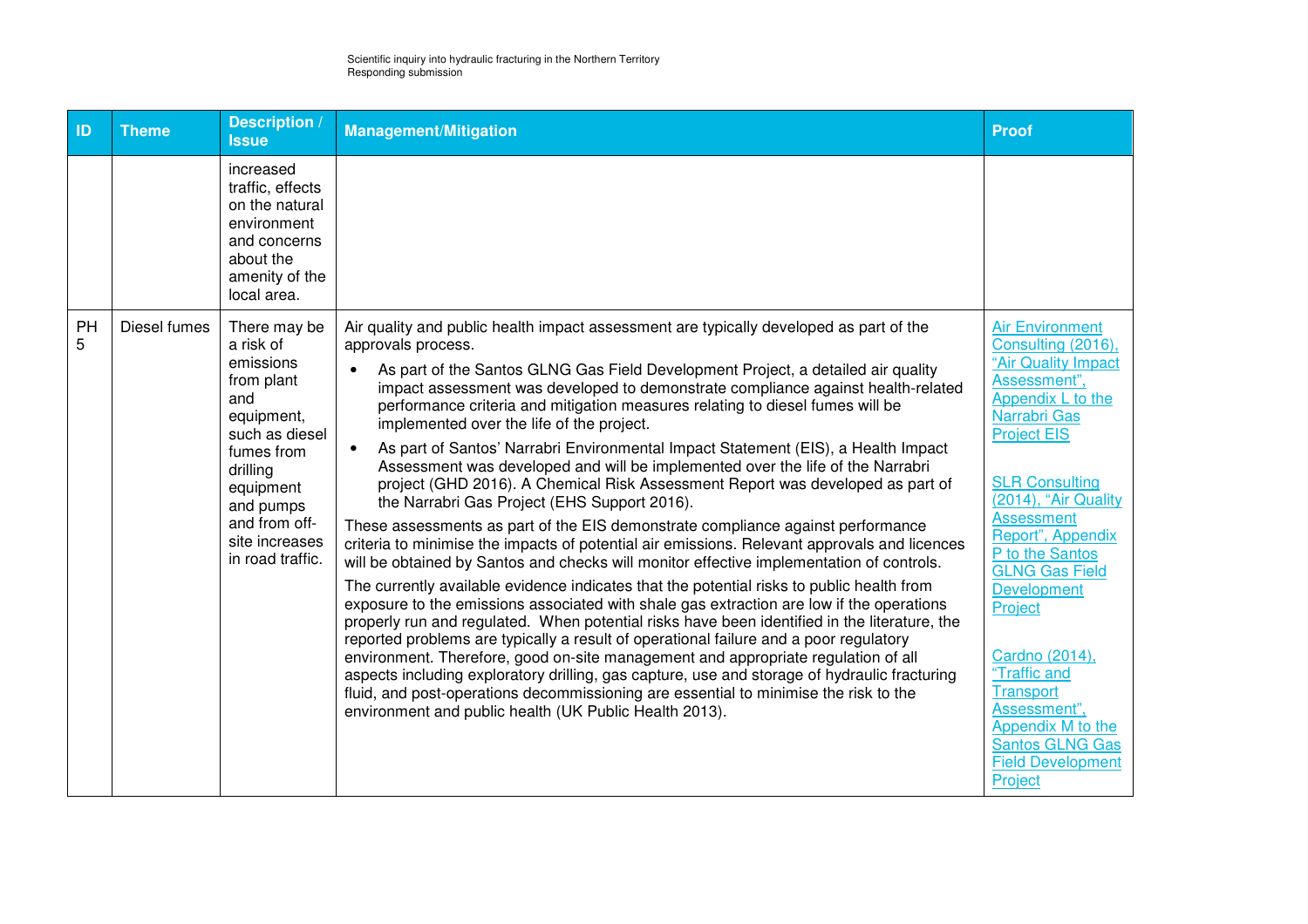| ID | Theme | Description / Issue | Management/Mitigation | Proof |
|---|---|---|---|---|
| | | increased traffic, effects on the natural environment and concerns about the amenity of the local area. | | |
| PH 5 | Diesel fumes | There may be a risk of emissions from plant and equipment, such as diesel fumes from drilling equipment and pumps and from off-site increases in road traffic. | Air quality and public health impact assessment are typically developed as part of the approvals process.<br>• As part of the Santos GLNG Gas Field Development Project, a detailed air quality impact assessment was developed to demonstrate compliance against health-related performance criteria and mitigation measures relating to diesel fumes will be implemented over the life of the project.<br>• As part of Santos' Narrabri Environmental Impact Statement (EIS), a Health Impact Assessment was developed and will be implemented over the life of the Narrabri project (GHD 2016). A Chemical Risk Assessment Report was developed as part of the Narrabri Gas Project (EHS Support 2016).<br>These assessments as part of the EIS demonstrate compliance against performance criteria to minimise the impacts of potential air emissions. Relevant approvals and licences will be obtained by Santos and checks will monitor effective implementation of controls.<br>The currently available evidence indicates that the potential risks to public health from exposure to the emissions associated with shale gas extraction are low if the operations properly run and regulated. When potential risks have been identified in the literature, the reported problems are typically a result of operational failure and a poor regulatory environment. Therefore, good on-site management and appropriate regulation of all aspects including exploratory drilling, gas capture, use and storage of hydraulic fracturing fluid, and post-operations decommissioning are essential to minimise the risk to the environment and public health (UK Public Health 2013). | Air Environment Consulting (2016), "Air Quality Impact Assessment", Appendix L to the Narrabri Gas Project EIS<br><br>SLR Consulting (2014), "Air Quality Assessment Report", Appendix P to the Santos GLNG Gas Field Development Project<br><br>Cardno (2014), "Traffic and Transport Assessment", Appendix M to the Santos GLNG Gas Field Development Project |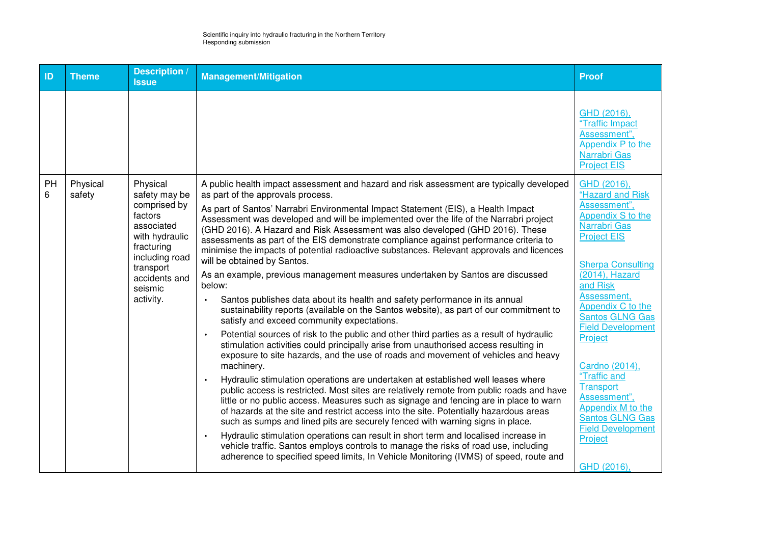| ID | Theme | Description / Issue | Management/Mitigation | Proof |
|---|---|---|---|---|
| | | | | GHD (2016), "Traffic Impact Assessment", Appendix P to the Narrabri Gas Project EIS |
| PH 6 | Physical safety | Physical safety may be comprised by factors associated with hydraulic fracturing including road transport accidents and seismic activity. | A public health impact assessment and hazard and risk assessment are typically developed as part of the approvals process.<br><br>As part of Santos' Narrabri Environmental Impact Statement (EIS), a Health Impact Assessment was developed and will be implemented over the life of the Narrabri project (GHD 2016). A Hazard and Risk Assessment was also developed (GHD 2016). These assessments as part of the EIS demonstrate compliance against performance criteria to minimise the impacts of potential radioactive substances. Relevant approvals and licences will be obtained by Santos.<br><br>As an example, previous management measures undertaken by Santos are discussed below:<br><br>• Santos publishes data about its health and safety performance in its annual sustainability reports (available on the Santos website), as part of our commitment to satisfy and exceed community expectations.<br>• Potential sources of risk to the public and other third parties as a result of hydraulic stimulation activities could principally arise from unauthorised access resulting in exposure to site hazards, and the use of roads and movement of vehicles and heavy machinery.<br>• Hydraulic stimulation operations are undertaken at established well leases where public access is restricted. Most sites are relatively remote from public roads and have little or no public access. Measures such as signage and fencing are in place to warn of hazards at the site and restrict access into the site. Potentially hazardous areas such as sumps and lined pits are securely fenced with warning signs in place.<br>• Hydraulic stimulation operations can result in short term and localised increase in vehicle traffic. Santos employs controls to manage the risks of road use, including adherence to specified speed limits, In Vehicle Monitoring (IVMS) of speed, route and | GHD (2016), "Hazard and Risk Assessment", Appendix S to the Narrabri Gas Project EIS<br><br>Sherpa Consulting (2014), Hazard and Risk Assessment, Appendix C to the Santos GLNG Gas Field Development Project<br><br>Cardno (2014), "Traffic and Transport Assessment", Appendix M to the Santos GLNG Gas Field Development Project<br><br>GHD (2016), |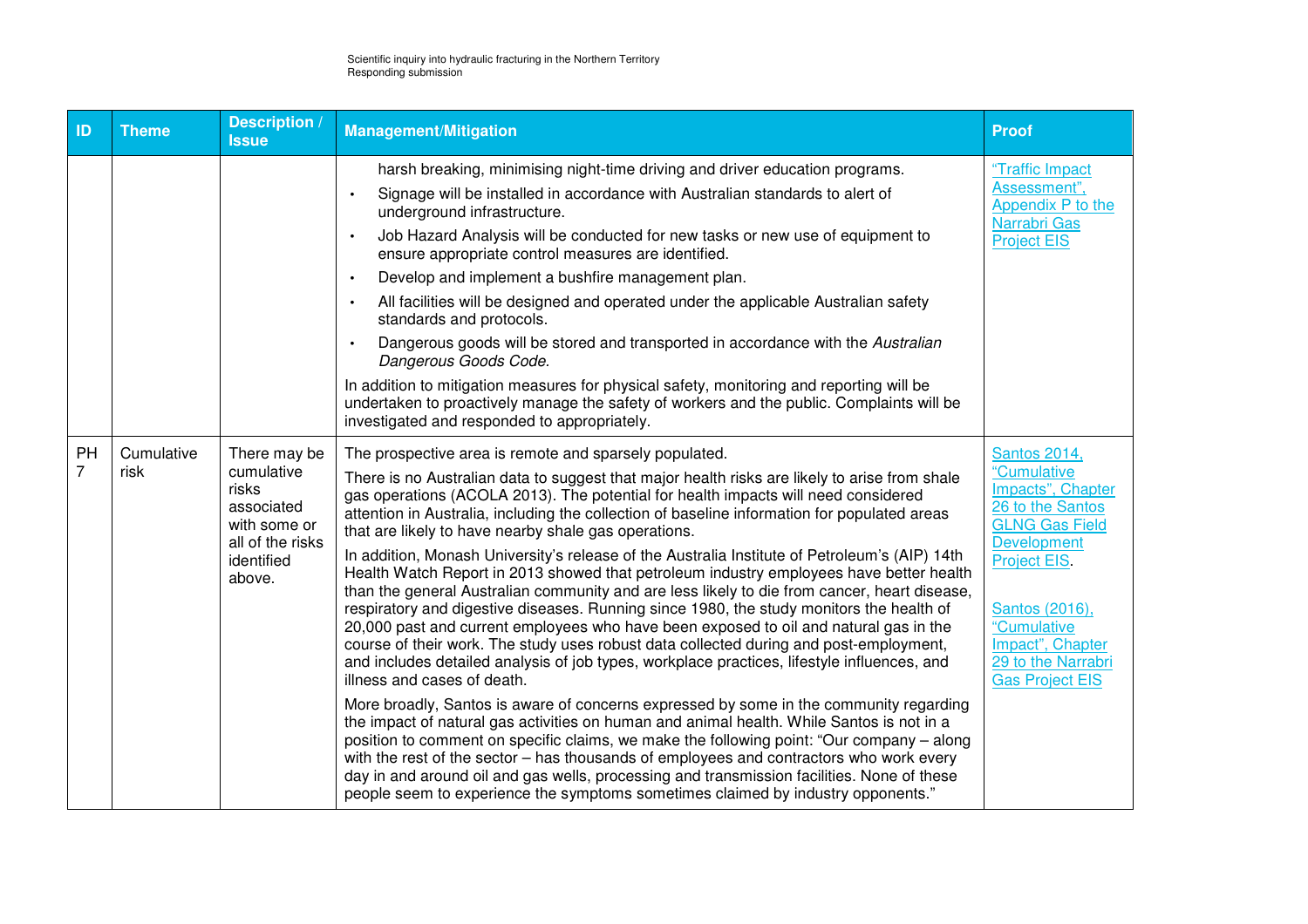| ID | Theme | Description / Issue | Management/Mitigation | Proof |
|---|---|---|---|---|
| | | | harsh breaking, minimising night-time driving and driver education programs.<br>• Signage will be installed in accordance with Australian standards to alert of underground infrastructure.<br>• Job Hazard Analysis will be conducted for new tasks or new use of equipment to ensure appropriate control measures are identified.<br>• Develop and implement a bushfire management plan.<br>• All facilities will be designed and operated under the applicable Australian safety standards and protocols.<br>• Dangerous goods will be stored and transported in accordance with the *Australian Dangerous Goods Code.*<br><br>In addition to mitigation measures for physical safety, monitoring and reporting will be undertaken to proactively manage the safety of workers and the public. Complaints will be investigated and responded to appropriately. | "Traffic Impact Assessment", Appendix P to the Narrabri Gas Project EIS |
| PH 7 | Cumulative risk | There may be cumulative risks associated with some or all of the risks identified above. | The prospective area is remote and sparsely populated.<br><br>There is no Australian data to suggest that major health risks are likely to arise from shale gas operations (ACOLA 2013). The potential for health impacts will need considered attention in Australia, including the collection of baseline information for populated areas that are likely to have nearby shale gas operations.<br><br>In addition, Monash University's release of the Australia Institute of Petroleum's (AIP) 14th Health Watch Report in 2013 showed that petroleum industry employees have better health than the general Australian community and are less likely to die from cancer, heart disease, respiratory and digestive diseases. Running since 1980, the study monitors the health of 20,000 past and current employees who have been exposed to oil and natural gas in the course of their work. The study uses robust data collected during and post-employment, and includes detailed analysis of job types, workplace practices, lifestyle influences, and illness and cases of death.<br><br>More broadly, Santos is aware of concerns expressed by some in the community regarding the impact of natural gas activities on human and animal health. While Santos is not in a position to comment on specific claims, we make the following point: "Our company – along with the rest of the sector – has thousands of employees and contractors who work every day in and around oil and gas wells, processing and transmission facilities. None of these people seem to experience the symptoms sometimes claimed by industry opponents." | Santos 2014, "Cumulative Impacts", Chapter 26 to the Santos GLNG Gas Field Development Project EIS.<br><br>Santos (2016), "Cumulative Impact", Chapter 29 to the Narrabri Gas Project EIS |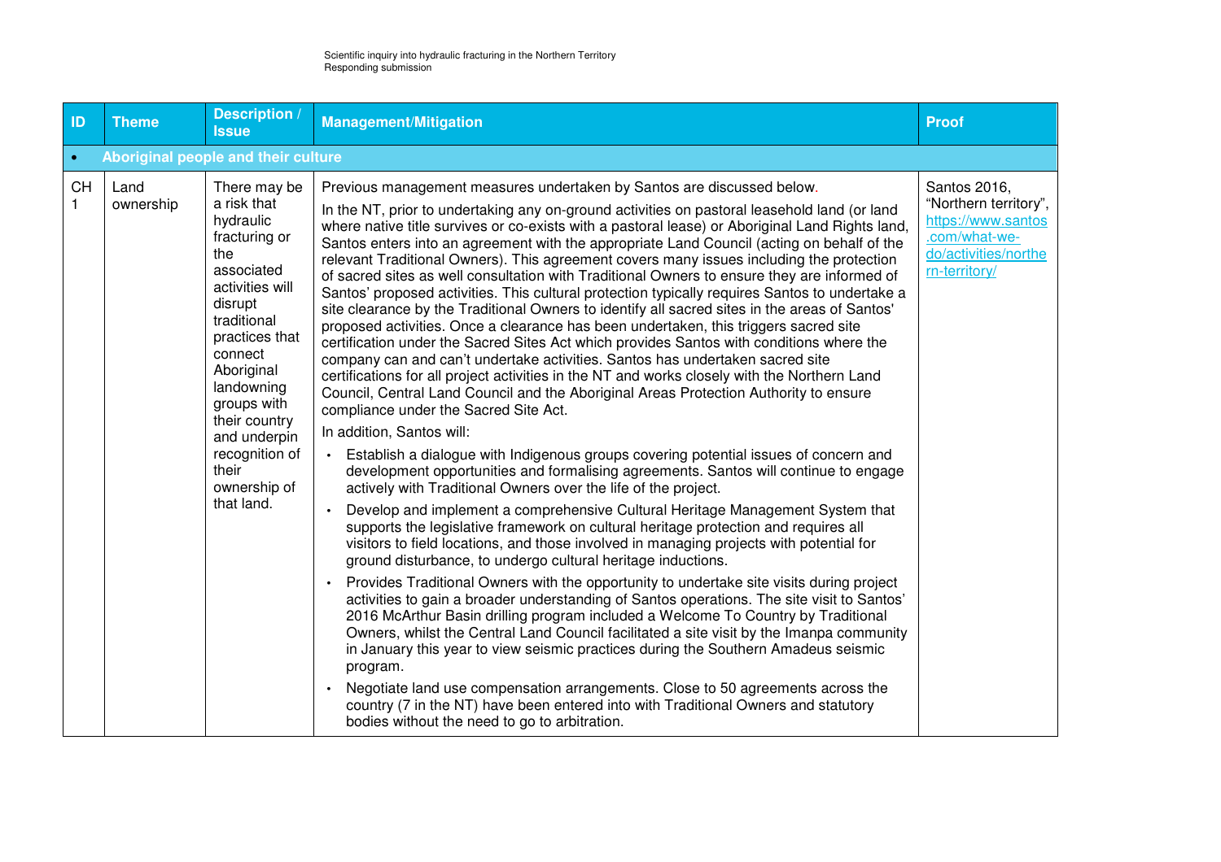| ID | Theme | Description / Issue | Management/Mitigation | Proof |
|---|---|---|---|---|
| • | **Aboriginal people and their culture** | | | |
| CH 1 | Land ownership | There may be a risk that hydraulic fracturing or the associated activities will disrupt traditional practices that connect Aboriginal landowning groups with their country and underpin recognition of their ownership of that land. | Previous management measures undertaken by Santos are discussed below.<br><br>In the NT, prior to undertaking any on-ground activities on pastoral leasehold land (or land where native title survives or co-exists with a pastoral lease) or Aboriginal Land Rights land, Santos enters into an agreement with the appropriate Land Council (acting on behalf of the relevant Traditional Owners). This agreement covers many issues including the protection of sacred sites as well consultation with Traditional Owners to ensure they are informed of Santos' proposed activities. This cultural protection typically requires Santos to undertake a site clearance by the Traditional Owners to identify all sacred sites in the areas of Santos' proposed activities. Once a clearance has been undertaken, this triggers sacred site certification under the Sacred Sites Act which provides Santos with conditions where the company can and can't undertake activities. Santos has undertaken sacred site certifications for all project activities in the NT and works closely with the Northern Land Council, Central Land Council and the Aboriginal Areas Protection Authority to ensure compliance under the Sacred Site Act.<br><br>In addition, Santos will:<br><br>• Establish a dialogue with Indigenous groups covering potential issues of concern and development opportunities and formalising agreements. Santos will continue to engage actively with Traditional Owners over the life of the project.<br><br>• Develop and implement a comprehensive Cultural Heritage Management System that supports the legislative framework on cultural heritage protection and requires all visitors to field locations, and those involved in managing projects with potential for ground disturbance, to undergo cultural heritage inductions.<br><br>• Provides Traditional Owners with the opportunity to undertake site visits during project activities to gain a broader understanding of Santos operations. The site visit to Santos' 2016 McArthur Basin drilling program included a Welcome To Country by Traditional Owners, whilst the Central Land Council facilitated a site visit by the Imanpa community in January this year to view seismic practices during the Southern Amadeus seismic program.<br><br>• Negotiate land use compensation arrangements. Close to 50 agreements across the country (7 in the NT) have been entered into with Traditional Owners and statutory bodies without the need to go to arbitration. | Santos 2016, "Northern territory", https://www.santos.com/what-we-do/activities/northern-territory/ |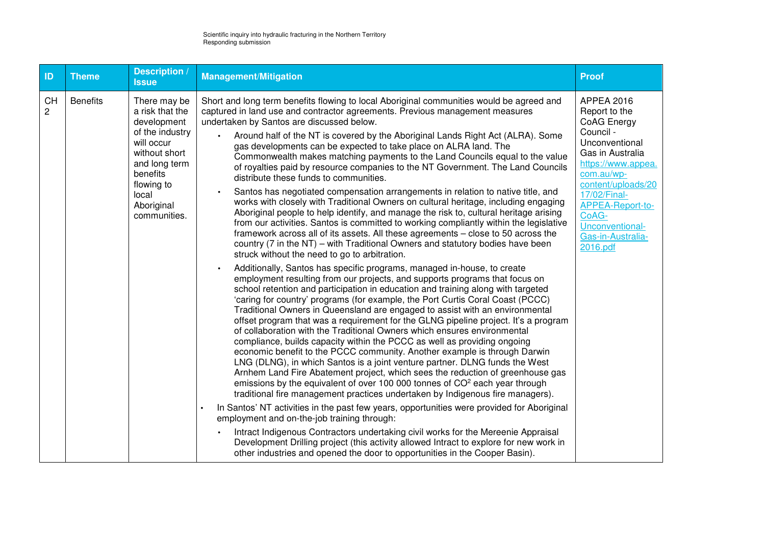| ID | Theme | Description / Issue | Management/Mitigation | Proof |
|---|---|---|---|---|
| CH 2 | Benefits | There may be a risk that the development of the industry will occur without short and long term benefits flowing to local Aboriginal communities. | Short and long term benefits flowing to local Aboriginal communities would be agreed and captured in land use and contractor agreements. Previous management measures undertaken by Santos are discussed below.<br>• Around half of the NT is covered by the Aboriginal Lands Right Act (ALRA). Some gas developments can be expected to take place on ALRA land. The Commonwealth makes matching payments to the Land Councils equal to the value of royalties paid by resource companies to the NT Government. The Land Councils distribute these funds to communities.<br>• Santos has negotiated compensation arrangements in relation to native title, and works with closely with Traditional Owners on cultural heritage, including engaging Aboriginal people to help identify, and manage the risk to, cultural heritage arising from our activities. Santos is committed to working compliantly within the legislative framework across all of its assets. All these agreements – close to 50 across the country (7 in the NT) – with Traditional Owners and statutory bodies have been struck without the need to go to arbitration.<br>• Additionally, Santos has specific programs, managed in-house, to create employment resulting from our projects, and supports programs that focus on school retention and participation in education and training along with targeted 'caring for country' programs (for example, the Port Curtis Coral Coast (PCCC) Traditional Owners in Queensland are engaged to assist with an environmental offset program that was a requirement for the GLNG pipeline project. It's a program of collaboration with the Traditional Owners which ensures environmental compliance, builds capacity within the PCCC as well as providing ongoing economic benefit to the PCCC community. Another example is through Darwin LNG (DLNG), in which Santos is a joint venture partner. DLNG funds the West Arnhem Land Fire Abatement project, which sees the reduction of greenhouse gas emissions by the equivalent of over 100 000 tonnes of $CO^2$ each year through traditional fire management practices undertaken by Indigenous fire managers).<br>• In Santos' NT activities in the past few years, opportunities were provided for Aboriginal employment and on-the-job training through:<br>  • Intract Indigenous Contractors undertaking civil works for the Mereenie Appraisal Development Drilling project (this activity allowed Intract to explore for new work in other industries and opened the door to opportunities in the Cooper Basin). | APPEA 2016 Report to the CoAG Energy Council - Unconventional Gas in Australia https://www.appea.com.au/wp-content/uploads/2017/02/Final-APPEA-Report-to-CoAG-Unconventional-Gas-in-Australia-2016.pdf |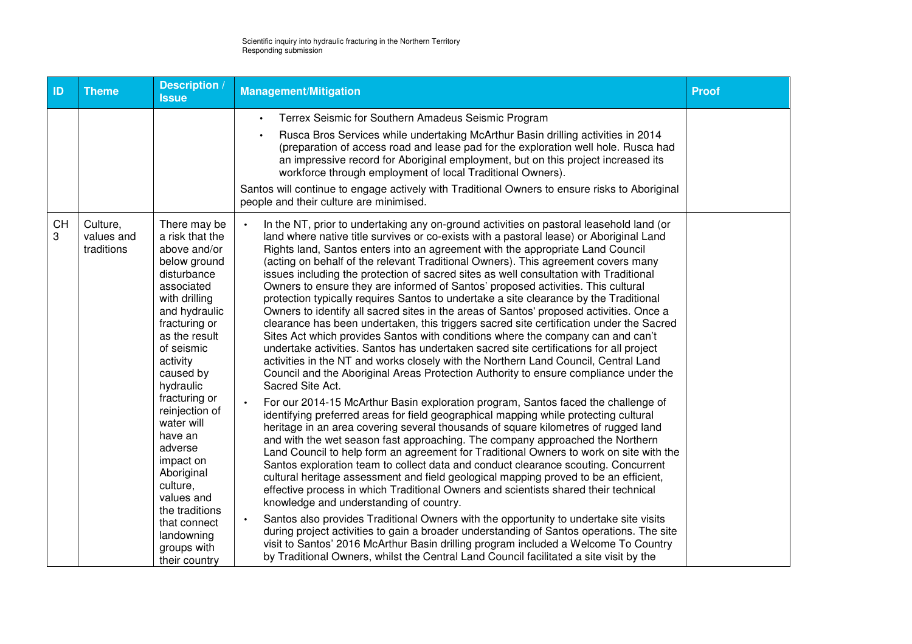| ID | Theme | Description / Issue | Management/Mitigation | Proof |
|---|---|---|---|---|
| | | | • Terrex Seismic for Southern Amadeus Seismic Program<br>• Rusca Bros Services while undertaking McArthur Basin drilling activities in 2014 (preparation of access road and lease pad for the exploration well hole. Rusca had an impressive record for Aboriginal employment, but on this project increased its workforce through employment of local Traditional Owners).<br><br>Santos will continue to engage actively with Traditional Owners to ensure risks to Aboriginal people and their culture are minimised. | |
| CH 3 | Culture, values and traditions | There may be a risk that the above and/or below ground disturbance associated with drilling and hydraulic fracturing or as the result of seismic activity caused by hydraulic fracturing or reinjection of water will have an adverse impact on Aboriginal culture, values and the traditions that connect landowning groups with their country | • In the NT, prior to undertaking any on-ground activities on pastoral leasehold land (or land where native title survives or co-exists with a pastoral lease) or Aboriginal Land Rights land, Santos enters into an agreement with the appropriate Land Council (acting on behalf of the relevant Traditional Owners). This agreement covers many issues including the protection of sacred sites as well consultation with Traditional Owners to ensure they are informed of Santos' proposed activities. This cultural protection typically requires Santos to undertake a site clearance by the Traditional Owners to identify all sacred sites in the areas of Santos' proposed activities. Once a clearance has been undertaken, this triggers sacred site certification under the Sacred Sites Act which provides Santos with conditions where the company can and can't undertake activities. Santos has undertaken sacred site certifications for all project activities in the NT and works closely with the Northern Land Council, Central Land Council and the Aboriginal Areas Protection Authority to ensure compliance under the Sacred Site Act.<br>• For our 2014-15 McArthur Basin exploration program, Santos faced the challenge of identifying preferred areas for field geographical mapping while protecting cultural heritage in an area covering several thousands of square kilometres of rugged land and with the wet season fast approaching. The company approached the Northern Land Council to help form an agreement for Traditional Owners to work on site with the Santos exploration team to collect data and conduct clearance scouting. Concurrent cultural heritage assessment and field geological mapping proved to be an efficient, effective process in which Traditional Owners and scientists shared their technical knowledge and understanding of country.<br>• Santos also provides Traditional Owners with the opportunity to undertake site visits during project activities to gain a broader understanding of Santos operations. The site visit to Santos' 2016 McArthur Basin drilling program included a Welcome To Country by Traditional Owners, whilst the Central Land Council facilitated a site visit by the | |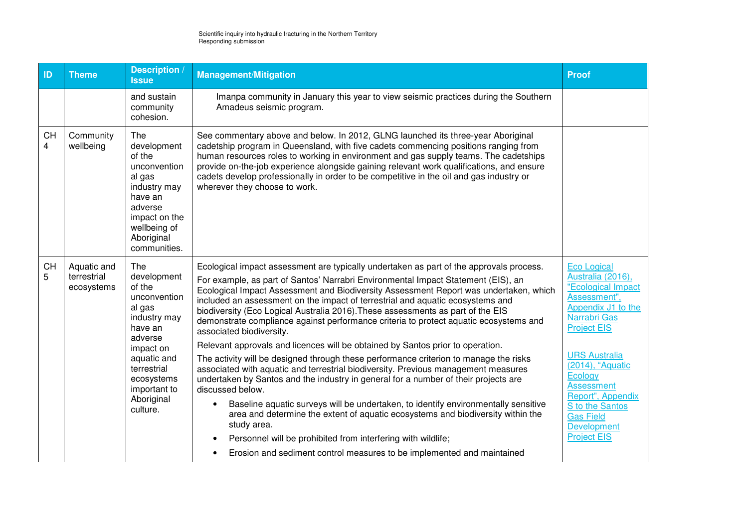| ID | Theme | Description / Issue | Management/Mitigation | Proof |
|---|---|---|---|---|
| | | and sustain community cohesion. | Imanpa community in January this year to view seismic practices during the Southern Amadeus seismic program. | |
| CH 4 | Community wellbeing | The development of the unconventional gas industry may have an adverse impact on the wellbeing of Aboriginal communities. | See commentary above and below. In 2012, GLNG launched its three-year Aboriginal cadetship program in Queensland, with five cadets commencing positions ranging from human resources roles to working in environment and gas supply teams. The cadetships provide on-the-job experience alongside gaining relevant work qualifications, and ensure cadets develop professionally in order to be competitive in the oil and gas industry or wherever they choose to work. | |
| CH 5 | Aquatic and terrestrial ecosystems | The development of the unconventional gas industry may have an adverse impact on aquatic and terrestrial ecosystems important to Aboriginal culture. | Ecological impact assessment are typically undertaken as part of the approvals process.<br><br>For example, as part of Santos' Narrabri Environmental Impact Statement (EIS), an Ecological Impact Assessment and Biodiversity Assessment Report was undertaken, which included an assessment on the impact of terrestrial and aquatic ecosystems and biodiversity (Eco Logical Australia 2016).These assessments as part of the EIS demonstrate compliance against performance criteria to protect aquatic ecosystems and associated biodiversity.<br><br>Relevant approvals and licences will be obtained by Santos prior to operation.<br><br>The activity will be designed through these performance criterion to manage the risks associated with aquatic and terrestrial biodiversity. Previous management measures undertaken by Santos and the industry in general for a number of their projects are discussed below.<br><br>• Baseline aquatic surveys will be undertaken, to identify environmentally sensitive area and determine the extent of aquatic ecosystems and biodiversity within the study area.<br>• Personnel will be prohibited from interfering with wildlife;<br>• Erosion and sediment control measures to be implemented and maintained | Eco Logical Australia (2016), "Ecological Impact Assessment", Appendix J1 to the Narrabri Gas Project EIS<br><br>URS Australia (2014), "Aquatic Ecology Assessment Report", Appendix S to the Santos Gas Field Development Project EIS |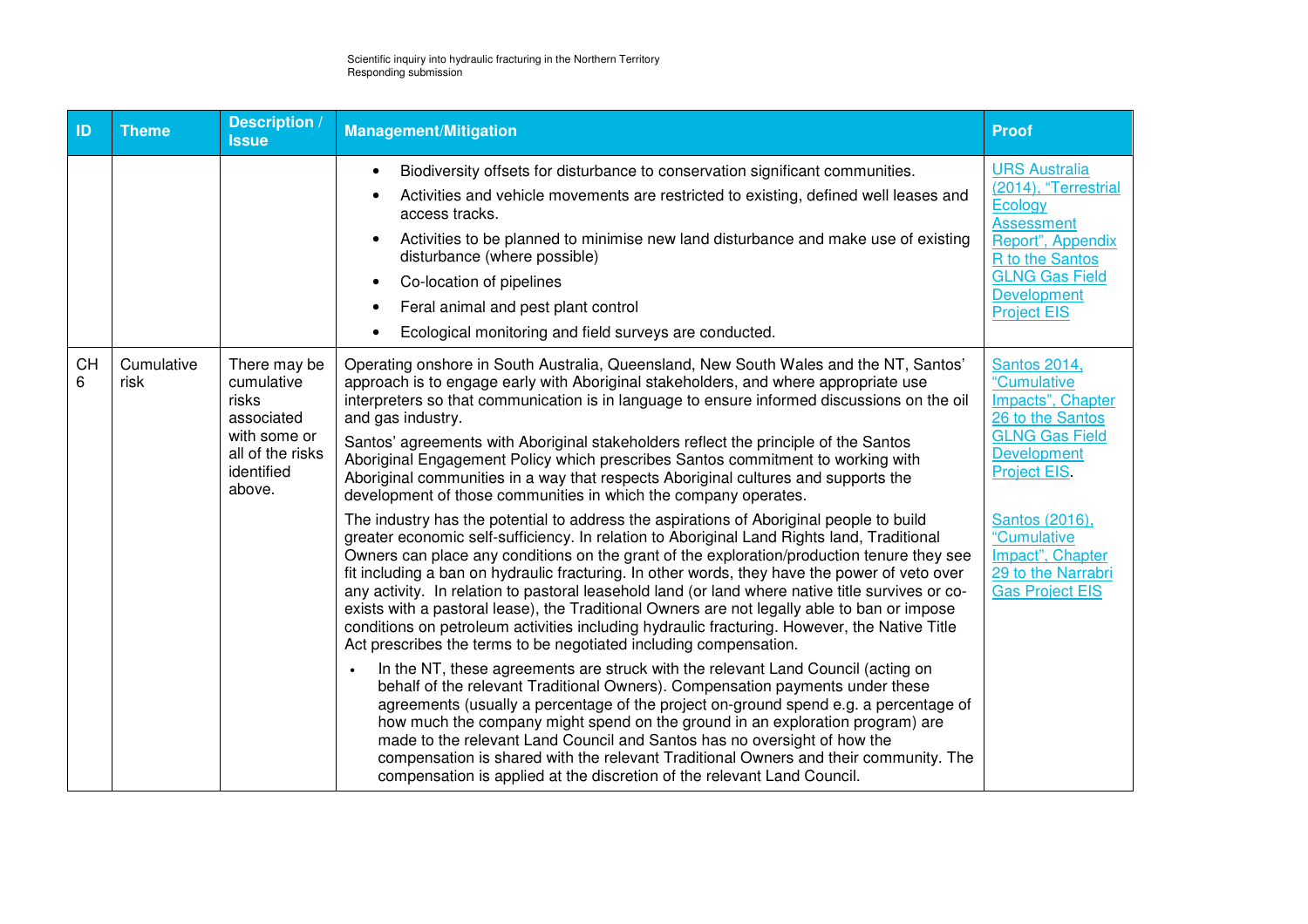| ID | Theme | Description / Issue | Management/Mitigation | Proof |
|---|---|---|---|---|
| | | | • Biodiversity offsets for disturbance to conservation significant communities.<br>• Activities and vehicle movements are restricted to existing, defined well leases and access tracks.<br>• Activities to be planned to minimise new land disturbance and make use of existing disturbance (where possible)<br>• Co-location of pipelines<br>• Feral animal and pest plant control<br>• Ecological monitoring and field surveys are conducted. | URS Australia (2014), "Terrestrial Ecology Assessment Report", Appendix R to the Santos GLNG Gas Field Development Project EIS |
| CH 6 | Cumulative risk | There may be cumulative risks associated with some or all of the risks identified above. | Operating onshore in South Australia, Queensland, New South Wales and the NT, Santos' approach is to engage early with Aboriginal stakeholders, and where appropriate use interpreters so that communication is in language to ensure informed discussions on the oil and gas industry.<br><br>Santos' agreements with Aboriginal stakeholders reflect the principle of the Santos Aboriginal Engagement Policy which prescribes Santos commitment to working with Aboriginal communities in a way that respects Aboriginal cultures and supports the development of those communities in which the company operates.<br><br>The industry has the potential to address the aspirations of Aboriginal people to build greater economic self-sufficiency. In relation to Aboriginal Land Rights land, Traditional Owners can place any conditions on the grant of the exploration/production tenure they see fit including a ban on hydraulic fracturing. In other words, they have the power of veto over any activity. In relation to pastoral leasehold land (or land where native title survives or co-exists with a pastoral lease), the Traditional Owners are not legally able to ban or impose conditions on petroleum activities including hydraulic fracturing. However, the Native Title Act prescribes the terms to be negotiated including compensation.<br><br>• In the NT, these agreements are struck with the relevant Land Council (acting on behalf of the relevant Traditional Owners). Compensation payments under these agreements (usually a percentage of the project on-ground spend e.g. a percentage of how much the company might spend on the ground in an exploration program) are made to the relevant Land Council and Santos has no oversight of how the compensation is shared with the relevant Traditional Owners and their community. The compensation is applied at the discretion of the relevant Land Council. | Santos 2014, "Cumulative Impacts", Chapter 26 to the Santos GLNG Gas Field Development Project EIS.<br><br>Santos (2016), "Cumulative Impact", Chapter 29 to the Narrabri Gas Project EIS |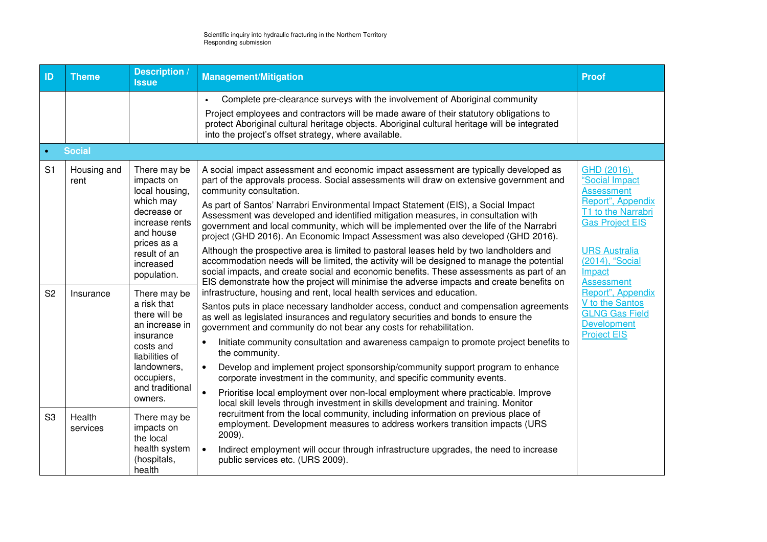| ID | Theme | Description / Issue | Management/Mitigation | Proof |
|---|---|---|---|---|
| | | | • Complete pre-clearance surveys with the involvement of Aboriginal community<br><br>Project employees and contractors will be made aware of their statutory obligations to protect Aboriginal cultural heritage objects. Aboriginal cultural heritage will be integrated into the project's offset strategy, where available. | |
| • **Social** | | | | |
| S1 | Housing and rent | There may be impacts on local housing, which may decrease or increase rents and house prices as a result of an increased population. | A social impact assessment and economic impact assessment are typically developed as part of the approvals process. Social assessments will draw on extensive government and community consultation.<br><br>As part of Santos' Narrabri Environmental Impact Statement (EIS), a Social Impact Assessment was developed and identified mitigation measures, in consultation with government and local community, which will be implemented over the life of the Narrabri project (GHD 2016). An Economic Impact Assessment was also developed (GHD 2016).<br><br>Although the prospective area is limited to pastoral leases held by two landholders and accommodation needs will be limited, the activity will be designed to manage the potential social impacts, and create social and economic benefits. These assessments as part of an EIS demonstrate how the project will minimise the adverse impacts and create benefits on infrastructure, housing and rent, local health services and education.<br><br>Santos puts in place necessary landholder access, conduct and compensation agreements as well as legislated insurances and regulatory securities and bonds to ensure the government and community do not bear any costs for rehabilitation.<br><br>• Initiate community consultation and awareness campaign to promote project benefits to the community.<br>• Develop and implement project sponsorship/community support program to enhance corporate investment in the community, and specific community events.<br>• Prioritise local employment over non-local employment where practicable. Improve local skill levels through investment in skills development and training. Monitor recruitment from the local community, including information on previous place of employment. Development measures to address workers transition impacts (URS 2009).<br>• Indirect employment will occur through infrastructure upgrades, the need to increase public services etc. (URS 2009). | GHD (2016), "Social Impact Assessment Report", Appendix T1 to the Narrabri Gas Project EIS<br><br>URS Australia (2014), "Social Impact Assessment Report", Appendix V to the Santos GLNG Gas Field Development Project EIS |
| S2 | Insurance | There may be a risk that there will be an increase in insurance costs and liabilities of landowners, occupiers, and traditional owners. | | |
| S3 | Health services | There may be impacts on the local health system (hospitals, health | | |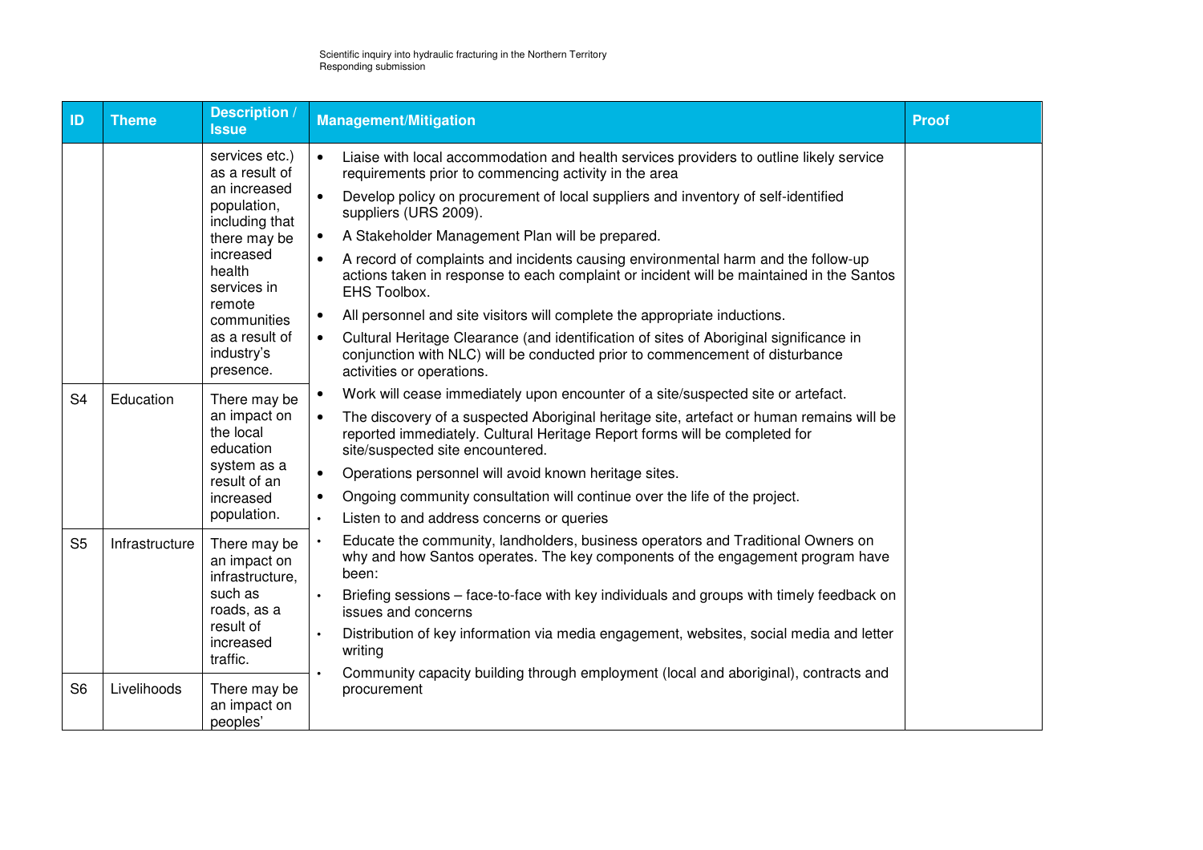| ID | Theme | Description / Issue | Management/Mitigation | Proof |
|---|---|---|---|---|
| | | services etc.) as a result of an increased population, including that there may be increased health services in remote communities as a result of industry's presence. | • Liaise with local accommodation and health services providers to outline likely service requirements prior to commencing activity in the area<br>• Develop policy on procurement of local suppliers and inventory of self-identified suppliers (URS 2009).<br>• A Stakeholder Management Plan will be prepared.<br>• A record of complaints and incidents causing environmental harm and the follow-up actions taken in response to each complaint or incident will be maintained in the Santos EHS Toolbox.<br>• All personnel and site visitors will complete the appropriate inductions.<br>• Cultural Heritage Clearance (and identification of sites of Aboriginal significance in conjunction with NLC) will be conducted prior to commencement of disturbance activities or operations.<br>• Work will cease immediately upon encounter of a site/suspected site or artefact.<br>• The discovery of a suspected Aboriginal heritage site, artefact or human remains will be reported immediately. Cultural Heritage Report forms will be completed for site/suspected site encountered.<br>• Operations personnel will avoid known heritage sites.<br>• Ongoing community consultation will continue over the life of the project.<br>• Listen to and address concerns or queries<br>• Educate the community, landholders, business operators and Traditional Owners on why and how Santos operates. The key components of the engagement program have been:<br>• Briefing sessions – face-to-face with key individuals and groups with timely feedback on issues and concerns<br>• Distribution of key information via media engagement, websites, social media and letter writing<br>• Community capacity building through employment (local and aboriginal), contracts and procurement | |
| S4 | Education | There may be an impact on the local education system as a result of an increased population. | | |
| S5 | Infrastructure | There may be an impact on infrastructure, such as roads, as a result of increased traffic. | | |
| S6 | Livelihoods | There may be an impact on peoples' | | |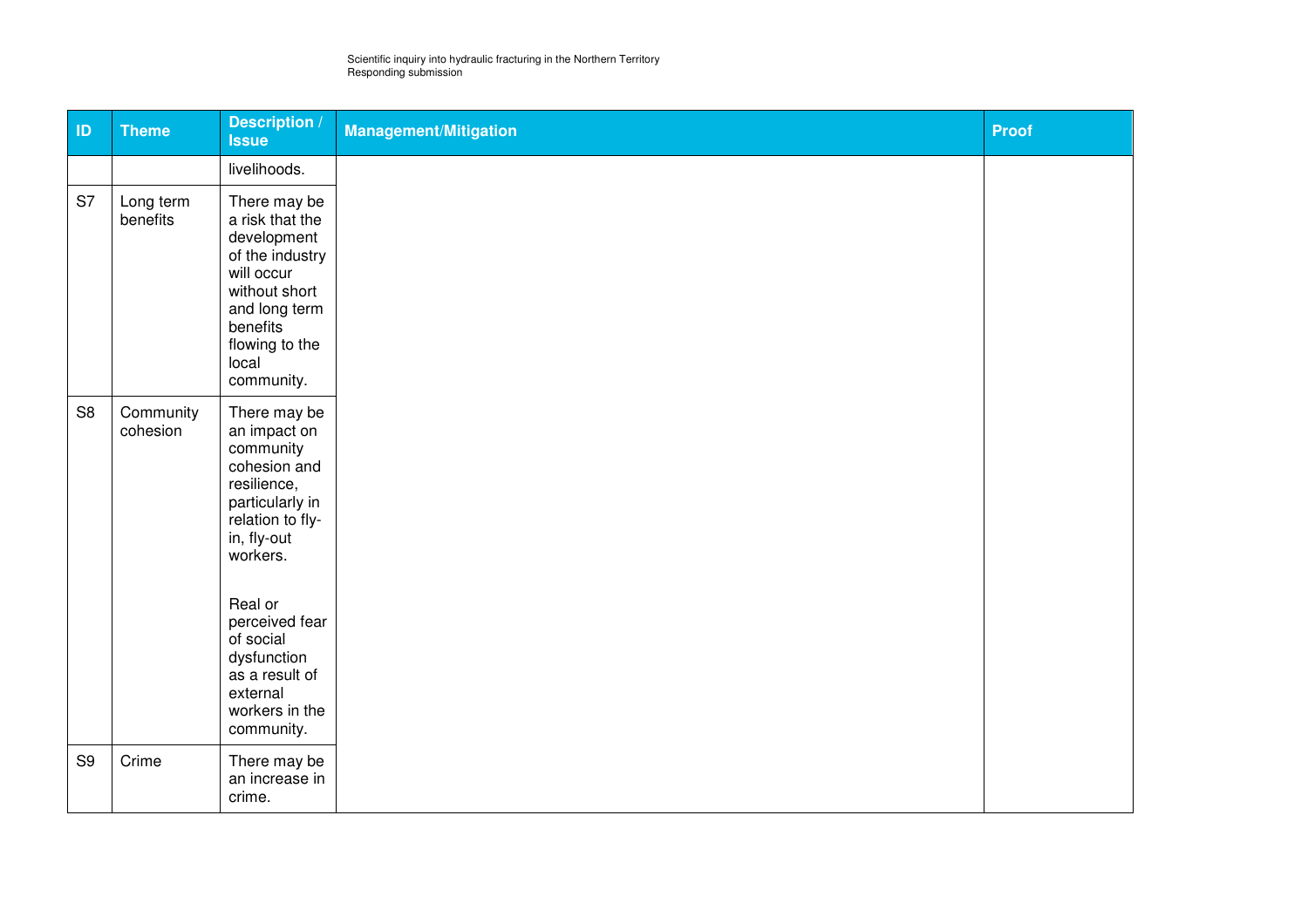| ID | Theme | Description / Issue | Management/Mitigation | Proof |
|---|---|---|---|---|
| | | livelihoods. | | |
| S7 | Long term benefits | There may be a risk that the development of the industry will occur without short and long term benefits flowing to the local community. | | |
| S8 | Community cohesion | There may be an impact on community cohesion and resilience, particularly in relation to fly-in, fly-out workers.<br><br>Real or perceived fear of social dysfunction as a result of external workers in the community. | | |
| S9 | Crime | There may be an increase in crime. | | |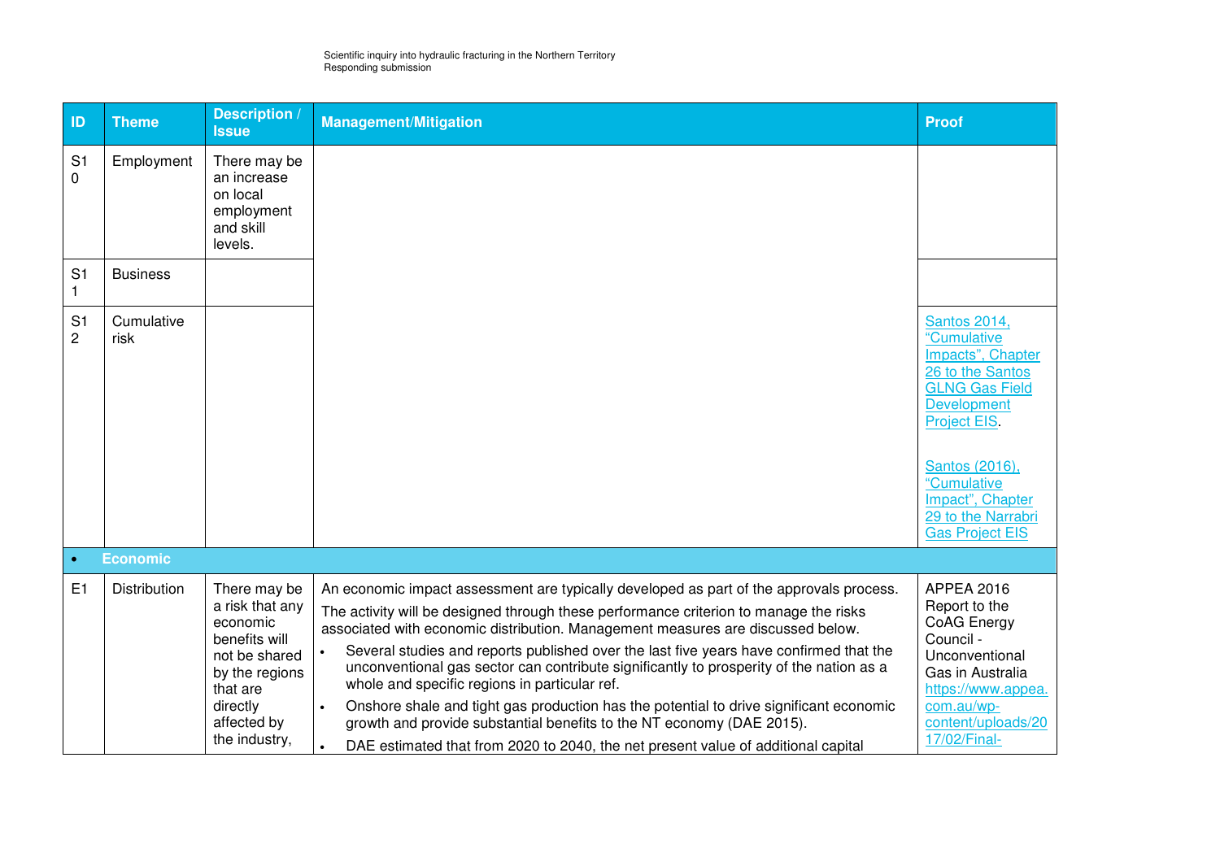| ID | Theme | Description / Issue | Management/Mitigation | Proof |
|---|---|---|---|---|
| S10 | Employment | There may be an increase on local employment and skill levels. | | |
| S11 | Business | | | |
| S12 | Cumulative risk | | | Santos 2014, "Cumulative Impacts", Chapter 26 to the Santos GLNG Gas Field Development Project EIS.<br><br>Santos (2016), "Cumulative Impact", Chapter 29 to the Narrabri Gas Project EIS |
| • | **Economic** | | | |
| E1 | Distribution | There may be a risk that any economic benefits will not be shared by the regions that are directly affected by the industry, | An economic impact assessment are typically developed as part of the approvals process.<br>The activity will be designed through these performance criterion to manage the risks associated with economic distribution. Management measures are discussed below.<br>• Several studies and reports published over the last five years have confirmed that the unconventional gas sector can contribute significantly to prosperity of the nation as a whole and specific regions in particular ref.<br>• Onshore shale and tight gas production has the potential to drive significant economic growth and provide substantial benefits to the NT economy (DAE 2015).<br>• DAE estimated that from 2020 to 2040, the net present value of additional capital | APPEA 2016 Report to the CoAG Energy Council - Unconventional Gas in Australia https://www.appea.com.au/wp-content/uploads/2017/02/Final- |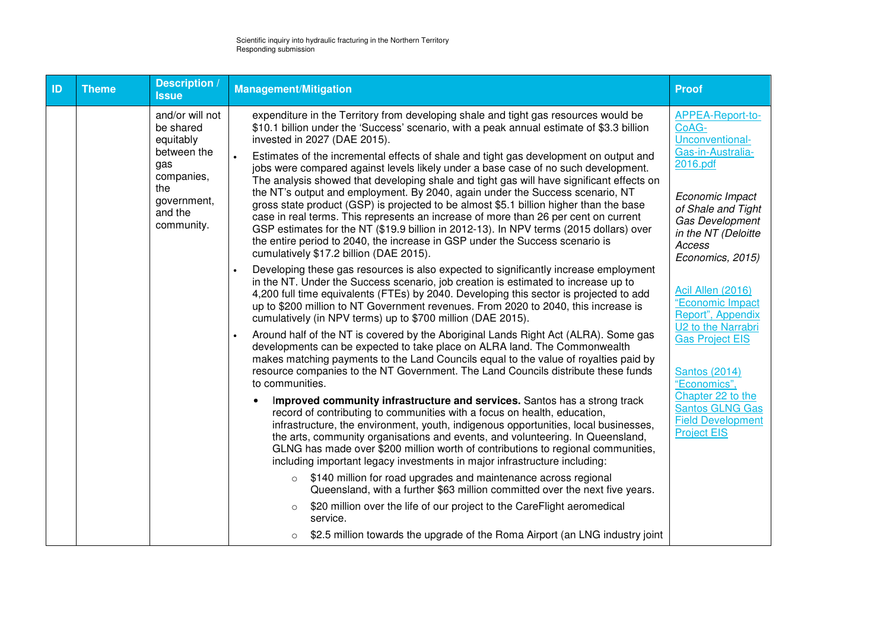| ID | Theme | Description / Issue | Management/Mitigation | Proof |
|---|---|---|---|---|
| | | and/or will not be shared equitably between the gas companies, the government, and the community. | expenditure in the Territory from developing shale and tight gas resources would be \$10.1 billion under the 'Success' scenario, with a peak annual estimate of \$3.3 billion invested in 2027 (DAE 2015).<br>• Estimates of the incremental effects of shale and tight gas development on output and jobs were compared against levels likely under a base case of no such development. The analysis showed that developing shale and tight gas will have significant effects on the NT's output and employment. By 2040, again under the Success scenario, NT gross state product (GSP) is projected to be almost \$5.1 billion higher than the base case in real terms. This represents an increase of more than 26 per cent on current GSP estimates for the NT (\$19.9 billion in 2012-13). In NPV terms (2015 dollars) over the entire period to 2040, the increase in GSP under the Success scenario is cumulatively \$17.2 billion (DAE 2015).<br>• Developing these gas resources is also expected to significantly increase employment in the NT. Under the Success scenario, job creation is estimated to increase up to 4,200 full time equivalents (FTEs) by 2040. Developing this sector is projected to add up to \$200 million to NT Government revenues. From 2020 to 2040, this increase is cumulatively (in NPV terms) up to \$700 million (DAE 2015).<br>• Around half of the NT is covered by the Aboriginal Lands Right Act (ALRA). Some gas developments can be expected to take place on ALRA land. The Commonwealth makes matching payments to the Land Councils equal to the value of royalties paid by resource companies to the NT Government. The Land Councils distribute these funds to communities.<br>• **Improved community infrastructure and services.** Santos has a strong track record of contributing to communities with a focus on health, education, infrastructure, the environment, youth, indigenous opportunities, local businesses, the arts, community organisations and events, and volunteering. In Queensland, GLNG has made over \$200 million worth of contributions to regional communities, including important legacy investments in major infrastructure including:<br>  ○ \$140 million for road upgrades and maintenance across regional Queensland, with a further \$63 million committed over the next five years.<br>  ○ \$20 million over the life of our project to the CareFlight aeromedical service.<br>  ○ \$2.5 million towards the upgrade of the Roma Airport (an LNG industry joint | APPEA-Report-to-CoAG-Unconventional-Gas-in-Australia-2016.pdf<br><br>*Economic Impact of Shale and Tight Gas Development in the NT (Deloitte Access Economics, 2015)*<br><br>Acil Allen (2016) "Economic Impact Report", Appendix U2 to the Narrabri Gas Project EIS<br><br>Santos (2014) "Economics", Chapter 22 to the Santos GLNG Gas Field Development Project EIS |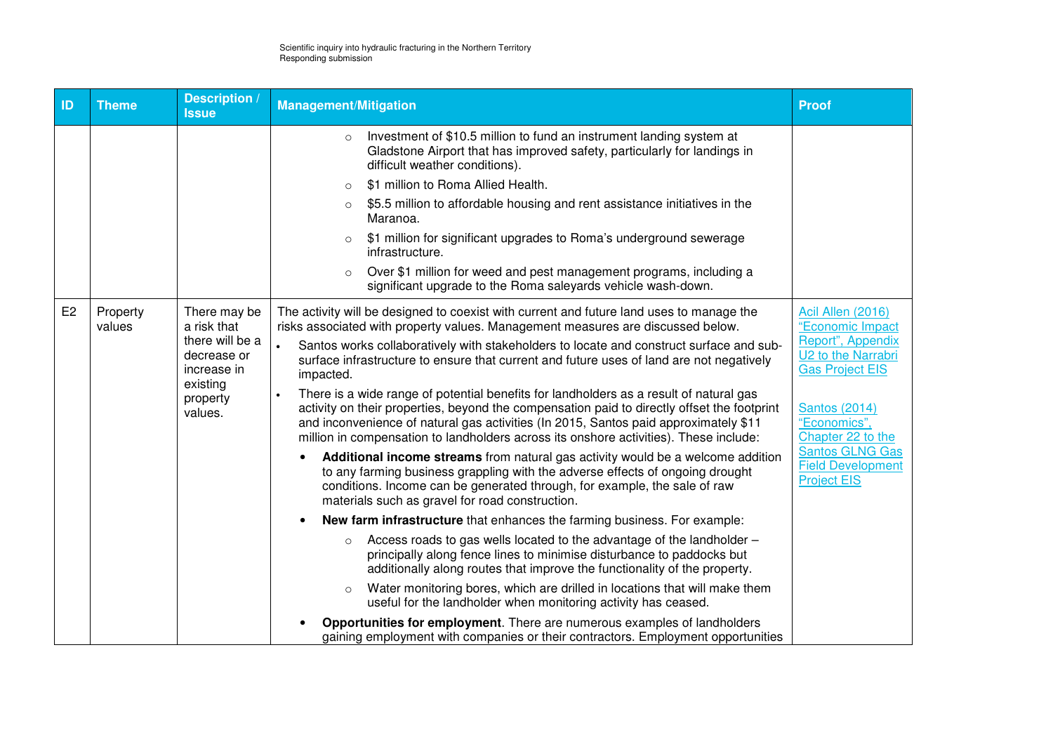| ID | Theme | Description / Issue | Management/Mitigation | Proof |
|---|---|---|---|---|
| | | | ○ Investment of $10.5 million to fund an instrument landing system at Gladstone Airport that has improved safety, particularly for landings in difficult weather conditions).<br>○ $1 million to Roma Allied Health.<br>○ $5.5 million to affordable housing and rent assistance initiatives in the Maranoa.<br>○ $1 million for significant upgrades to Roma's underground sewerage infrastructure.<br>○ Over $1 million for weed and pest management programs, including a significant upgrade to the Roma saleyards vehicle wash-down. | |
| E2 | Property values | There may be a risk that there will be a decrease or increase in existing property values. | The activity will be designed to coexist with current and future land uses to manage the risks associated with property values. Management measures are discussed below.<br>• Santos works collaboratively with stakeholders to locate and construct surface and sub-surface infrastructure to ensure that current and future uses of land are not negatively impacted.<br>• There is a wide range of potential benefits for landholders as a result of natural gas activity on their properties, beyond the compensation paid to directly offset the footprint and inconvenience of natural gas activities (In 2015, Santos paid approximately $11 million in compensation to landholders across its onshore activities). These include:<br>  • **Additional income streams** from natural gas activity would be a welcome addition to any farming business grappling with the adverse effects of ongoing drought conditions. Income can be generated through, for example, the sale of raw materials such as gravel for road construction.<br>  • **New farm infrastructure** that enhances the farming business. For example:<br>    ○ Access roads to gas wells located to the advantage of the landholder – principally along fence lines to minimise disturbance to paddocks but additionally along routes that improve the functionality of the property.<br>    ○ Water monitoring bores, which are drilled in locations that will make them useful for the landholder when monitoring activity has ceased.<br>  • **Opportunities for employment**. There are numerous examples of landholders gaining employment with companies or their contractors. Employment opportunities | Acil Allen (2016) "Economic Impact Report", Appendix U2 to the Narrabri Gas Project EIS<br><br>Santos (2014) "Economics", Chapter 22 to the Santos GLNG Gas Field Development Project EIS |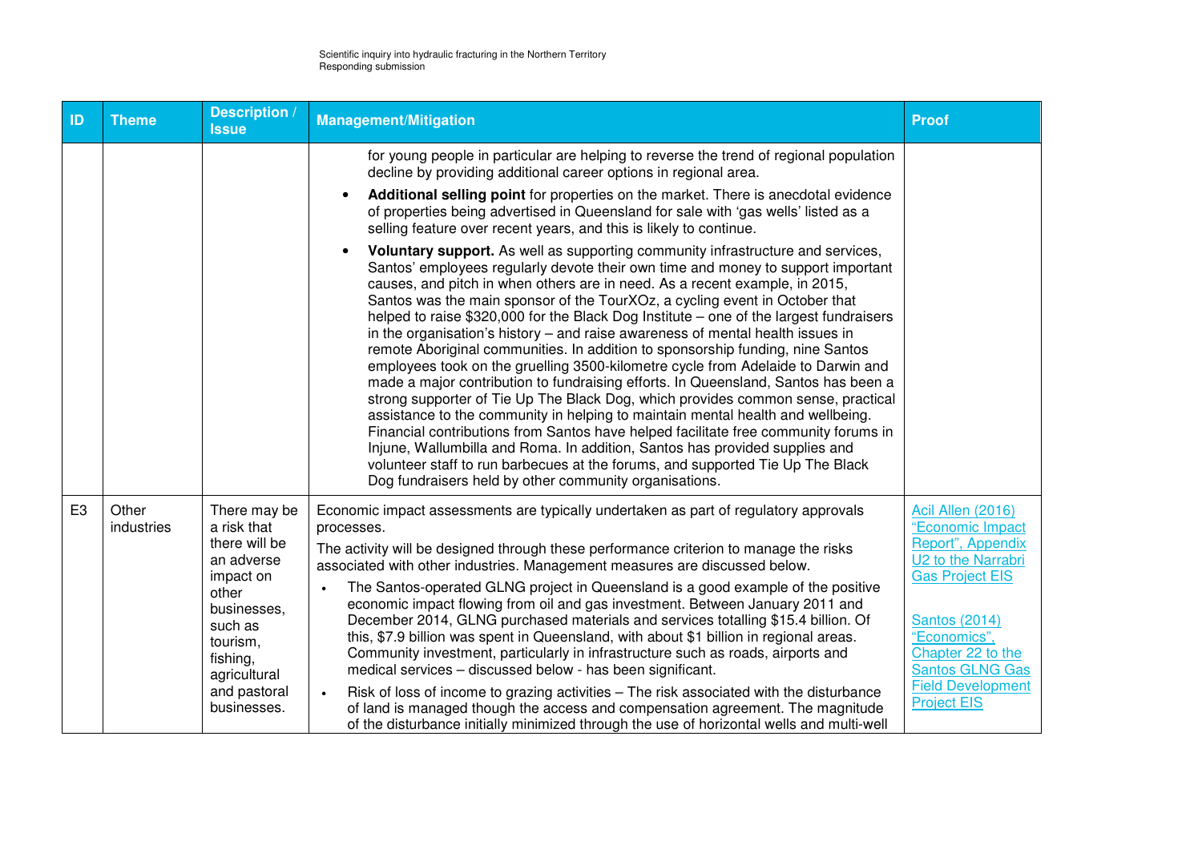| ID | Theme | Description / Issue | Management/Mitigation | Proof |
|---|---|---|---|---|
| | | | for young people in particular are helping to reverse the trend of regional population decline by providing additional career options in regional area.<br>• **Additional selling point** for properties on the market. There is anecdotal evidence of properties being advertised in Queensland for sale with 'gas wells' listed as a selling feature over recent years, and this is likely to continue.<br>• **Voluntary support.** As well as supporting community infrastructure and services, Santos' employees regularly devote their own time and money to support important causes, and pitch in when others are in need. As a recent example, in 2015, Santos was the main sponsor of the TourXOz, a cycling event in October that helped to raise $320,000 for the Black Dog Institute – one of the largest fundraisers in the organisation's history – and raise awareness of mental health issues in remote Aboriginal communities. In addition to sponsorship funding, nine Santos employees took on the gruelling 3500-kilometre cycle from Adelaide to Darwin and made a major contribution to fundraising efforts. In Queensland, Santos has been a strong supporter of Tie Up The Black Dog, which provides common sense, practical assistance to the community in helping to maintain mental health and wellbeing. Financial contributions from Santos have helped facilitate free community forums in Injune, Wallumbilla and Roma. In addition, Santos has provided supplies and volunteer staff to run barbecues at the forums, and supported Tie Up The Black Dog fundraisers held by other community organisations. | |
| E3 | Other industries | There may be a risk that there will be an adverse impact on other businesses, such as tourism, fishing, agricultural and pastoral businesses. | Economic impact assessments are typically undertaken as part of regulatory approvals processes.<br>The activity will be designed through these performance criterion to manage the risks associated with other industries. Management measures are discussed below.<br>• The Santos-operated GLNG project in Queensland is a good example of the positive economic impact flowing from oil and gas investment. Between January 2011 and December 2014, GLNG purchased materials and services totalling $15.4 billion. Of this, $7.9 billion was spent in Queensland, with about $1 billion in regional areas. Community investment, particularly in infrastructure such as roads, airports and medical services – discussed below - has been significant.<br>• Risk of loss of income to grazing activities – The risk associated with the disturbance of land is managed though the access and compensation agreement. The magnitude of the disturbance initially minimized through the use of horizontal wells and multi-well | Acil Allen (2016) "Economic Impact Report", Appendix U2 to the Narrabri Gas Project EIS<br><br>Santos (2014) "Economics", Chapter 22 to the Santos GLNG Gas Field Development Project EIS |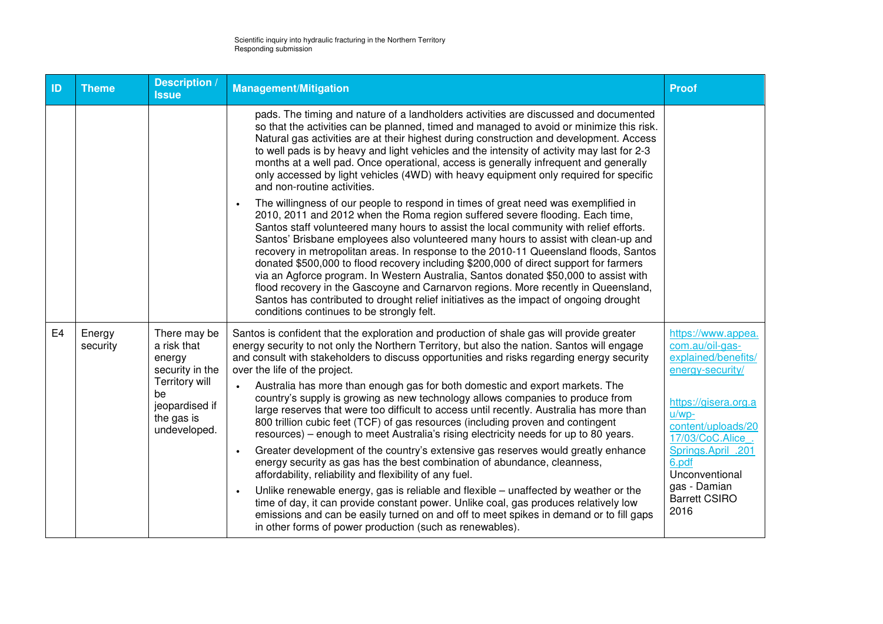| ID | Theme | Description / Issue | Management/Mitigation | Proof |
|---|---|---|---|---|
| | | | pads. The timing and nature of a landholders activities are discussed and documented so that the activities can be planned, timed and managed to avoid or minimize this risk. Natural gas activities are at their highest during construction and development. Access to well pads is by heavy and light vehicles and the intensity of activity may last for 2-3 months at a well pad. Once operational, access is generally infrequent and generally only accessed by light vehicles (4WD) with heavy equipment only required for specific and non-routine activities.<br><br>• The willingness of our people to respond in times of great need was exemplified in 2010, 2011 and 2012 when the Roma region suffered severe flooding. Each time, Santos staff volunteered many hours to assist the local community with relief efforts. Santos' Brisbane employees also volunteered many hours to assist with clean-up and recovery in metropolitan areas. In response to the 2010-11 Queensland floods, Santos donated $500,000 to flood recovery including $200,000 of direct support for farmers via an Agforce program. In Western Australia, Santos donated $50,000 to assist with flood recovery in the Gascoyne and Carnarvon regions. More recently in Queensland, Santos has contributed to drought relief initiatives as the impact of ongoing drought conditions continues to be strongly felt. | |
| E4 | Energy security | There may be a risk that energy security in the Territory will be jeopardised if the gas is undeveloped. | Santos is confident that the exploration and production of shale gas will provide greater energy security to not only the Northern Territory, but also the nation. Santos will engage and consult with stakeholders to discuss opportunities and risks regarding energy security over the life of the project.<br><br>• Australia has more than enough gas for both domestic and export markets. The country's supply is growing as new technology allows companies to produce from large reserves that were too difficult to access until recently. Australia has more than 800 trillion cubic feet (TCF) of gas resources (including proven and contingent resources) – enough to meet Australia's rising electricity needs for up to 80 years.<br><br>• Greater development of the country's extensive gas reserves would greatly enhance energy security as gas has the best combination of abundance, cleanness, affordability, reliability and flexibility of any fuel.<br><br>• Unlike renewable energy, gas is reliable and flexible – unaffected by weather or the time of day, it can provide constant power. Unlike coal, gas produces relatively low emissions and can be easily turned on and off to meet spikes in demand or to fill gaps in other forms of power production (such as renewables). | https://www.appea.com.au/oil-gas-explained/benefits/energy-security/<br><br>https://gisera.org.au/wp-content/uploads/2017/03/CoC.Alice_.Springs.April_.2016.pdf Unconventional gas - Damian Barrett CSIRO 2016 |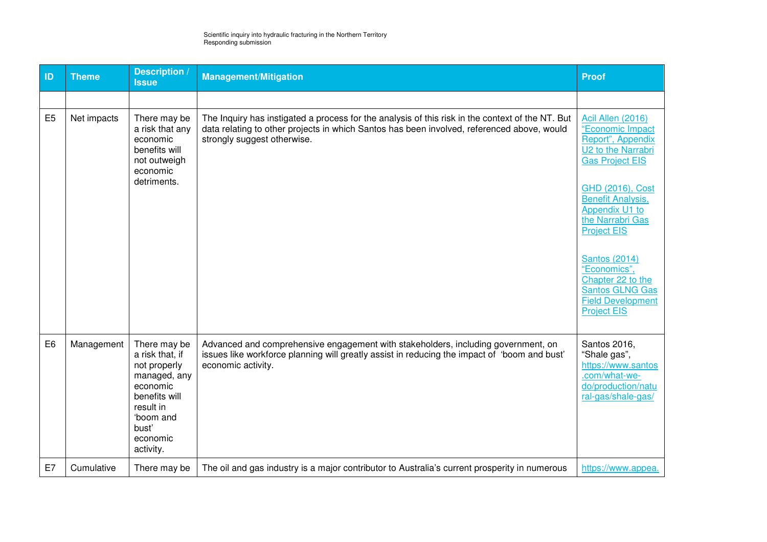| ID | Theme | Description / Issue | Management/Mitigation | Proof |
|---|---|---|---|---|
| | | | | |
| E5 | Net impacts | There may be a risk that any economic benefits will not outweigh economic detriments. | The Inquiry has instigated a process for the analysis of this risk in the context of the NT. But data relating to other projects in which Santos has been involved, referenced above, would strongly suggest otherwise. | Acil Allen (2016) "Economic Impact Report", Appendix U2 to the Narrabri Gas Project EIS<br><br>GHD (2016), Cost Benefit Analysis, Appendix U1 to the Narrabri Gas Project EIS<br><br>Santos (2014) "Economics", Chapter 22 to the Santos GLNG Gas Field Development Project EIS |
| E6 | Management | There may be a risk that, if not properly managed, any economic benefits will result in 'boom and bust' economic activity. | Advanced and comprehensive engagement with stakeholders, including government, on issues like workforce planning will greatly assist in reducing the impact of 'boom and bust' economic activity. | Santos 2016, "Shale gas", https://www.santos.com/what-we-do/production/natural-gas/shale-gas/ |
| E7 | Cumulative | There may be | The oil and gas industry is a major contributor to Australia's current prosperity in numerous | https://www.appea. |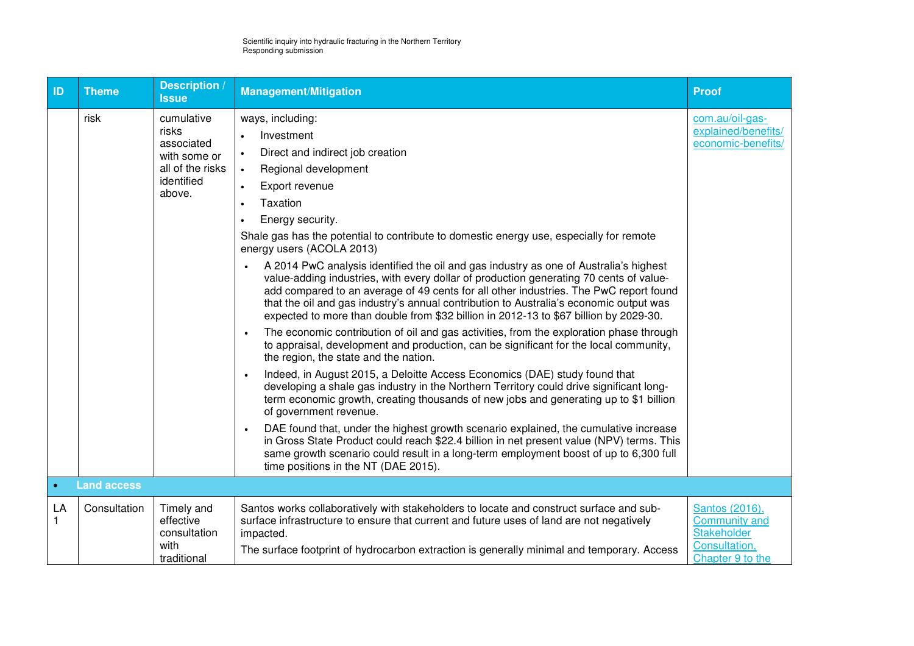| ID | Theme | Description / Issue | Management/Mitigation | Proof |
|---|---|---|---|---|
| | risk | cumulative risks associated with some or all of the risks identified above. | ways, including:<br>• Investment<br>• Direct and indirect job creation<br>• Regional development<br>• Export revenue<br>• Taxation<br>• Energy security.<br>Shale gas has the potential to contribute to domestic energy use, especially for remote energy users (ACOLA 2013)<br>• A 2014 PwC analysis identified the oil and gas industry as one of Australia's highest value-adding industries, with every dollar of production generating 70 cents of value-add compared to an average of 49 cents for all other industries. The PwC report found that the oil and gas industry's annual contribution to Australia's economic output was expected to more than double from $32 billion in 2012-13 to $67 billion by 2029-30.<br>• The economic contribution of oil and gas activities, from the exploration phase through to appraisal, development and production, can be significant for the local community, the region, the state and the nation.<br>• Indeed, in August 2015, a Deloitte Access Economics (DAE) study found that developing a shale gas industry in the Northern Territory could drive significant long-term economic growth, creating thousands of new jobs and generating up to $1 billion of government revenue.<br>• DAE found that, under the highest growth scenario explained, the cumulative increase in Gross State Product could reach $22.4 billion in net present value (NPV) terms. This same growth scenario could result in a long-term employment boost of up to 6,300 full time positions in the NT (DAE 2015). | com.au/oil-gas-explained/benefits/economic-benefits/ |
| • **Land access** | | | | |
| LA 1 | Consultation | Timely and effective consultation with traditional | Santos works collaboratively with stakeholders to locate and construct surface and sub-surface infrastructure to ensure that current and future uses of land are not negatively impacted.<br>The surface footprint of hydrocarbon extraction is generally minimal and temporary. Access | Santos (2016), Community and Stakeholder Consultation, Chapter 9 to the |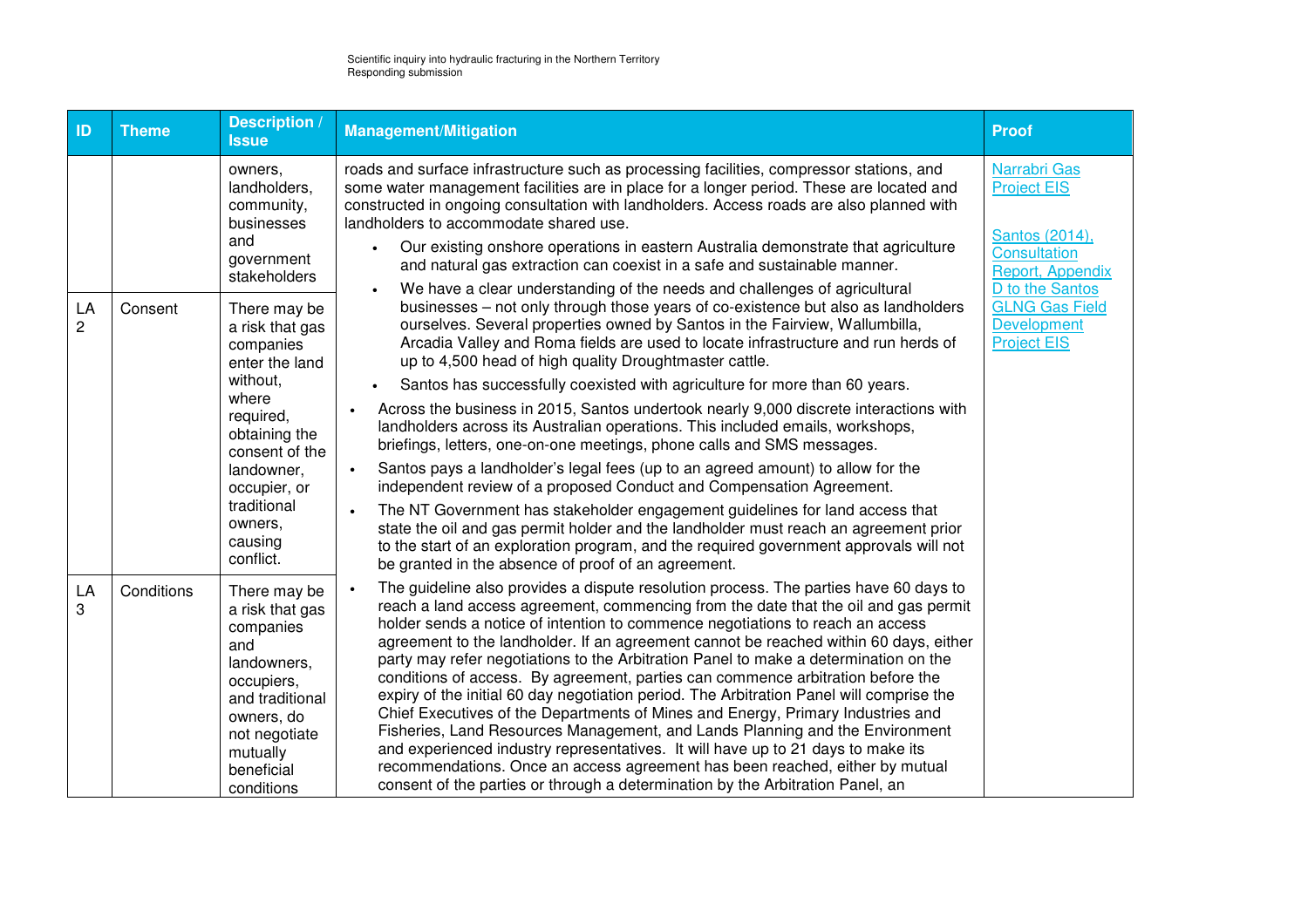| ID | Theme | Description / Issue | Management/Mitigation | Proof |
|---|---|---|---|---|
| | | owners, landholders, community, businesses and government stakeholders | roads and surface infrastructure such as processing facilities, compressor stations, and some water management facilities are in place for a longer period. These are located and constructed in ongoing consultation with landholders. Access roads are also planned with landholders to accommodate shared use.<br>• Our existing onshore operations in eastern Australia demonstrate that agriculture and natural gas extraction can coexist in a safe and sustainable manner.<br>• We have a clear understanding of the needs and challenges of agricultural businesses – not only through those years of co-existence but also as landholders ourselves. Several properties owned by Santos in the Fairview, Wallumbilla, Arcadia Valley and Roma fields are used to locate infrastructure and run herds of up to 4,500 head of high quality Droughtmaster cattle.<br>• Santos has successfully coexisted with agriculture for more than 60 years.<br>• Across the business in 2015, Santos undertook nearly 9,000 discrete interactions with landholders across its Australian operations. This included emails, workshops, briefings, letters, one-on-one meetings, phone calls and SMS messages.<br>• Santos pays a landholder's legal fees (up to an agreed amount) to allow for the independent review of a proposed Conduct and Compensation Agreement.<br>• The NT Government has stakeholder engagement guidelines for land access that state the oil and gas permit holder and the landholder must reach an agreement prior to the start of an exploration program, and the required government approvals will not be granted in the absence of proof of an agreement.<br>• The guideline also provides a dispute resolution process. The parties have 60 days to reach a land access agreement, commencing from the date that the oil and gas permit holder sends a notice of intention to commence negotiations to reach an access agreement to the landholder. If an agreement cannot be reached within 60 days, either party may refer negotiations to the Arbitration Panel to make a determination on the conditions of access. By agreement, parties can commence arbitration before the expiry of the initial 60 day negotiation period. The Arbitration Panel will comprise the Chief Executives of the Departments of Mines and Energy, Primary Industries and Fisheries, Land Resources Management, and Lands Planning and the Environment and experienced industry representatives. It will have up to 21 days to make its recommendations. Once an access agreement has been reached, either by mutual consent of the parties or through a determination by the Arbitration Panel, an | Narrabri Gas Project EIS<br><br>Santos (2014), Consultation Report, Appendix D to the Santos GLNG Gas Field Development Project EIS |
| LA 2 | Consent | There may be a risk that gas companies enter the land without, where required, obtaining the consent of the landowner, occupier, or traditional owners, causing conflict. | | |
| LA 3 | Conditions | There may be a risk that gas companies and landowners, occupiers, and traditional owners, do not negotiate mutually beneficial conditions | | |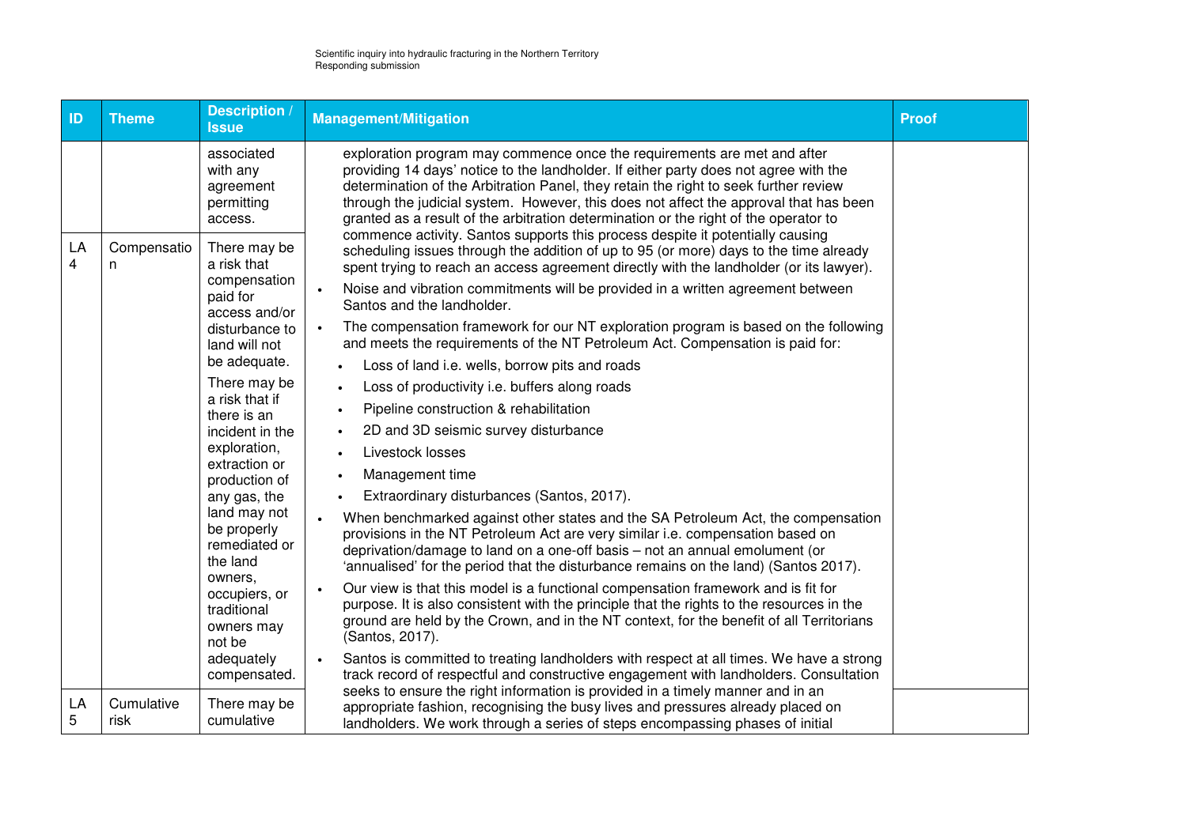| ID | Theme | Description / Issue | Management/Mitigation | Proof |
|---|---|---|---|---|
| | | associated with any agreement permitting access. | exploration program may commence once the requirements are met and after providing 14 days' notice to the landholder. If either party does not agree with the determination of the Arbitration Panel, they retain the right to seek further review through the judicial system. However, this does not affect the approval that has been granted as a result of the arbitration determination or the right of the operator to commence activity. Santos supports this process despite it potentially causing scheduling issues through the addition of up to 95 (or more) days to the time already spent trying to reach an access agreement directly with the landholder (or its lawyer). <br> • Noise and vibration commitments will be provided in a written agreement between Santos and the landholder. | |
| LA 4 | Compensation | There may be a risk that compensation paid for access and/or disturbance to land will not be adequate. <br> There may be a risk that if there is an incident in the exploration, extraction or production of any gas, the land may not be properly remediated or the land owners, occupiers, or traditional owners may not be adequately compensated. | • The compensation framework for our NT exploration program is based on the following and meets the requirements of the NT Petroleum Act. Compensation is paid for: <br> &nbsp;&nbsp;• Loss of land i.e. wells, borrow pits and roads <br> &nbsp;&nbsp;• Loss of productivity i.e. buffers along roads <br> &nbsp;&nbsp;• Pipeline construction & rehabilitation <br> &nbsp;&nbsp;• 2D and 3D seismic survey disturbance <br> &nbsp;&nbsp;• Livestock losses <br> &nbsp;&nbsp;• Management time <br> &nbsp;&nbsp;• Extraordinary disturbances (Santos, 2017). <br> • When benchmarked against other states and the SA Petroleum Act, the compensation provisions in the NT Petroleum Act are very similar i.e. compensation based on deprivation/damage to land on a one-off basis – not an annual emolument (or 'annualised' for the period that the disturbance remains on the land) (Santos 2017). <br> • Our view is that this model is a functional compensation framework and is fit for purpose. It is also consistent with the principle that the rights to the resources in the ground are held by the Crown, and in the NT context, for the benefit of all Territorians (Santos, 2017). <br> • Santos is committed to treating landholders with respect at all times. We have a strong track record of respectful and constructive engagement with landholders. Consultation seeks to ensure the right information is provided in a timely manner and in an appropriate fashion, recognising the busy lives and pressures already placed on landholders. We work through a series of steps encompassing phases of initial | |
| LA 5 | Cumulative risk | There may be cumulative | | |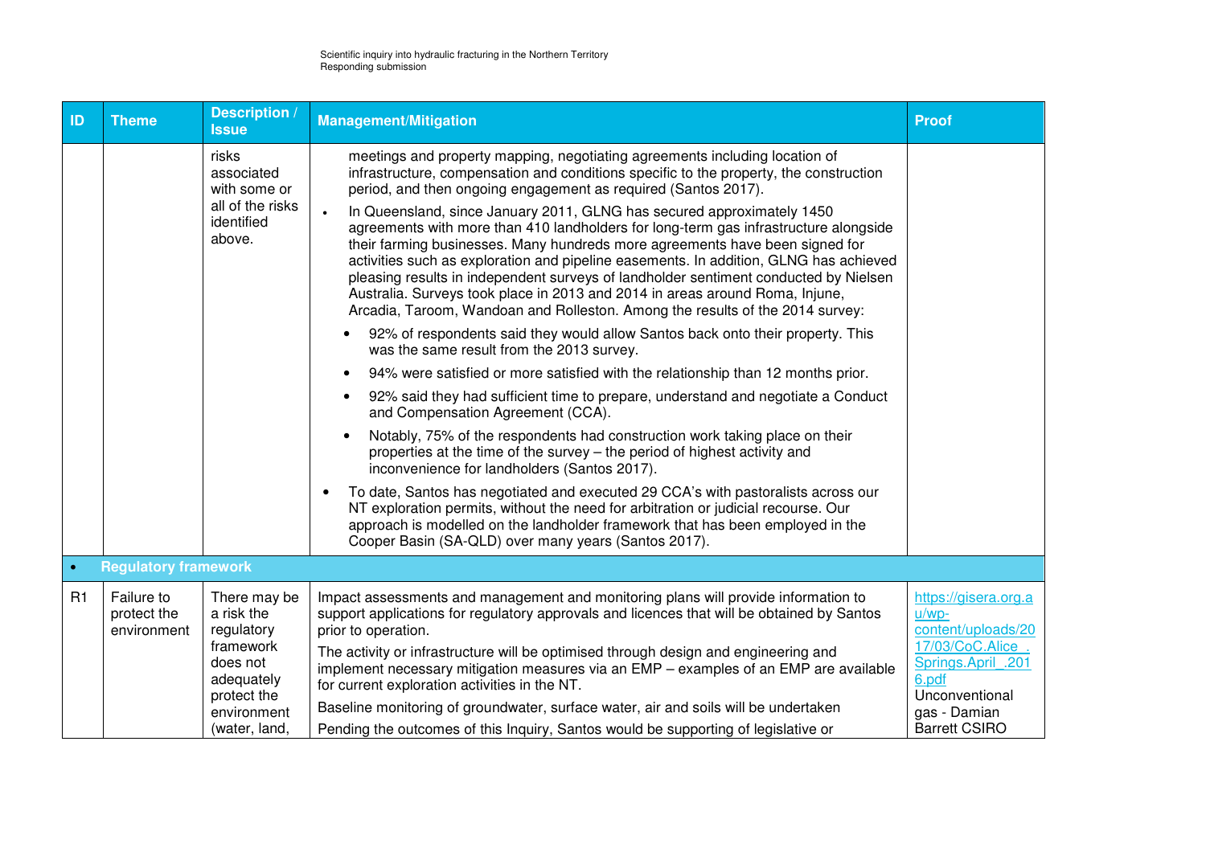| ID | Theme | Description / Issue | Management/Mitigation | Proof |
|---|---|---|---|---|
| | | risks associated with some or all of the risks identified above. | meetings and property mapping, negotiating agreements including location of infrastructure, compensation and conditions specific to the property, the construction period, and then ongoing engagement as required (Santos 2017).<br>• In Queensland, since January 2011, GLNG has secured approximately 1450 agreements with more than 410 landholders for long-term gas infrastructure alongside their farming businesses. Many hundreds more agreements have been signed for activities such as exploration and pipeline easements. In addition, GLNG has achieved pleasing results in independent surveys of landholder sentiment conducted by Nielsen Australia. Surveys took place in 2013 and 2014 in areas around Roma, Injune, Arcadia, Taroom, Wandoan and Rolleston. Among the results of the 2014 survey:<br>• 92% of respondents said they would allow Santos back onto their property. This was the same result from the 2013 survey.<br>• 94% were satisfied or more satisfied with the relationship than 12 months prior.<br>• 92% said they had sufficient time to prepare, understand and negotiate a Conduct and Compensation Agreement (CCA).<br>• Notably, 75% of the respondents had construction work taking place on their properties at the time of the survey – the period of highest activity and inconvenience for landholders (Santos 2017).<br>• To date, Santos has negotiated and executed 29 CCA's with pastoralists across our NT exploration permits, without the need for arbitration or judicial recourse. Our approach is modelled on the landholder framework that has been employed in the Cooper Basin (SA-QLD) over many years (Santos 2017). | |
| **Regulatory framework** | | | | |
| R1 | Failure to protect the environment | There may be a risk the regulatory framework does not adequately protect the environment (water, land, | Impact assessments and management and monitoring plans will provide information to support applications for regulatory approvals and licences that will be obtained by Santos prior to operation.<br>The activity or infrastructure will be optimised through design and engineering and implement necessary mitigation measures via an EMP – examples of an EMP are available for current exploration activities in the NT.<br>Baseline monitoring of groundwater, surface water, air and soils will be undertaken<br>Pending the outcomes of this Inquiry, Santos would be supporting of legislative or | https://gisera.org.au/wp-content/uploads/2017/03/CoC.Alice_.Springs.April_.2016.pdf Unconventional gas - Damian Barrett CSIRO |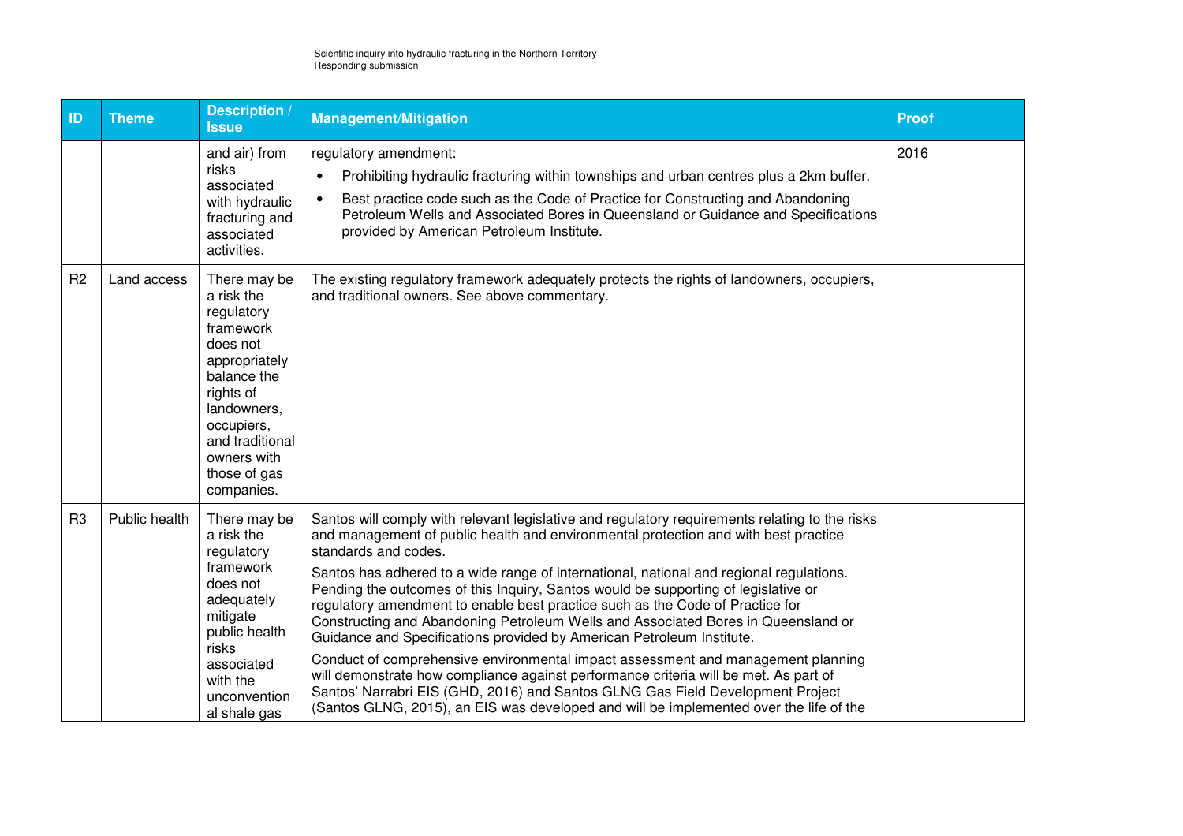| ID | Theme | Description / Issue | Management/Mitigation | Proof |
|---|---|---|---|---|
| | | and air) from risks associated with hydraulic fracturing and associated activities. | regulatory amendment:<br>• Prohibiting hydraulic fracturing within townships and urban centres plus a 2km buffer.<br>• Best practice code such as the Code of Practice for Constructing and Abandoning Petroleum Wells and Associated Bores in Queensland or Guidance and Specifications provided by American Petroleum Institute. | 2016 |
| R2 | Land access | There may be a risk the regulatory framework does not appropriately balance the rights of landowners, occupiers, and traditional owners with those of gas companies. | The existing regulatory framework adequately protects the rights of landowners, occupiers, and traditional owners. See above commentary. | |
| R3 | Public health | There may be a risk the regulatory framework does not adequately mitigate public health risks associated with the unconventional shale gas | Santos will comply with relevant legislative and regulatory requirements relating to the risks and management of public health and environmental protection and with best practice standards and codes.<br><br>Santos has adhered to a wide range of international, national and regional regulations. Pending the outcomes of this Inquiry, Santos would be supporting of legislative or regulatory amendment to enable best practice such as the Code of Practice for Constructing and Abandoning Petroleum Wells and Associated Bores in Queensland or Guidance and Specifications provided by American Petroleum Institute.<br><br>Conduct of comprehensive environmental impact assessment and management planning will demonstrate how compliance against performance criteria will be met. As part of Santos' Narrabri EIS (GHD, 2016) and Santos GLNG Gas Field Development Project (Santos GLNG, 2015), an EIS was developed and will be implemented over the life of the | |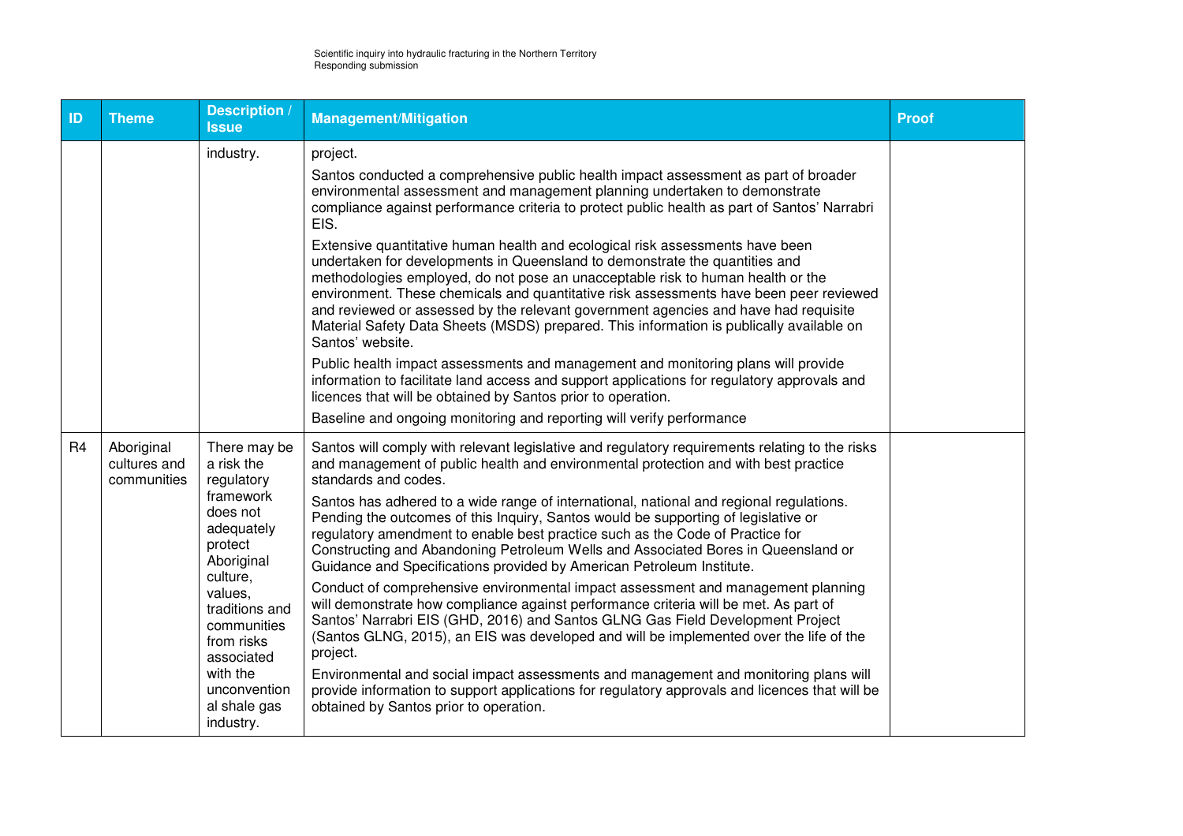| ID | Theme | Description / Issue | Management/Mitigation | Proof |
|---|---|---|---|---|
| | | industry. | project.<br><br>Santos conducted a comprehensive public health impact assessment as part of broader environmental assessment and management planning undertaken to demonstrate compliance against performance criteria to protect public health as part of Santos' Narrabri EIS.<br><br>Extensive quantitative human health and ecological risk assessments have been undertaken for developments in Queensland to demonstrate the quantities and methodologies employed, do not pose an unacceptable risk to human health or the environment. These chemicals and quantitative risk assessments have been peer reviewed and reviewed or assessed by the relevant government agencies and have had requisite Material Safety Data Sheets (MSDS) prepared. This information is publically available on Santos' website.<br><br>Public health impact assessments and management and monitoring plans will provide information to facilitate land access and support applications for regulatory approvals and licences that will be obtained by Santos prior to operation.<br><br>Baseline and ongoing monitoring and reporting will verify performance | |
| R4 | Aboriginal cultures and communities | There may be a risk the regulatory framework does not adequately protect Aboriginal culture, values, traditions and communities from risks associated with the unconventional shale gas industry. | Santos will comply with relevant legislative and regulatory requirements relating to the risks and management of public health and environmental protection and with best practice standards and codes.<br><br>Santos has adhered to a wide range of international, national and regional regulations. Pending the outcomes of this Inquiry, Santos would be supporting of legislative or regulatory amendment to enable best practice such as the Code of Practice for Constructing and Abandoning Petroleum Wells and Associated Bores in Queensland or Guidance and Specifications provided by American Petroleum Institute.<br><br>Conduct of comprehensive environmental impact assessment and management planning will demonstrate how compliance against performance criteria will be met. As part of Santos' Narrabri EIS (GHD, 2016) and Santos GLNG Gas Field Development Project (Santos GLNG, 2015), an EIS was developed and will be implemented over the life of the project.<br><br>Environmental and social impact assessments and management and monitoring plans will provide information to support applications for regulatory approvals and licences that will be obtained by Santos prior to operation. | |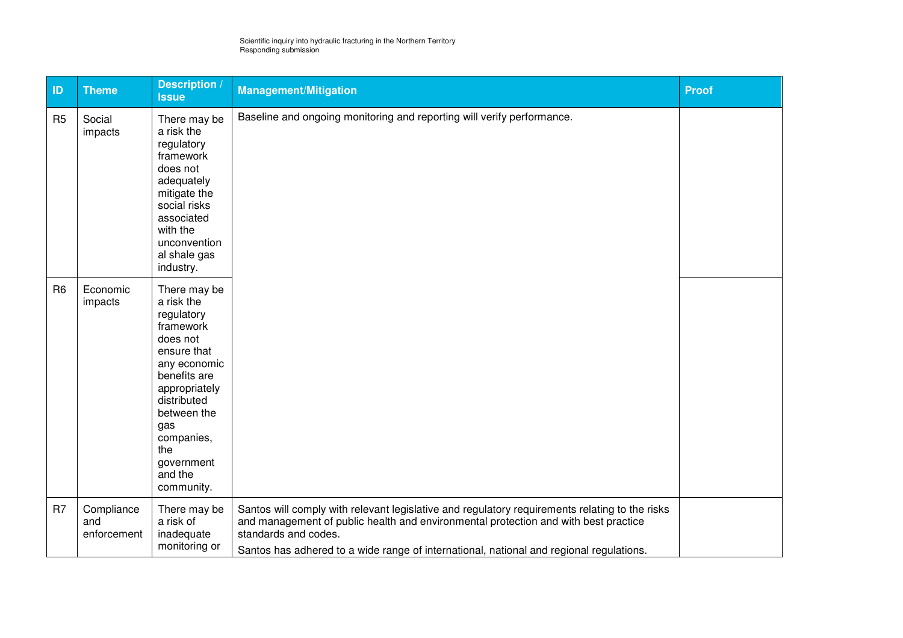| ID | Theme | Description / Issue | Management/Mitigation | Proof |
|---|---|---|---|---|
| R5 | Social impacts | There may be a risk the regulatory framework does not adequately mitigate the social risks associated with the unconventional shale gas industry. | Baseline and ongoing monitoring and reporting will verify performance. | |
| R6 | Economic impacts | There may be a risk the regulatory framework does not ensure that any economic benefits are appropriately distributed between the gas companies, the government and the community. | | |
| R7 | Compliance and enforcement | There may be a risk of inadequate monitoring or | Santos will comply with relevant legislative and regulatory requirements relating to the risks and management of public health and environmental protection and with best practice standards and codes.<br>Santos has adhered to a wide range of international, national and regional regulations. | |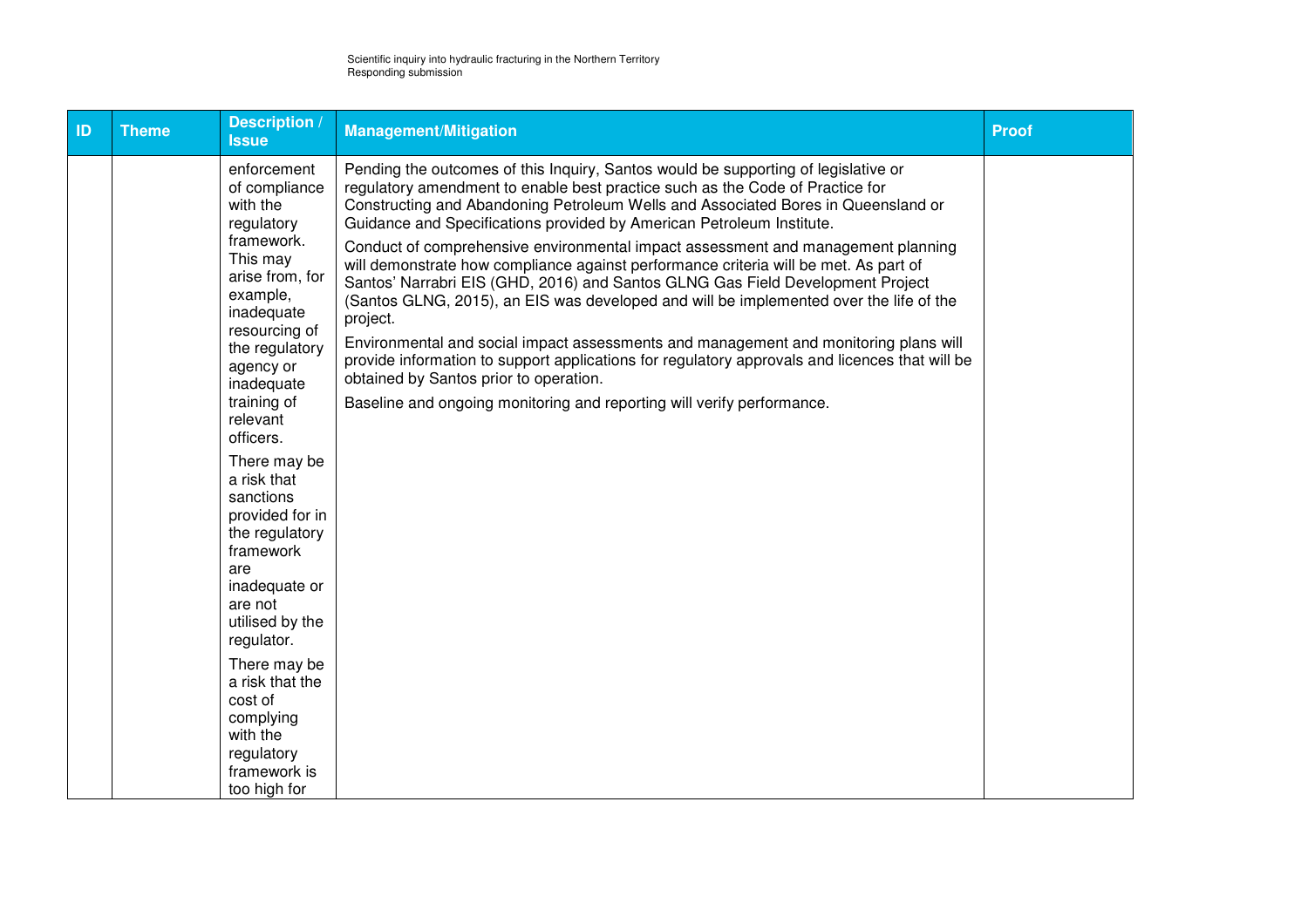| ID | Theme | Description / Issue | Management/Mitigation | Proof |
|---|---|---|---|---|
| | | enforcement of compliance with the regulatory framework. This may arise from, for example, inadequate resourcing of the regulatory agency or inadequate training of relevant officers.<br><br>There may be a risk that sanctions provided for in the regulatory framework are inadequate or are not utilised by the regulator.<br><br>There may be a risk that the cost of complying with the regulatory framework is too high for | Pending the outcomes of this Inquiry, Santos would be supporting of legislative or regulatory amendment to enable best practice such as the Code of Practice for Constructing and Abandoning Petroleum Wells and Associated Bores in Queensland or Guidance and Specifications provided by American Petroleum Institute.<br><br>Conduct of comprehensive environmental impact assessment and management planning will demonstrate how compliance against performance criteria will be met. As part of Santos' Narrabri EIS (GHD, 2016) and Santos GLNG Gas Field Development Project (Santos GLNG, 2015), an EIS was developed and will be implemented over the life of the project.<br><br>Environmental and social impact assessments and management and monitoring plans will provide information to support applications for regulatory approvals and licences that will be obtained by Santos prior to operation.<br><br>Baseline and ongoing monitoring and reporting will verify performance. | |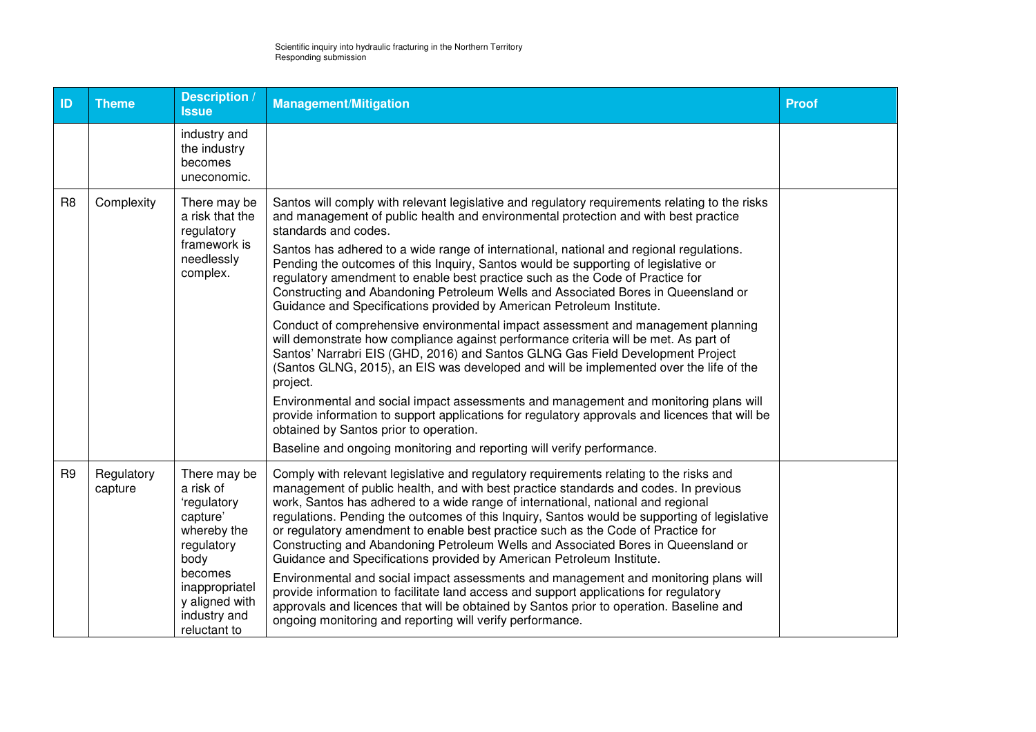| ID | Theme | Description / Issue | Management/Mitigation | Proof |
|---|---|---|---|---|
| | | industry and the industry becomes uneconomic. | | |
| R8 | Complexity | There may be a risk that the regulatory framework is needlessly complex. | Santos will comply with relevant legislative and regulatory requirements relating to the risks and management of public health and environmental protection and with best practice standards and codes.<br><br>Santos has adhered to a wide range of international, national and regional regulations. Pending the outcomes of this Inquiry, Santos would be supporting of legislative or regulatory amendment to enable best practice such as the Code of Practice for Constructing and Abandoning Petroleum Wells and Associated Bores in Queensland or Guidance and Specifications provided by American Petroleum Institute.<br><br>Conduct of comprehensive environmental impact assessment and management planning will demonstrate how compliance against performance criteria will be met. As part of Santos' Narrabri EIS (GHD, 2016) and Santos GLNG Gas Field Development Project (Santos GLNG, 2015), an EIS was developed and will be implemented over the life of the project.<br><br>Environmental and social impact assessments and management and monitoring plans will provide information to support applications for regulatory approvals and licences that will be obtained by Santos prior to operation.<br><br>Baseline and ongoing monitoring and reporting will verify performance. | |
| R9 | Regulatory capture | There may be a risk of 'regulatory capture' whereby the regulatory body becomes inappropriately aligned with industry and reluctant to | Comply with relevant legislative and regulatory requirements relating to the risks and management of public health, and with best practice standards and codes. In previous work, Santos has adhered to a wide range of international, national and regional regulations. Pending the outcomes of this Inquiry, Santos would be supporting of legislative or regulatory amendment to enable best practice such as the Code of Practice for Constructing and Abandoning Petroleum Wells and Associated Bores in Queensland or Guidance and Specifications provided by American Petroleum Institute.<br><br>Environmental and social impact assessments and management and monitoring plans will provide information to facilitate land access and support applications for regulatory approvals and licences that will be obtained by Santos prior to operation. Baseline and ongoing monitoring and reporting will verify performance. | |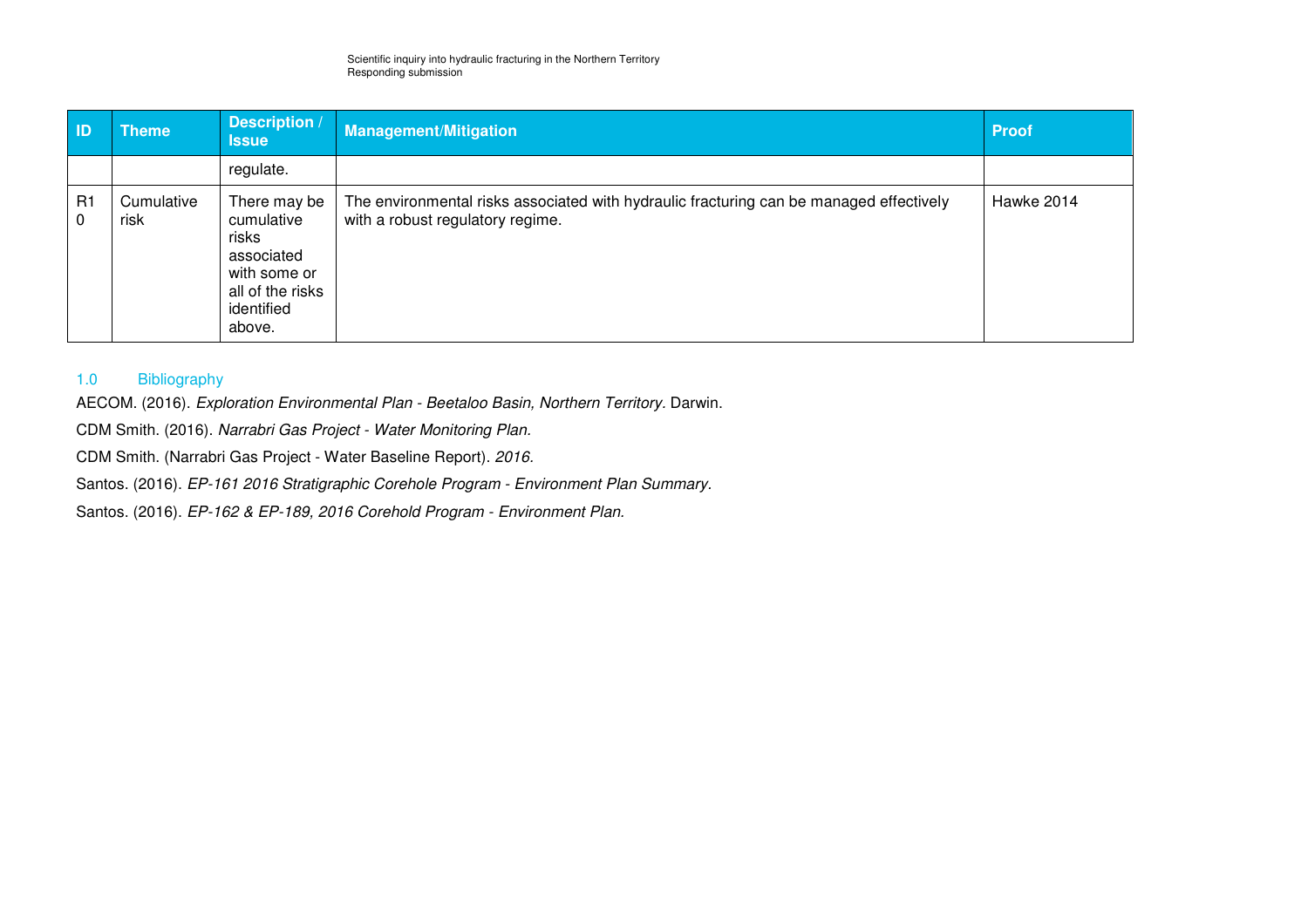| ID | Theme | Description / Issue | Management/Mitigation | Proof |
|---|---|---|---|---|
| | | regulate. | | |
| R10 | Cumulative risk | There may be cumulative risks associated with some or all of the risks identified above. | The environmental risks associated with hydraulic fracturing can be managed effectively with a robust regulatory regime. | Hawke 2014 |

## 1.0 Bibliography

AECOM. (2016). *Exploration Environmental Plan - Beetaloo Basin, Northern Territory.* Darwin.

CDM Smith. (2016). *Narrabri Gas Project - Water Monitoring Plan.*

CDM Smith. (Narrabri Gas Project - Water Baseline Report). *2016.*

Santos. (2016). *EP-161 2016 Stratigraphic Corehole Program - Environment Plan Summary.*

Santos. (2016). *EP-162 & EP-189, 2016 Corehold Program - Environment Plan.*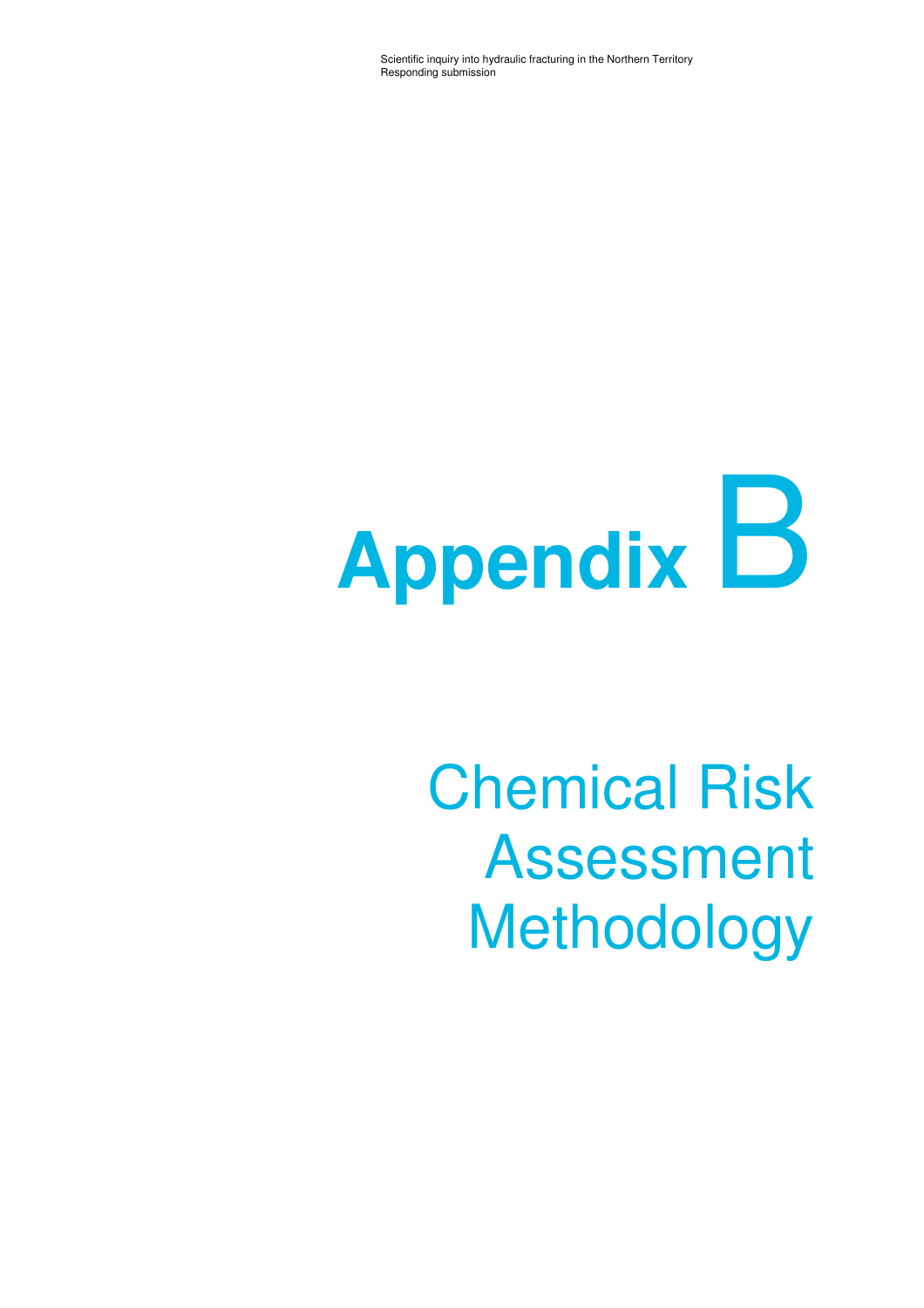# Appendix B

# Chemical Risk Assessment Methodology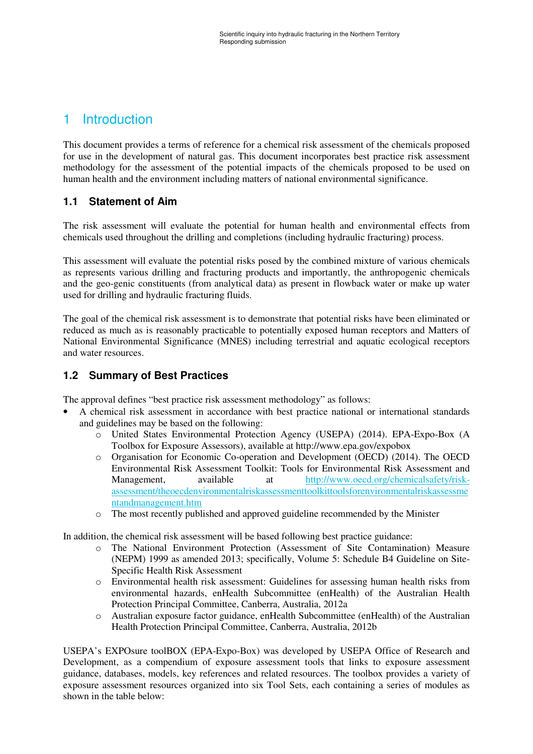# 1 Introduction

This document provides a terms of reference for a chemical risk assessment of the chemicals proposed for use in the development of natural gas. This document incorporates best practice risk assessment methodology for the assessment of the potential impacts of the chemicals proposed to be used on human health and the environment including matters of national environmental significance.

## 1.1 Statement of Aim

The risk assessment will evaluate the potential for human health and environmental effects from chemicals used throughout the drilling and completions (including hydraulic fracturing) process.

This assessment will evaluate the potential risks posed by the combined mixture of various chemicals as represents various drilling and fracturing products and importantly, the anthropogenic chemicals and the geo-genic constituents (from analytical data) as present in flowback water or make up water used for drilling and hydraulic fracturing fluids.

The goal of the chemical risk assessment is to demonstrate that potential risks have been eliminated or reduced as much as is reasonably practicable to potentially exposed human receptors and Matters of National Environmental Significance (MNES) including terrestrial and aquatic ecological receptors and water resources.

## 1.2 Summary of Best Practices

The approval defines "best practice risk assessment methodology" as follows:

- A chemical risk assessment in accordance with best practice national or international standards and guidelines may be based on the following:
  - United States Environmental Protection Agency (USEPA) (2014). EPA-Expo-Box (A Toolbox for Exposure Assessors), available at http://www.epa.gov/expobox
  - Organisation for Economic Co-operation and Development (OECD) (2014). The OECD Environmental Risk Assessment Toolkit: Tools for Environmental Risk Assessment and Management, available at http://www.oecd.org/chemicalsafety/risk-assessment/theoecdenvironmentalriskassessmenttoolkittoolsforenvironmentalriskassessmentandmanagement.htm
  - The most recently published and approved guideline recommended by the Minister

In addition, the chemical risk assessment will be based following best practice guidance:

- The National Environment Protection (Assessment of Site Contamination) Measure (NEPM) 1999 as amended 2013; specifically, Volume 5: Schedule B4 Guideline on Site-Specific Health Risk Assessment
- Environmental health risk assessment: Guidelines for assessing human health risks from environmental hazards, enHealth Subcommittee (enHealth) of the Australian Health Protection Principal Committee, Canberra, Australia, 2012a
- Australian exposure factor guidance, enHealth Subcommittee (enHealth) of the Australian Health Protection Principal Committee, Canberra, Australia, 2012b

USEPA's EXPOsure toolBOX (EPA-Expo-Box) was developed by USEPA Office of Research and Development, as a compendium of exposure assessment tools that links to exposure assessment guidance, databases, models, key references and related resources. The toolbox provides a variety of exposure assessment resources organized into six Tool Sets, each containing a series of modules as shown in the table below: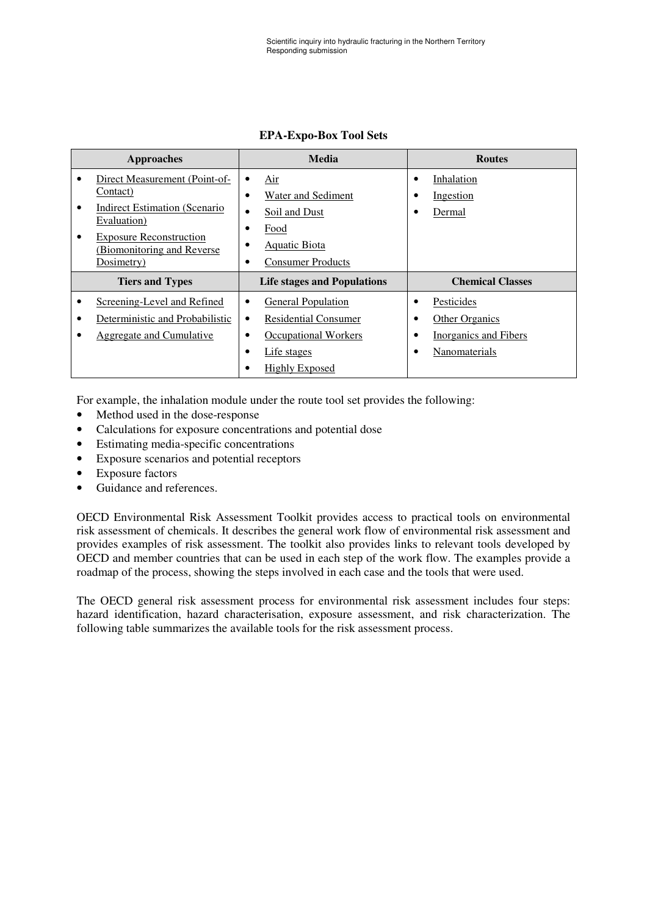**EPA-Expo-Box Tool Sets**

| Approaches | Media | Routes |
|---|---|---|
| • Direct Measurement (Point-of-Contact)<br>• Indirect Estimation (Scenario Evaluation)<br>• Exposure Reconstruction (Biomonitoring and Reverse Dosimetry) | • Air<br>• Water and Sediment<br>• Soil and Dust<br>• Food<br>• Aquatic Biota<br>• Consumer Products | • Inhalation<br>• Ingestion<br>• Dermal |
| **Tiers and Types** | **Life stages and Populations** | **Chemical Classes** |
| • Screening-Level and Refined<br>• Deterministic and Probabilistic<br>• Aggregate and Cumulative | • General Population<br>• Residential Consumer<br>• Occupational Workers<br>• Life stages<br>• Highly Exposed | • Pesticides<br>• Other Organics<br>• Inorganics and Fibers<br>• Nanomaterials |

For example, the inhalation module under the route tool set provides the following:

- Method used in the dose-response
- Calculations for exposure concentrations and potential dose
- Estimating media-specific concentrations
- Exposure scenarios and potential receptors
- Exposure factors
- Guidance and references.

OECD Environmental Risk Assessment Toolkit provides access to practical tools on environmental risk assessment of chemicals. It describes the general work flow of environmental risk assessment and provides examples of risk assessment. The toolkit also provides links to relevant tools developed by OECD and member countries that can be used in each step of the work flow. The examples provide a roadmap of the process, showing the steps involved in each case and the tools that were used.

The OECD general risk assessment process for environmental risk assessment includes four steps: hazard identification, hazard characterisation, exposure assessment, and risk characterization. The following table summarizes the available tools for the risk assessment process.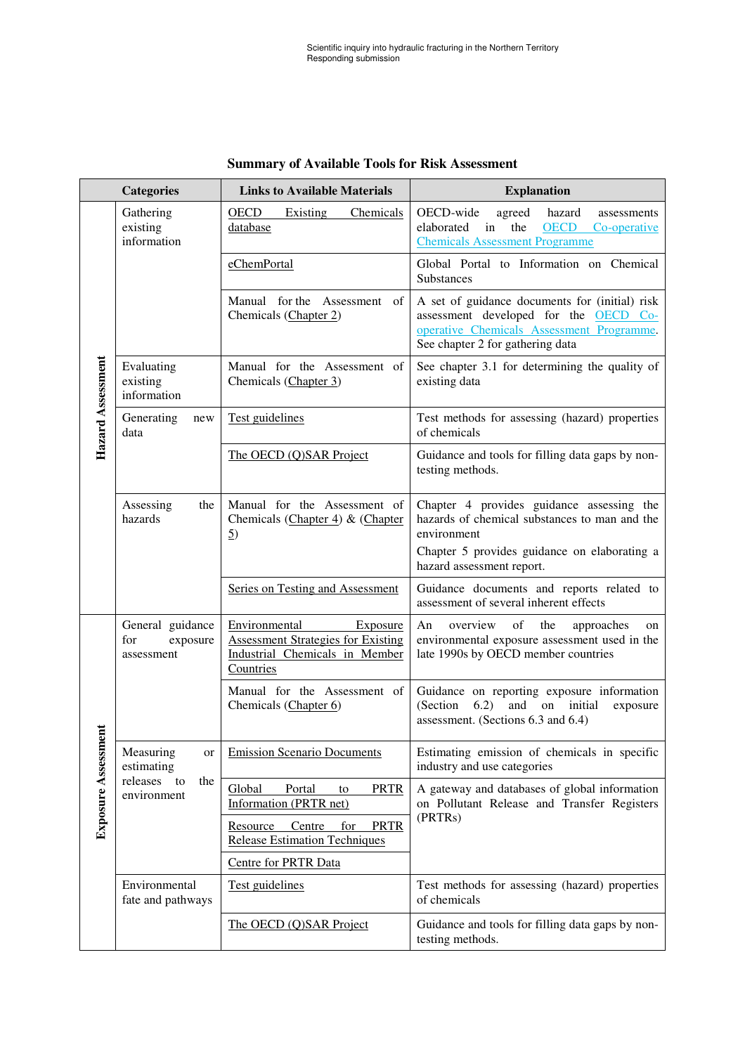**Summary of Available Tools for Risk Assessment**

| | Categories | Links to Available Materials | Explanation |
|---|---|---|---|
| Hazard Assessment | Gathering existing information | OECD Existing Chemicals database | OECD-wide agreed hazard assessments elaborated in the OECD Co-operative Chemicals Assessment Programme |
| | | eChemPortal | Global Portal to Information on Chemical Substances |
| | | Manual for the Assessment of Chemicals (Chapter 2) | A set of guidance documents for (initial) risk assessment developed for the OECD Co-operative Chemicals Assessment Programme. See chapter 2 for gathering data |
| | Evaluating existing information | Manual for the Assessment of Chemicals (Chapter 3) | See chapter 3.1 for determining the quality of existing data |
| | Generating new data | Test guidelines | Test methods for assessing (hazard) properties of chemicals |
| | | The OECD (Q)SAR Project | Guidance and tools for filling data gaps by non-testing methods. |
| | Assessing the hazards | Manual for the Assessment of Chemicals (Chapter 4) & (Chapter 5) | Chapter 4 provides guidance assessing the hazards of chemical substances to man and the environment<br>Chapter 5 provides guidance on elaborating a hazard assessment report. |
| | | Series on Testing and Assessment | Guidance documents and reports related to assessment of several inherent effects |
| Exposure Assessment | General guidance for exposure assessment | Environmental Exposure Assessment Strategies for Existing Industrial Chemicals in Member Countries | An overview of the approaches on environmental exposure assessment used in the late 1990s by OECD member countries |
| | | Manual for the Assessment of Chemicals (Chapter 6) | Guidance on reporting exposure information (Section 6.2) and on initial exposure assessment. (Sections 6.3 and 6.4) |
| | Measuring or estimating releases to the environment | Emission Scenario Documents | Estimating emission of chemicals in specific industry and use categories |
| | | Global Portal to PRTR Information (PRTR net) | A gateway and databases of global information on Pollutant Release and Transfer Registers (PRTRs) |
| | | Resource Centre for PRTR Release Estimation Techniques | |
| | | Centre for PRTR Data | |
| | Environmental fate and pathways | Test guidelines | Test methods for assessing (hazard) properties of chemicals |
| | | The OECD (Q)SAR Project | Guidance and tools for filling data gaps by non-testing methods. |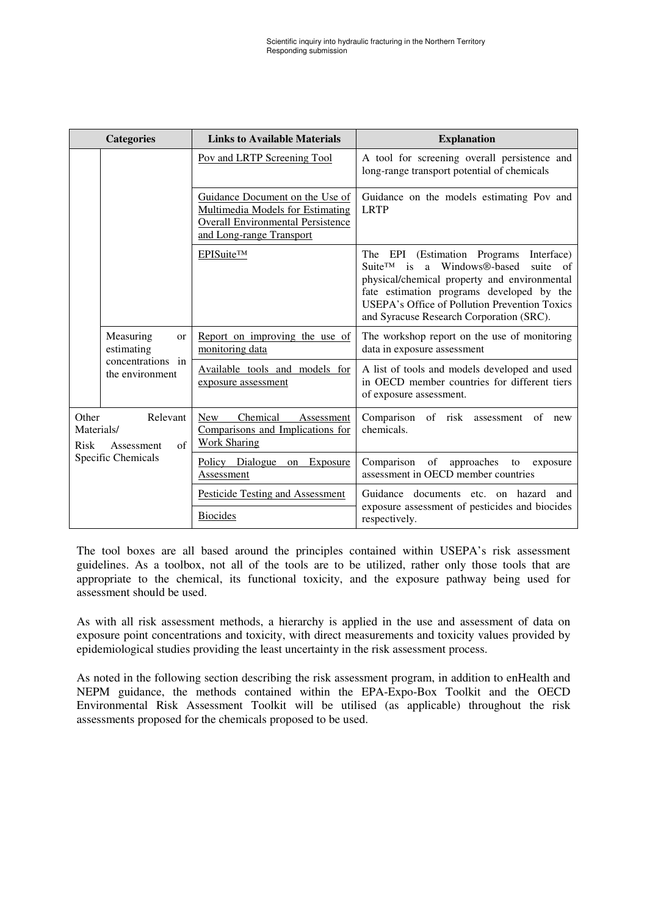| Categories | | Links to Available Materials | Explanation |
|---|---|---|---|
| | | Pov and LRTP Screening Tool | A tool for screening overall persistence and long-range transport potential of chemicals |
| | | Guidance Document on the Use of Multimedia Models for Estimating Overall Environmental Persistence and Long-range Transport | Guidance on the models estimating Pov and LRTP |
| | | EPISuite™ | The EPI (Estimation Programs Interface) Suite™ is a Windows®-based suite of physical/chemical property and environmental fate estimation programs developed by the USEPA's Office of Pollution Prevention Toxics and Syracuse Research Corporation (SRC). |
| | Measuring or estimating concentrations in the environment | Report on improving the use of monitoring data | The workshop report on the use of monitoring data in exposure assessment |
| | | Available tools and models for exposure assessment | A list of tools and models developed and used in OECD member countries for different tiers of exposure assessment. |
| Other Relevant Materials/ Risk Assessment of Specific Chemicals | | New Chemical Assessment Comparisons and Implications for Work Sharing | Comparison of risk assessment of new chemicals. |
| | | Policy Dialogue on Exposure Assessment | Comparison of approaches to exposure assessment in OECD member countries |
| | | Pesticide Testing and Assessment | Guidance documents etc. on hazard and exposure assessment of pesticides and biocides respectively. |
| | | Biocides | |

The tool boxes are all based around the principles contained within USEPA's risk assessment guidelines. As a toolbox, not all of the tools are to be utilized, rather only those tools that are appropriate to the chemical, its functional toxicity, and the exposure pathway being used for assessment should be used.

As with all risk assessment methods, a hierarchy is applied in the use and assessment of data on exposure point concentrations and toxicity, with direct measurements and toxicity values provided by epidemiological studies providing the least uncertainty in the risk assessment process.

As noted in the following section describing the risk assessment program, in addition to enHealth and NEPM guidance, the methods contained within the EPA-Expo-Box Toolkit and the OECD Environmental Risk Assessment Toolkit will be utilised (as applicable) throughout the risk assessments proposed for the chemicals proposed to be used.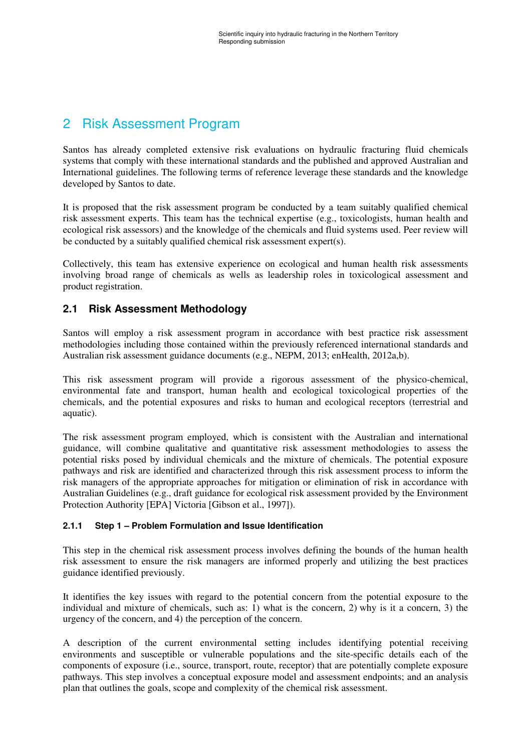# 2 Risk Assessment Program

Santos has already completed extensive risk evaluations on hydraulic fracturing fluid chemicals systems that comply with these international standards and the published and approved Australian and International guidelines. The following terms of reference leverage these standards and the knowledge developed by Santos to date.

It is proposed that the risk assessment program be conducted by a team suitably qualified chemical risk assessment experts. This team has the technical expertise (e.g., toxicologists, human health and ecological risk assessors) and the knowledge of the chemicals and fluid systems used. Peer review will be conducted by a suitably qualified chemical risk assessment expert(s).

Collectively, this team has extensive experience on ecological and human health risk assessments involving broad range of chemicals as wells as leadership roles in toxicological assessment and product registration.

## 2.1 Risk Assessment Methodology

Santos will employ a risk assessment program in accordance with best practice risk assessment methodologies including those contained within the previously referenced international standards and Australian risk assessment guidance documents (e.g., NEPM, 2013; enHealth, 2012a,b).

This risk assessment program will provide a rigorous assessment of the physico-chemical, environmental fate and transport, human health and ecological toxicological properties of the chemicals, and the potential exposures and risks to human and ecological receptors (terrestrial and aquatic).

The risk assessment program employed, which is consistent with the Australian and international guidance, will combine qualitative and quantitative risk assessment methodologies to assess the potential risks posed by individual chemicals and the mixture of chemicals. The potential exposure pathways and risk are identified and characterized through this risk assessment process to inform the risk managers of the appropriate approaches for mitigation or elimination of risk in accordance with Australian Guidelines (e.g., draft guidance for ecological risk assessment provided by the Environment Protection Authority [EPA] Victoria [Gibson et al., 1997]).

### 2.1.1 Step 1 – Problem Formulation and Issue Identification

This step in the chemical risk assessment process involves defining the bounds of the human health risk assessment to ensure the risk managers are informed properly and utilizing the best practices guidance identified previously.

It identifies the key issues with regard to the potential concern from the potential exposure to the individual and mixture of chemicals, such as: 1) what is the concern, 2) why is it a concern, 3) the urgency of the concern, and 4) the perception of the concern.

A description of the current environmental setting includes identifying potential receiving environments and susceptible or vulnerable populations and the site-specific details each of the components of exposure (i.e., source, transport, route, receptor) that are potentially complete exposure pathways. This step involves a conceptual exposure model and assessment endpoints; and an analysis plan that outlines the goals, scope and complexity of the chemical risk assessment.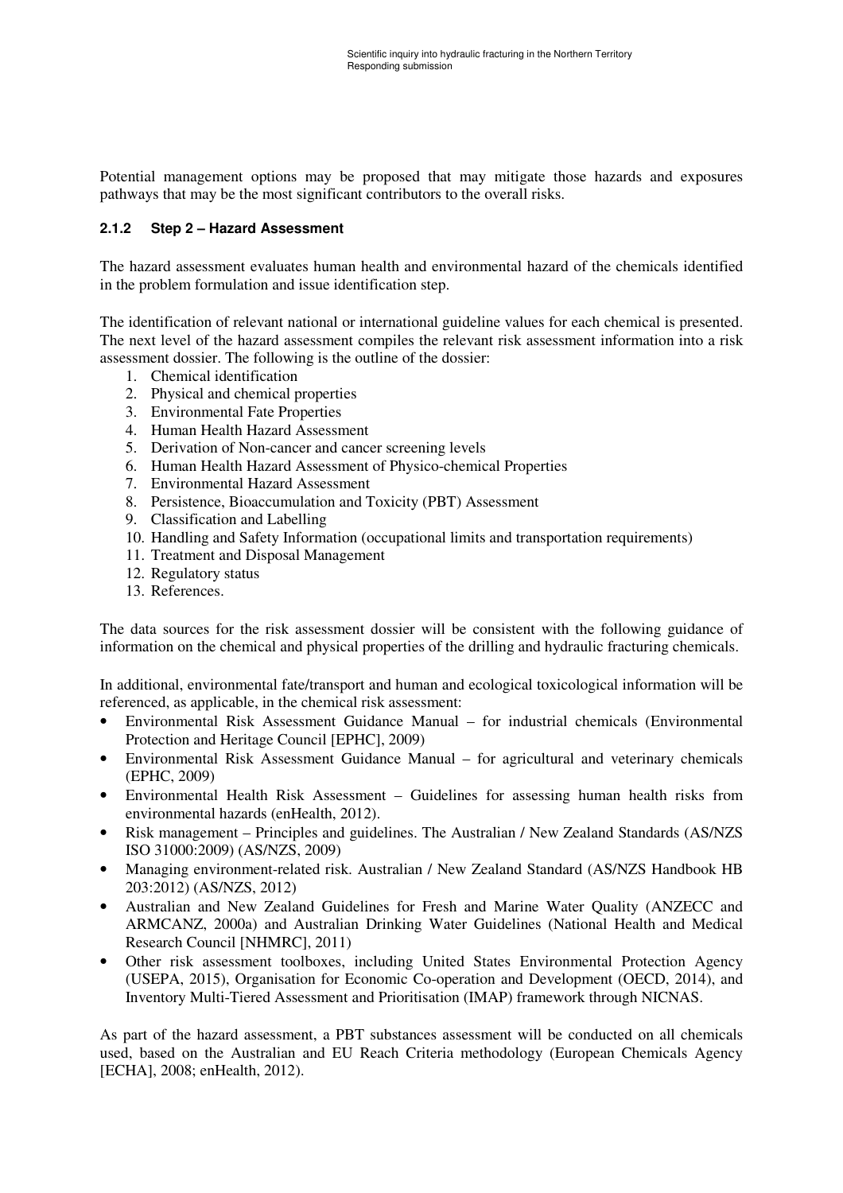Potential management options may be proposed that may mitigate those hazards and exposures pathways that may be the most significant contributors to the overall risks.

### 2.1.2 Step 2 – Hazard Assessment

The hazard assessment evaluates human health and environmental hazard of the chemicals identified in the problem formulation and issue identification step.

The identification of relevant national or international guideline values for each chemical is presented. The next level of the hazard assessment compiles the relevant risk assessment information into a risk assessment dossier. The following is the outline of the dossier:

1. Chemical identification
2. Physical and chemical properties
3. Environmental Fate Properties
4. Human Health Hazard Assessment
5. Derivation of Non-cancer and cancer screening levels
6. Human Health Hazard Assessment of Physico-chemical Properties
7. Environmental Hazard Assessment
8. Persistence, Bioaccumulation and Toxicity (PBT) Assessment
9. Classification and Labelling
10. Handling and Safety Information (occupational limits and transportation requirements)
11. Treatment and Disposal Management
12. Regulatory status
13. References.

The data sources for the risk assessment dossier will be consistent with the following guidance of information on the chemical and physical properties of the drilling and hydraulic fracturing chemicals.

In additional, environmental fate/transport and human and ecological toxicological information will be referenced, as applicable, in the chemical risk assessment:

- Environmental Risk Assessment Guidance Manual – for industrial chemicals (Environmental Protection and Heritage Council [EPHC], 2009)
- Environmental Risk Assessment Guidance Manual – for agricultural and veterinary chemicals (EPHC, 2009)
- Environmental Health Risk Assessment – Guidelines for assessing human health risks from environmental hazards (enHealth, 2012).
- Risk management – Principles and guidelines. The Australian / New Zealand Standards (AS/NZS ISO 31000:2009) (AS/NZS, 2009)
- Managing environment-related risk. Australian / New Zealand Standard (AS/NZS Handbook HB 203:2012) (AS/NZS, 2012)
- Australian and New Zealand Guidelines for Fresh and Marine Water Quality (ANZECC and ARMCANZ, 2000a) and Australian Drinking Water Guidelines (National Health and Medical Research Council [NHMRC], 2011)
- Other risk assessment toolboxes, including United States Environmental Protection Agency (USEPA, 2015), Organisation for Economic Co-operation and Development (OECD, 2014), and Inventory Multi-Tiered Assessment and Prioritisation (IMAP) framework through NICNAS.

As part of the hazard assessment, a PBT substances assessment will be conducted on all chemicals used, based on the Australian and EU Reach Criteria methodology (European Chemicals Agency [ECHA], 2008; enHealth, 2012).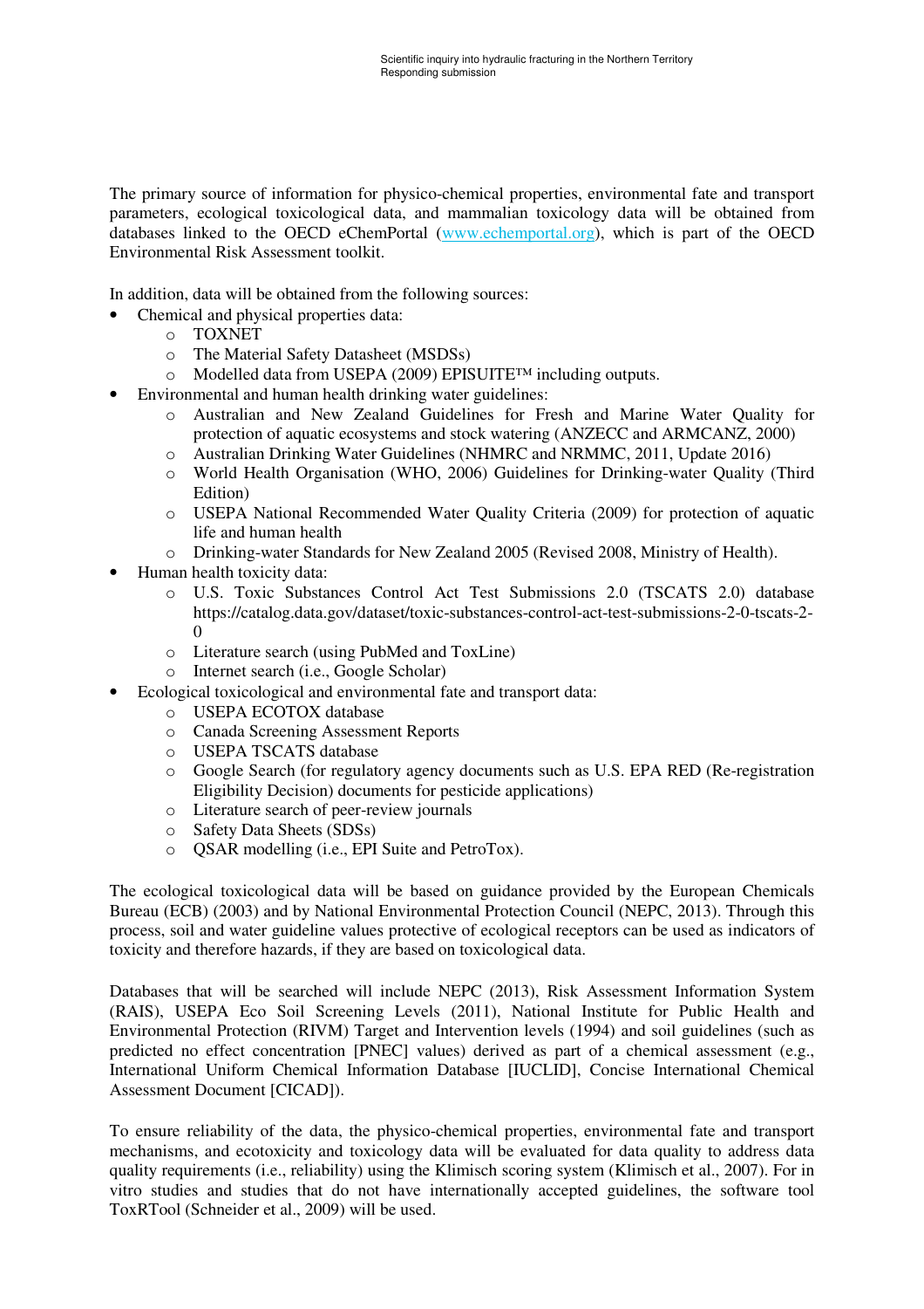The primary source of information for physico-chemical properties, environmental fate and transport parameters, ecological toxicological data, and mammalian toxicology data will be obtained from databases linked to the OECD eChemPortal (www.echemportal.org), which is part of the OECD Environmental Risk Assessment toolkit.

In addition, data will be obtained from the following sources:

- Chemical and physical properties data:
  - TOXNET
  - The Material Safety Datasheet (MSDSs)
  - Modelled data from USEPA (2009) EPISUITE™ including outputs.
- Environmental and human health drinking water guidelines:
  - Australian and New Zealand Guidelines for Fresh and Marine Water Quality for protection of aquatic ecosystems and stock watering (ANZECC and ARMCANZ, 2000)
  - Australian Drinking Water Guidelines (NHMRC and NRMMC, 2011, Update 2016)
  - World Health Organisation (WHO, 2006) Guidelines for Drinking-water Quality (Third Edition)
  - USEPA National Recommended Water Quality Criteria (2009) for protection of aquatic life and human health
  - Drinking-water Standards for New Zealand 2005 (Revised 2008, Ministry of Health).
- Human health toxicity data:
  - U.S. Toxic Substances Control Act Test Submissions 2.0 (TSCATS 2.0) database https://catalog.data.gov/dataset/toxic-substances-control-act-test-submissions-2-0-tscats-2-0
  - Literature search (using PubMed and ToxLine)
  - Internet search (i.e., Google Scholar)
- Ecological toxicological and environmental fate and transport data:
  - USEPA ECOTOX database
  - Canada Screening Assessment Reports
  - USEPA TSCATS database
  - Google Search (for regulatory agency documents such as U.S. EPA RED (Re-registration Eligibility Decision) documents for pesticide applications)
  - Literature search of peer-review journals
  - Safety Data Sheets (SDSs)
  - QSAR modelling (i.e., EPI Suite and PetroTox).

The ecological toxicological data will be based on guidance provided by the European Chemicals Bureau (ECB) (2003) and by National Environmental Protection Council (NEPC, 2013). Through this process, soil and water guideline values protective of ecological receptors can be used as indicators of toxicity and therefore hazards, if they are based on toxicological data.

Databases that will be searched will include NEPC (2013), Risk Assessment Information System (RAIS), USEPA Eco Soil Screening Levels (2011), National Institute for Public Health and Environmental Protection (RIVM) Target and Intervention levels (1994) and soil guidelines (such as predicted no effect concentration [PNEC] values) derived as part of a chemical assessment (e.g., International Uniform Chemical Information Database [IUCLID], Concise International Chemical Assessment Document [CICAD]).

To ensure reliability of the data, the physico-chemical properties, environmental fate and transport mechanisms, and ecotoxicity and toxicology data will be evaluated for data quality to address data quality requirements (i.e., reliability) using the Klimisch scoring system (Klimisch et al., 2007). For in vitro studies and studies that do not have internationally accepted guidelines, the software tool ToxRTool (Schneider et al., 2009) will be used.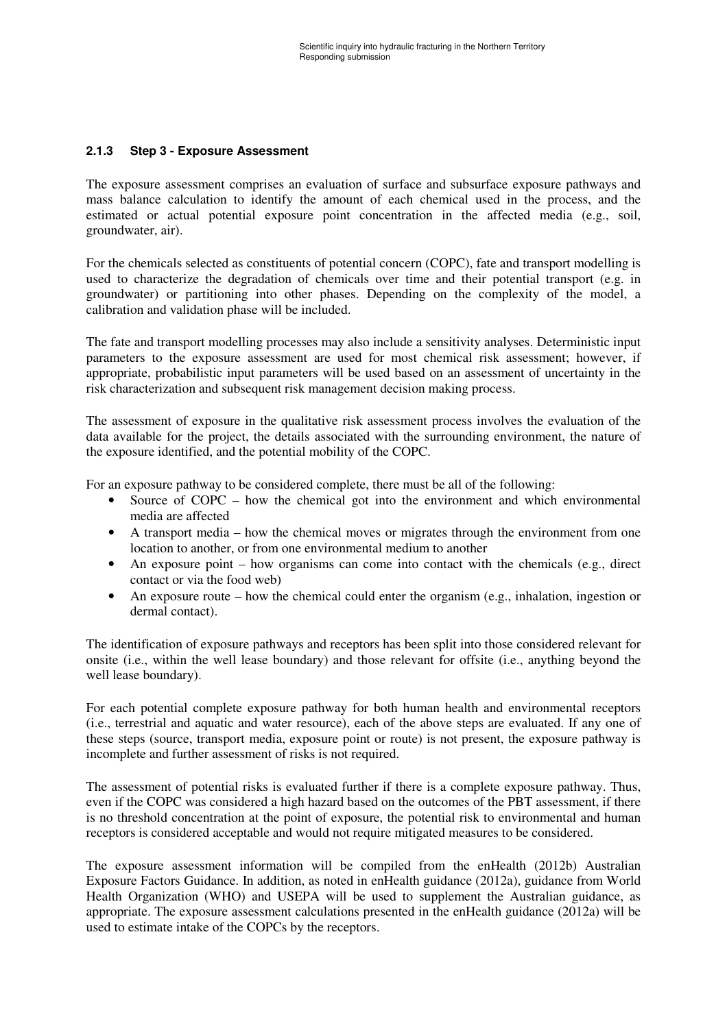### 2.1.3 Step 3 - Exposure Assessment

The exposure assessment comprises an evaluation of surface and subsurface exposure pathways and mass balance calculation to identify the amount of each chemical used in the process, and the estimated or actual potential exposure point concentration in the affected media (e.g., soil, groundwater, air).

For the chemicals selected as constituents of potential concern (COPC), fate and transport modelling is used to characterize the degradation of chemicals over time and their potential transport (e.g. in groundwater) or partitioning into other phases. Depending on the complexity of the model, a calibration and validation phase will be included.

The fate and transport modelling processes may also include a sensitivity analyses. Deterministic input parameters to the exposure assessment are used for most chemical risk assessment; however, if appropriate, probabilistic input parameters will be used based on an assessment of uncertainty in the risk characterization and subsequent risk management decision making process.

The assessment of exposure in the qualitative risk assessment process involves the evaluation of the data available for the project, the details associated with the surrounding environment, the nature of the exposure identified, and the potential mobility of the COPC.

For an exposure pathway to be considered complete, there must be all of the following:

- Source of COPC – how the chemical got into the environment and which environmental media are affected
- A transport media – how the chemical moves or migrates through the environment from one location to another, or from one environmental medium to another
- An exposure point – how organisms can come into contact with the chemicals (e.g., direct contact or via the food web)
- An exposure route – how the chemical could enter the organism (e.g., inhalation, ingestion or dermal contact).

The identification of exposure pathways and receptors has been split into those considered relevant for onsite (i.e., within the well lease boundary) and those relevant for offsite (i.e., anything beyond the well lease boundary).

For each potential complete exposure pathway for both human health and environmental receptors (i.e., terrestrial and aquatic and water resource), each of the above steps are evaluated. If any one of these steps (source, transport media, exposure point or route) is not present, the exposure pathway is incomplete and further assessment of risks is not required.

The assessment of potential risks is evaluated further if there is a complete exposure pathway. Thus, even if the COPC was considered a high hazard based on the outcomes of the PBT assessment, if there is no threshold concentration at the point of exposure, the potential risk to environmental and human receptors is considered acceptable and would not require mitigated measures to be considered.

The exposure assessment information will be compiled from the enHealth (2012b) Australian Exposure Factors Guidance. In addition, as noted in enHealth guidance (2012a), guidance from World Health Organization (WHO) and USEPA will be used to supplement the Australian guidance, as appropriate. The exposure assessment calculations presented in the enHealth guidance (2012a) will be used to estimate intake of the COPCs by the receptors.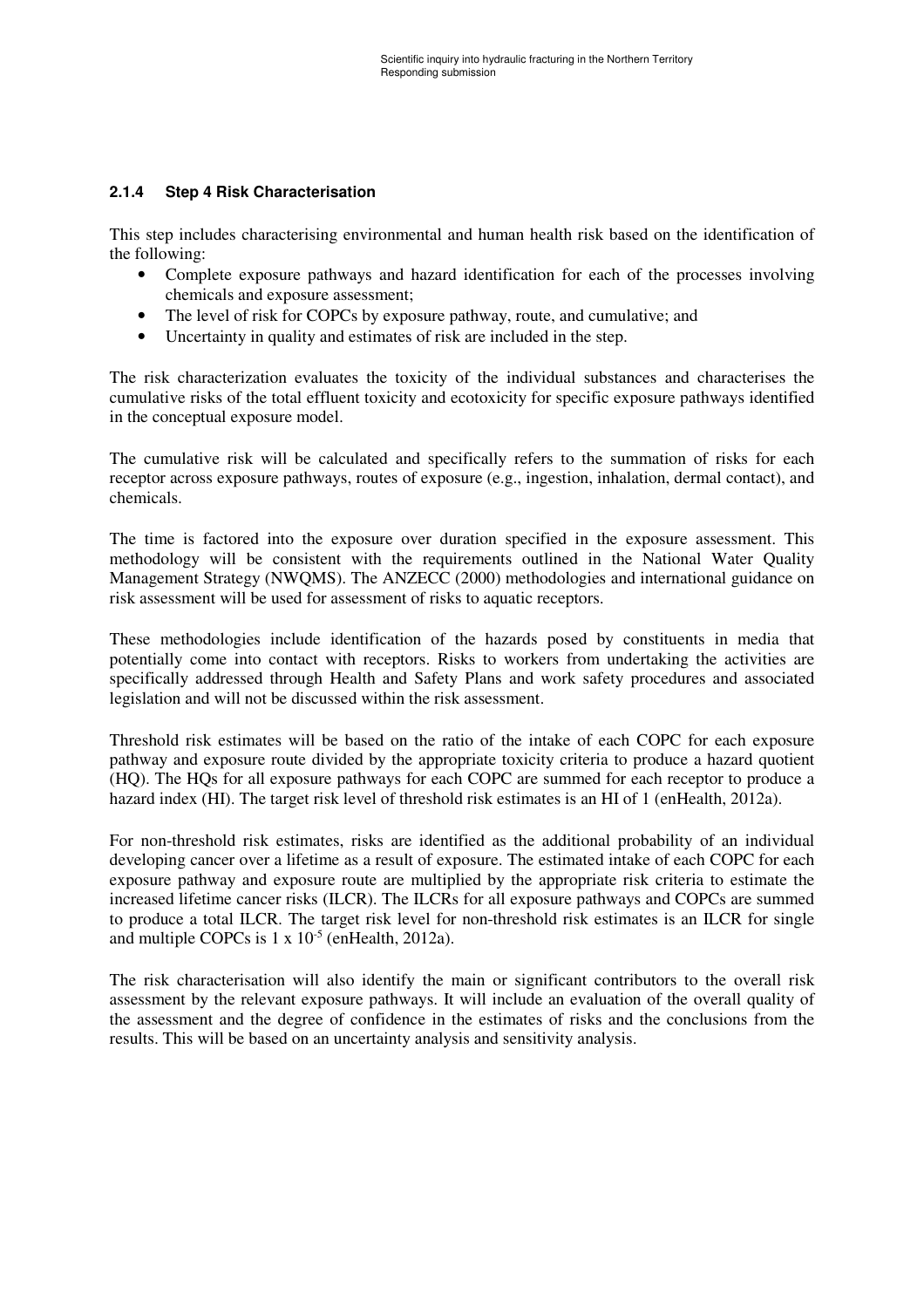### 2.1.4 Step 4 Risk Characterisation

This step includes characterising environmental and human health risk based on the identification of the following:

- Complete exposure pathways and hazard identification for each of the processes involving chemicals and exposure assessment;
- The level of risk for COPCs by exposure pathway, route, and cumulative; and
- Uncertainty in quality and estimates of risk are included in the step.

The risk characterization evaluates the toxicity of the individual substances and characterises the cumulative risks of the total effluent toxicity and ecotoxicity for specific exposure pathways identified in the conceptual exposure model.

The cumulative risk will be calculated and specifically refers to the summation of risks for each receptor across exposure pathways, routes of exposure (e.g., ingestion, inhalation, dermal contact), and chemicals.

The time is factored into the exposure over duration specified in the exposure assessment. This methodology will be consistent with the requirements outlined in the National Water Quality Management Strategy (NWQMS). The ANZECC (2000) methodologies and international guidance on risk assessment will be used for assessment of risks to aquatic receptors.

These methodologies include identification of the hazards posed by constituents in media that potentially come into contact with receptors. Risks to workers from undertaking the activities are specifically addressed through Health and Safety Plans and work safety procedures and associated legislation and will not be discussed within the risk assessment.

Threshold risk estimates will be based on the ratio of the intake of each COPC for each exposure pathway and exposure route divided by the appropriate toxicity criteria to produce a hazard quotient (HQ). The HQs for all exposure pathways for each COPC are summed for each receptor to produce a hazard index (HI). The target risk level of threshold risk estimates is an HI of 1 (enHealth, 2012a).

For non-threshold risk estimates, risks are identified as the additional probability of an individual developing cancer over a lifetime as a result of exposure. The estimated intake of each COPC for each exposure pathway and exposure route are multiplied by the appropriate risk criteria to estimate the increased lifetime cancer risks (ILCR). The ILCRs for all exposure pathways and COPCs are summed to produce a total ILCR. The target risk level for non-threshold risk estimates is an ILCR for single and multiple COPCs is $1 \times 10^{-5}$ (enHealth, 2012a).

The risk characterisation will also identify the main or significant contributors to the overall risk assessment by the relevant exposure pathways. It will include an evaluation of the overall quality of the assessment and the degree of confidence in the estimates of risks and the conclusions from the results. This will be based on an uncertainty analysis and sensitivity analysis.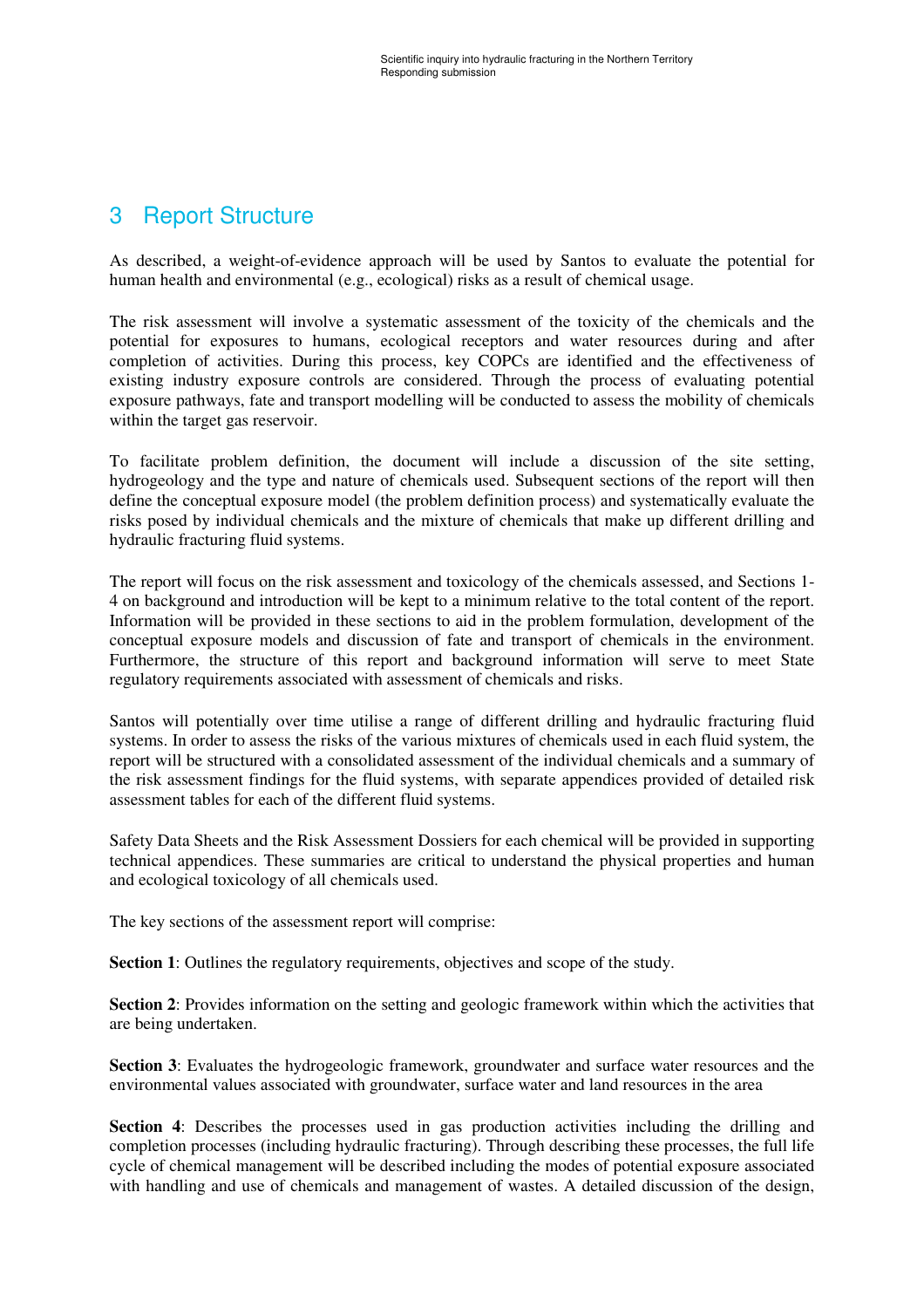# 3 Report Structure

As described, a weight-of-evidence approach will be used by Santos to evaluate the potential for human health and environmental (e.g., ecological) risks as a result of chemical usage.

The risk assessment will involve a systematic assessment of the toxicity of the chemicals and the potential for exposures to humans, ecological receptors and water resources during and after completion of activities. During this process, key COPCs are identified and the effectiveness of existing industry exposure controls are considered. Through the process of evaluating potential exposure pathways, fate and transport modelling will be conducted to assess the mobility of chemicals within the target gas reservoir.

To facilitate problem definition, the document will include a discussion of the site setting, hydrogeology and the type and nature of chemicals used. Subsequent sections of the report will then define the conceptual exposure model (the problem definition process) and systematically evaluate the risks posed by individual chemicals and the mixture of chemicals that make up different drilling and hydraulic fracturing fluid systems.

The report will focus on the risk assessment and toxicology of the chemicals assessed, and Sections 1-4 on background and introduction will be kept to a minimum relative to the total content of the report. Information will be provided in these sections to aid in the problem formulation, development of the conceptual exposure models and discussion of fate and transport of chemicals in the environment. Furthermore, the structure of this report and background information will serve to meet State regulatory requirements associated with assessment of chemicals and risks.

Santos will potentially over time utilise a range of different drilling and hydraulic fracturing fluid systems. In order to assess the risks of the various mixtures of chemicals used in each fluid system, the report will be structured with a consolidated assessment of the individual chemicals and a summary of the risk assessment findings for the fluid systems, with separate appendices provided of detailed risk assessment tables for each of the different fluid systems.

Safety Data Sheets and the Risk Assessment Dossiers for each chemical will be provided in supporting technical appendices. These summaries are critical to understand the physical properties and human and ecological toxicology of all chemicals used.

The key sections of the assessment report will comprise:

**Section 1**: Outlines the regulatory requirements, objectives and scope of the study.

**Section 2**: Provides information on the setting and geologic framework within which the activities that are being undertaken.

**Section 3**: Evaluates the hydrogeologic framework, groundwater and surface water resources and the environmental values associated with groundwater, surface water and land resources in the area

**Section 4**: Describes the processes used in gas production activities including the drilling and completion processes (including hydraulic fracturing). Through describing these processes, the full life cycle of chemical management will be described including the modes of potential exposure associated with handling and use of chemicals and management of wastes. A detailed discussion of the design,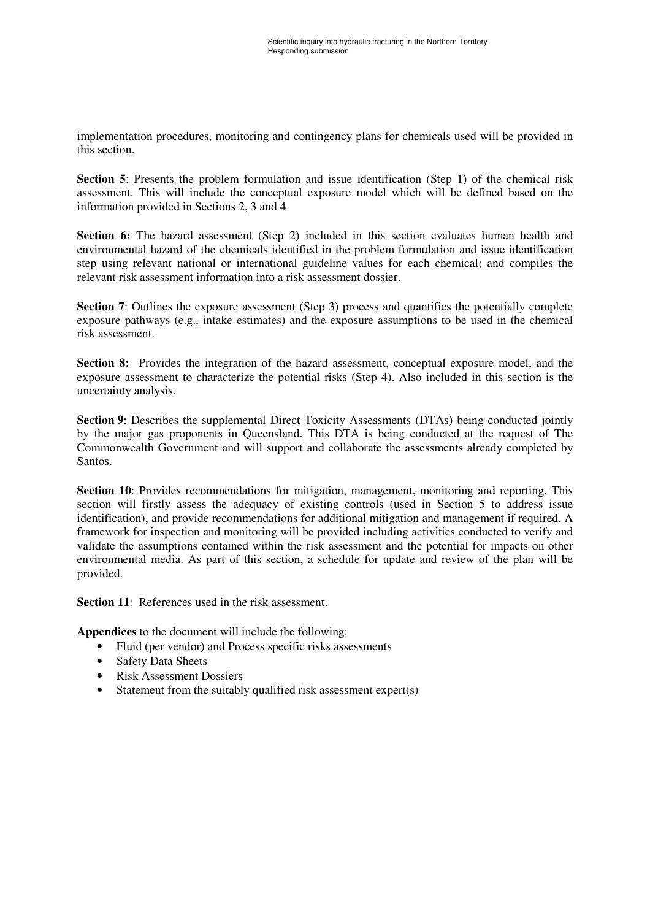implementation procedures, monitoring and contingency plans for chemicals used will be provided in this section.

**Section 5**: Presents the problem formulation and issue identification (Step 1) of the chemical risk assessment. This will include the conceptual exposure model which will be defined based on the information provided in Sections 2, 3 and 4

**Section 6:** The hazard assessment (Step 2) included in this section evaluates human health and environmental hazard of the chemicals identified in the problem formulation and issue identification step using relevant national or international guideline values for each chemical; and compiles the relevant risk assessment information into a risk assessment dossier.

**Section 7**: Outlines the exposure assessment (Step 3) process and quantifies the potentially complete exposure pathways (e.g., intake estimates) and the exposure assumptions to be used in the chemical risk assessment.

**Section 8:** Provides the integration of the hazard assessment, conceptual exposure model, and the exposure assessment to characterize the potential risks (Step 4). Also included in this section is the uncertainty analysis.

**Section 9**: Describes the supplemental Direct Toxicity Assessments (DTAs) being conducted jointly by the major gas proponents in Queensland. This DTA is being conducted at the request of The Commonwealth Government and will support and collaborate the assessments already completed by Santos.

**Section 10**: Provides recommendations for mitigation, management, monitoring and reporting. This section will firstly assess the adequacy of existing controls (used in Section 5 to address issue identification), and provide recommendations for additional mitigation and management if required. A framework for inspection and monitoring will be provided including activities conducted to verify and validate the assumptions contained within the risk assessment and the potential for impacts on other environmental media. As part of this section, a schedule for update and review of the plan will be provided.

**Section 11**: References used in the risk assessment.

**Appendices** to the document will include the following:

- Fluid (per vendor) and Process specific risks assessments
- Safety Data Sheets
- Risk Assessment Dossiers
- Statement from the suitably qualified risk assessment expert(s)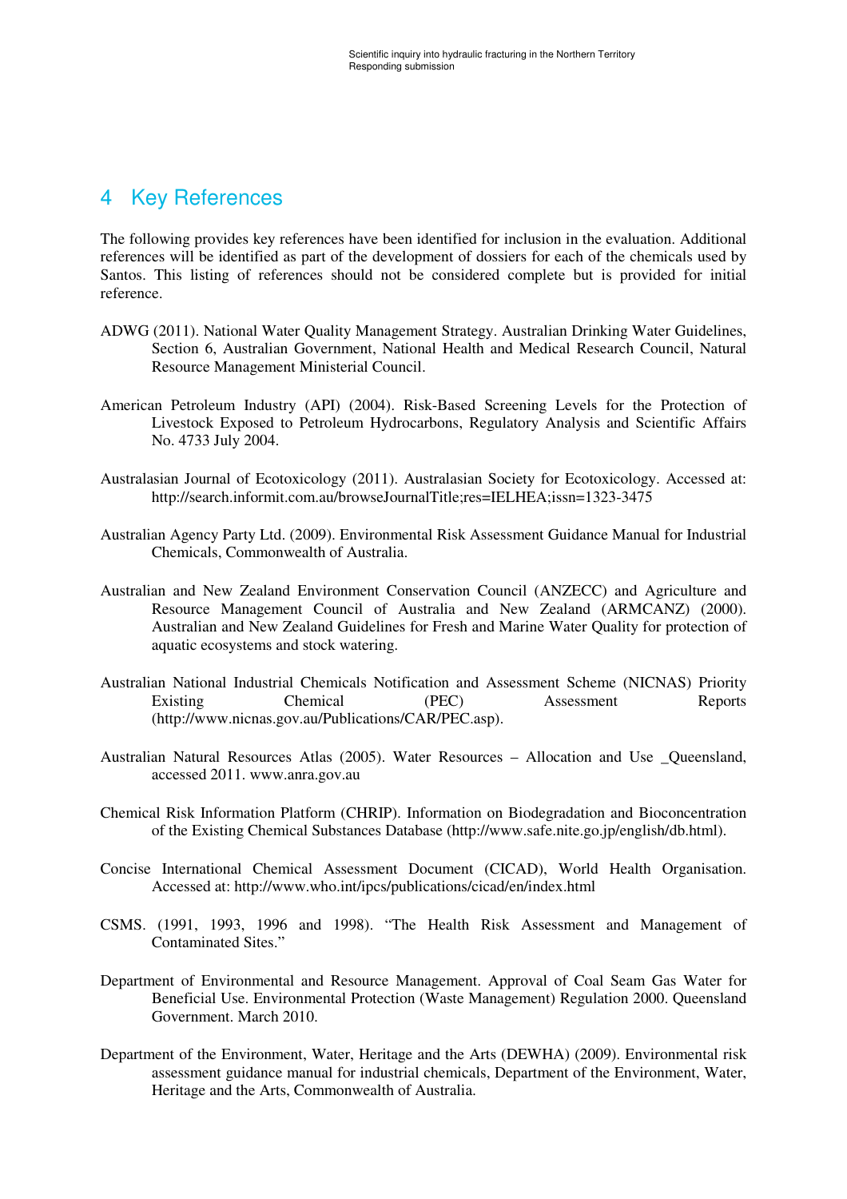# 4 Key References

The following provides key references have been identified for inclusion in the evaluation. Additional references will be identified as part of the development of dossiers for each of the chemicals used by Santos. This listing of references should not be considered complete but is provided for initial reference.

ADWG (2011). National Water Quality Management Strategy. Australian Drinking Water Guidelines, Section 6, Australian Government, National Health and Medical Research Council, Natural Resource Management Ministerial Council.

American Petroleum Industry (API) (2004). Risk-Based Screening Levels for the Protection of Livestock Exposed to Petroleum Hydrocarbons, Regulatory Analysis and Scientific Affairs No. 4733 July 2004.

Australasian Journal of Ecotoxicology (2011). Australasian Society for Ecotoxicology. Accessed at: http://search.informit.com.au/browseJournalTitle;res=IELHEA;issn=1323-3475

Australian Agency Party Ltd. (2009). Environmental Risk Assessment Guidance Manual for Industrial Chemicals, Commonwealth of Australia.

Australian and New Zealand Environment Conservation Council (ANZECC) and Agriculture and Resource Management Council of Australia and New Zealand (ARMCANZ) (2000). Australian and New Zealand Guidelines for Fresh and Marine Water Quality for protection of aquatic ecosystems and stock watering.

Australian National Industrial Chemicals Notification and Assessment Scheme (NICNAS) Priority Existing Chemical (PEC) Assessment Reports (http://www.nicnas.gov.au/Publications/CAR/PEC.asp).

Australian Natural Resources Atlas (2005). Water Resources – Allocation and Use _Queensland, accessed 2011. www.anra.gov.au

Chemical Risk Information Platform (CHRIP). Information on Biodegradation and Bioconcentration of the Existing Chemical Substances Database (http://www.safe.nite.go.jp/english/db.html).

Concise International Chemical Assessment Document (CICAD), World Health Organisation. Accessed at: http://www.who.int/ipcs/publications/cicad/en/index.html

CSMS. (1991, 1993, 1996 and 1998). "The Health Risk Assessment and Management of Contaminated Sites."

Department of Environmental and Resource Management. Approval of Coal Seam Gas Water for Beneficial Use. Environmental Protection (Waste Management) Regulation 2000. Queensland Government. March 2010.

Department of the Environment, Water, Heritage and the Arts (DEWHA) (2009). Environmental risk assessment guidance manual for industrial chemicals, Department of the Environment, Water, Heritage and the Arts, Commonwealth of Australia.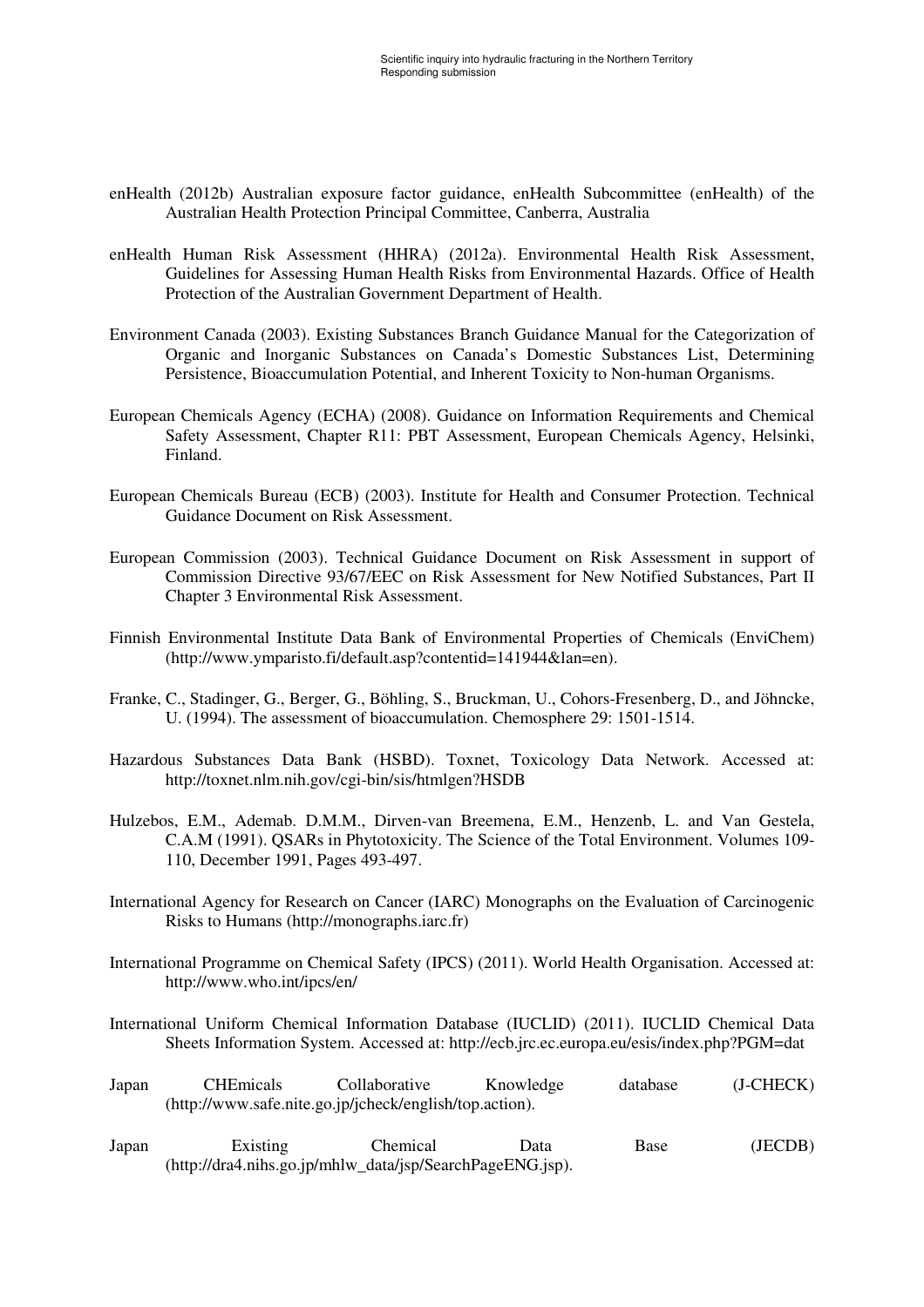enHealth (2012b) Australian exposure factor guidance, enHealth Subcommittee (enHealth) of the Australian Health Protection Principal Committee, Canberra, Australia

enHealth Human Risk Assessment (HHRA) (2012a). Environmental Health Risk Assessment, Guidelines for Assessing Human Health Risks from Environmental Hazards. Office of Health Protection of the Australian Government Department of Health.

Environment Canada (2003). Existing Substances Branch Guidance Manual for the Categorization of Organic and Inorganic Substances on Canada's Domestic Substances List, Determining Persistence, Bioaccumulation Potential, and Inherent Toxicity to Non-human Organisms.

European Chemicals Agency (ECHA) (2008). Guidance on Information Requirements and Chemical Safety Assessment, Chapter R11: PBT Assessment, European Chemicals Agency, Helsinki, Finland.

European Chemicals Bureau (ECB) (2003). Institute for Health and Consumer Protection. Technical Guidance Document on Risk Assessment.

European Commission (2003). Technical Guidance Document on Risk Assessment in support of Commission Directive 93/67/EEC on Risk Assessment for New Notified Substances, Part II Chapter 3 Environmental Risk Assessment.

Finnish Environmental Institute Data Bank of Environmental Properties of Chemicals (EnviChem) (http://www.ymparisto.fi/default.asp?contentid=141944&lan=en).

Franke, C., Stadinger, G., Berger, G., Böhling, S., Bruckman, U., Cohors-Fresenberg, D., and Jöhncke, U. (1994). The assessment of bioaccumulation. Chemosphere 29: 1501-1514.

Hazardous Substances Data Bank (HSBD). Toxnet, Toxicology Data Network. Accessed at: http://toxnet.nlm.nih.gov/cgi-bin/sis/htmlgen?HSDB

Hulzebos, E.M., Ademab. D.M.M., Dirven-van Breemena, E.M., Henzenb, L. and Van Gestela, C.A.M (1991). QSARs in Phytotoxicity. The Science of the Total Environment. Volumes 109-110, December 1991, Pages 493-497.

International Agency for Research on Cancer (IARC) Monographs on the Evaluation of Carcinogenic Risks to Humans (http://monographs.iarc.fr)

International Programme on Chemical Safety (IPCS) (2011). World Health Organisation. Accessed at: http://www.who.int/ipcs/en/

International Uniform Chemical Information Database (IUCLID) (2011). IUCLID Chemical Data Sheets Information System. Accessed at: http://ecb.jrc.ec.europa.eu/esis/index.php?PGM=dat

Japan CHEmicals Collaborative Knowledge database (J-CHECK) (http://www.safe.nite.go.jp/jcheck/english/top.action).

Japan Existing Chemical Data Base (JECDB) (http://dra4.nihs.go.jp/mhlw_data/jsp/SearchPageENG.jsp).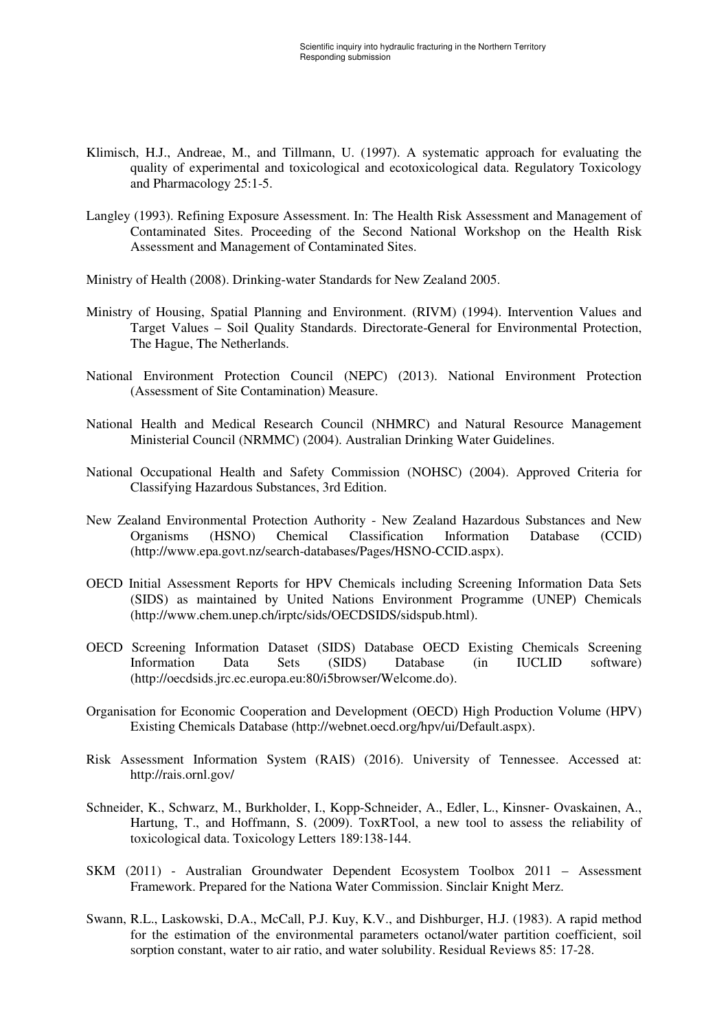Klimisch, H.J., Andreae, M., and Tillmann, U. (1997). A systematic approach for evaluating the quality of experimental and toxicological and ecotoxicological data. Regulatory Toxicology and Pharmacology 25:1-5.

Langley (1993). Refining Exposure Assessment. In: The Health Risk Assessment and Management of Contaminated Sites. Proceeding of the Second National Workshop on the Health Risk Assessment and Management of Contaminated Sites.

Ministry of Health (2008). Drinking-water Standards for New Zealand 2005.

Ministry of Housing, Spatial Planning and Environment. (RIVM) (1994). Intervention Values and Target Values – Soil Quality Standards. Directorate-General for Environmental Protection, The Hague, The Netherlands.

National Environment Protection Council (NEPC) (2013). National Environment Protection (Assessment of Site Contamination) Measure.

National Health and Medical Research Council (NHMRC) and Natural Resource Management Ministerial Council (NRMMC) (2004). Australian Drinking Water Guidelines.

National Occupational Health and Safety Commission (NOHSC) (2004). Approved Criteria for Classifying Hazardous Substances, 3rd Edition.

New Zealand Environmental Protection Authority - New Zealand Hazardous Substances and New Organisms (HSNO) Chemical Classification Information Database (CCID) (http://www.epa.govt.nz/search-databases/Pages/HSNO-CCID.aspx).

OECD Initial Assessment Reports for HPV Chemicals including Screening Information Data Sets (SIDS) as maintained by United Nations Environment Programme (UNEP) Chemicals (http://www.chem.unep.ch/irptc/sids/OECDSIDS/sidspub.html).

OECD Screening Information Dataset (SIDS) Database OECD Existing Chemicals Screening Information Data Sets (SIDS) Database (in IUCLID software) (http://oecdsids.jrc.ec.europa.eu:80/i5browser/Welcome.do).

Organisation for Economic Cooperation and Development (OECD) High Production Volume (HPV) Existing Chemicals Database (http://webnet.oecd.org/hpv/ui/Default.aspx).

Risk Assessment Information System (RAIS) (2016). University of Tennessee. Accessed at: http://rais.ornl.gov/

Schneider, K., Schwarz, M., Burkholder, I., Kopp-Schneider, A., Edler, L., Kinsner- Ovaskainen, A., Hartung, T., and Hoffmann, S. (2009). ToxRTool, a new tool to assess the reliability of toxicological data. Toxicology Letters 189:138-144.

SKM (2011) - Australian Groundwater Dependent Ecosystem Toolbox 2011 – Assessment Framework. Prepared for the Nationa Water Commission. Sinclair Knight Merz.

Swann, R.L., Laskowski, D.A., McCall, P.J. Kuy, K.V., and Dishburger, H.J. (1983). A rapid method for the estimation of the environmental parameters octanol/water partition coefficient, soil sorption constant, water to air ratio, and water solubility. Residual Reviews 85: 17-28.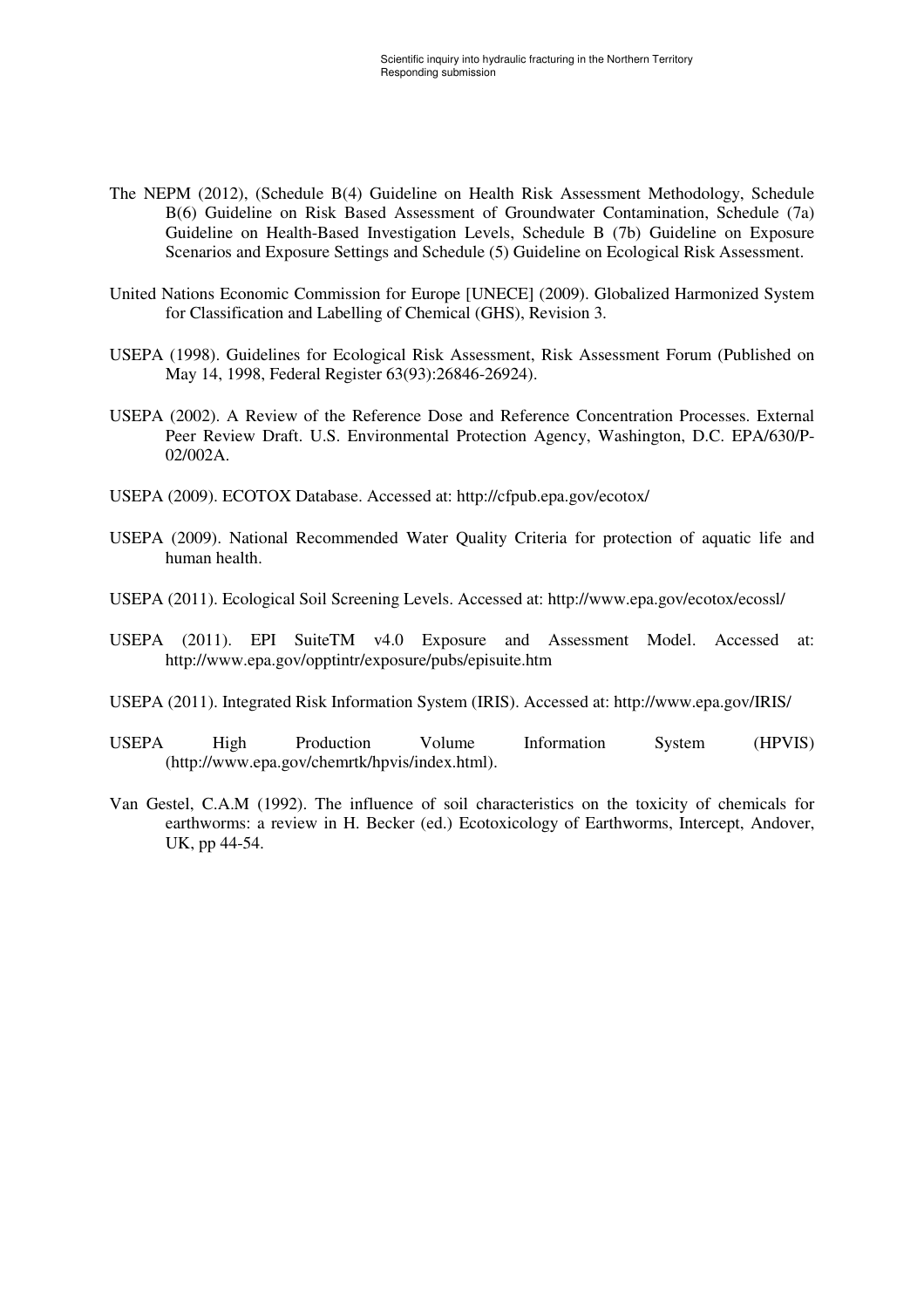The NEPM (2012), (Schedule B(4) Guideline on Health Risk Assessment Methodology, Schedule B(6) Guideline on Risk Based Assessment of Groundwater Contamination, Schedule (7a) Guideline on Health-Based Investigation Levels, Schedule B (7b) Guideline on Exposure Scenarios and Exposure Settings and Schedule (5) Guideline on Ecological Risk Assessment.

United Nations Economic Commission for Europe [UNECE] (2009). Globalized Harmonized System for Classification and Labelling of Chemical (GHS), Revision 3.

USEPA (1998). Guidelines for Ecological Risk Assessment, Risk Assessment Forum (Published on May 14, 1998, Federal Register 63(93):26846-26924).

USEPA (2002). A Review of the Reference Dose and Reference Concentration Processes. External Peer Review Draft. U.S. Environmental Protection Agency, Washington, D.C. EPA/630/P-02/002A.

USEPA (2009). ECOTOX Database. Accessed at: http://cfpub.epa.gov/ecotox/

USEPA (2009). National Recommended Water Quality Criteria for protection of aquatic life and human health.

USEPA (2011). Ecological Soil Screening Levels. Accessed at: http://www.epa.gov/ecotox/ecossl/

USEPA (2011). EPI SuiteTM v4.0 Exposure and Assessment Model. Accessed at: http://www.epa.gov/opptintr/exposure/pubs/episuite.htm

USEPA (2011). Integrated Risk Information System (IRIS). Accessed at: http://www.epa.gov/IRIS/

USEPA High Production Volume Information System (HPVIS) (http://www.epa.gov/chemrtk/hpvis/index.html).

Van Gestel, C.A.M (1992). The influence of soil characteristics on the toxicity of chemicals for earthworms: a review in H. Becker (ed.) Ecotoxicology of Earthworms, Intercept, Andover, UK, pp 44-54.